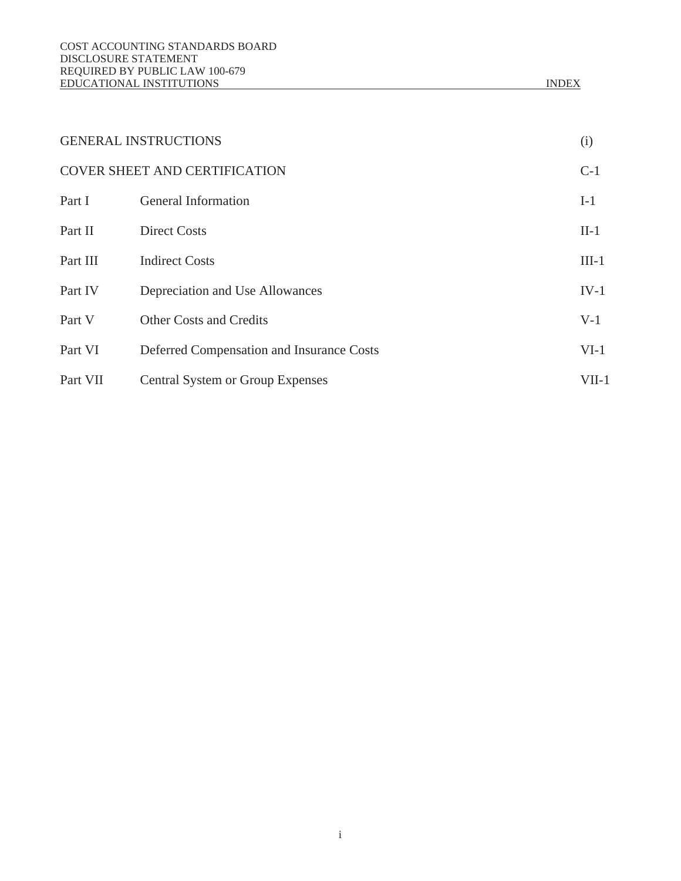COST ACCOUNTING STANDARDS BOARD
DISCLOSURE STATEMENT
REQUIRED BY PUBLIC LAW 100-679
EDUCATIONAL INSTITUTIONS

# INDEX

| | | |
|---|---|---|
| GENERAL INSTRUCTIONS | | (i) |
| COVER SHEET AND CERTIFICATION | | C-1 |
| Part I | General Information | I-1 |
| Part II | Direct Costs | II-1 |
| Part III | Indirect Costs | III-1 |
| Part IV | Depreciation and Use Allowances | IV-1 |
| Part V | Other Costs and Credits | V-1 |
| Part VI | Deferred Compensation and Insurance Costs | VI-1 |
| Part VII | Central System or Group Expenses | VII-1 |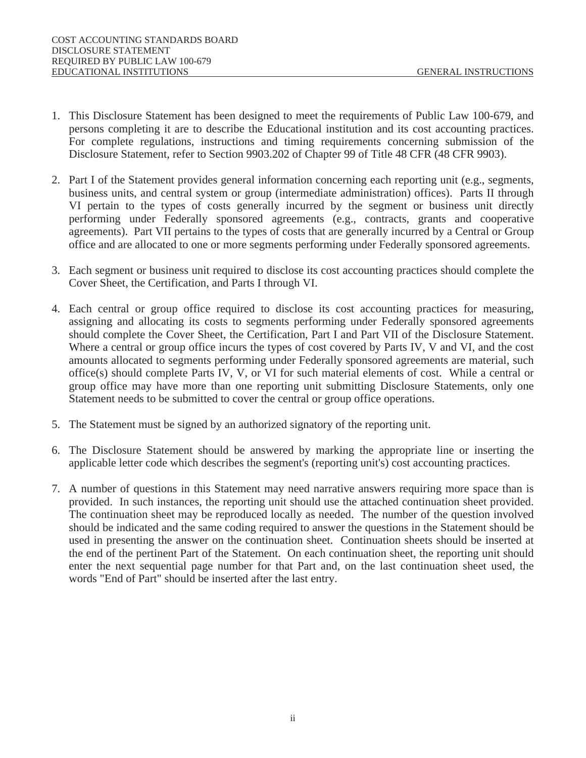1. This Disclosure Statement has been designed to meet the requirements of Public Law 100-679, and persons completing it are to describe the Educational institution and its cost accounting practices. For complete regulations, instructions and timing requirements concerning submission of the Disclosure Statement, refer to Section 9903.202 of Chapter 99 of Title 48 CFR (48 CFR 9903).

2. Part I of the Statement provides general information concerning each reporting unit (e.g., segments, business units, and central system or group (intermediate administration) offices). Parts II through VI pertain to the types of costs generally incurred by the segment or business unit directly performing under Federally sponsored agreements (e.g., contracts, grants and cooperative agreements). Part VII pertains to the types of costs that are generally incurred by a Central or Group office and are allocated to one or more segments performing under Federally sponsored agreements.

3. Each segment or business unit required to disclose its cost accounting practices should complete the Cover Sheet, the Certification, and Parts I through VI.

4. Each central or group office required to disclose its cost accounting practices for measuring, assigning and allocating its costs to segments performing under Federally sponsored agreements should complete the Cover Sheet, the Certification, Part I and Part VII of the Disclosure Statement. Where a central or group office incurs the types of cost covered by Parts IV, V and VI, and the cost amounts allocated to segments performing under Federally sponsored agreements are material, such office(s) should complete Parts IV, V, or VI for such material elements of cost. While a central or group office may have more than one reporting unit submitting Disclosure Statements, only one Statement needs to be submitted to cover the central or group office operations.

5. The Statement must be signed by an authorized signatory of the reporting unit.

6. The Disclosure Statement should be answered by marking the appropriate line or inserting the applicable letter code which describes the segment's (reporting unit's) cost accounting practices.

7. A number of questions in this Statement may need narrative answers requiring more space than is provided. In such instances, the reporting unit should use the attached continuation sheet provided. The continuation sheet may be reproduced locally as needed. The number of the question involved should be indicated and the same coding required to answer the questions in the Statement should be used in presenting the answer on the continuation sheet. Continuation sheets should be inserted at the end of the pertinent Part of the Statement. On each continuation sheet, the reporting unit should enter the next sequential page number for that Part and, on the last continuation sheet used, the words "End of Part" should be inserted after the last entry.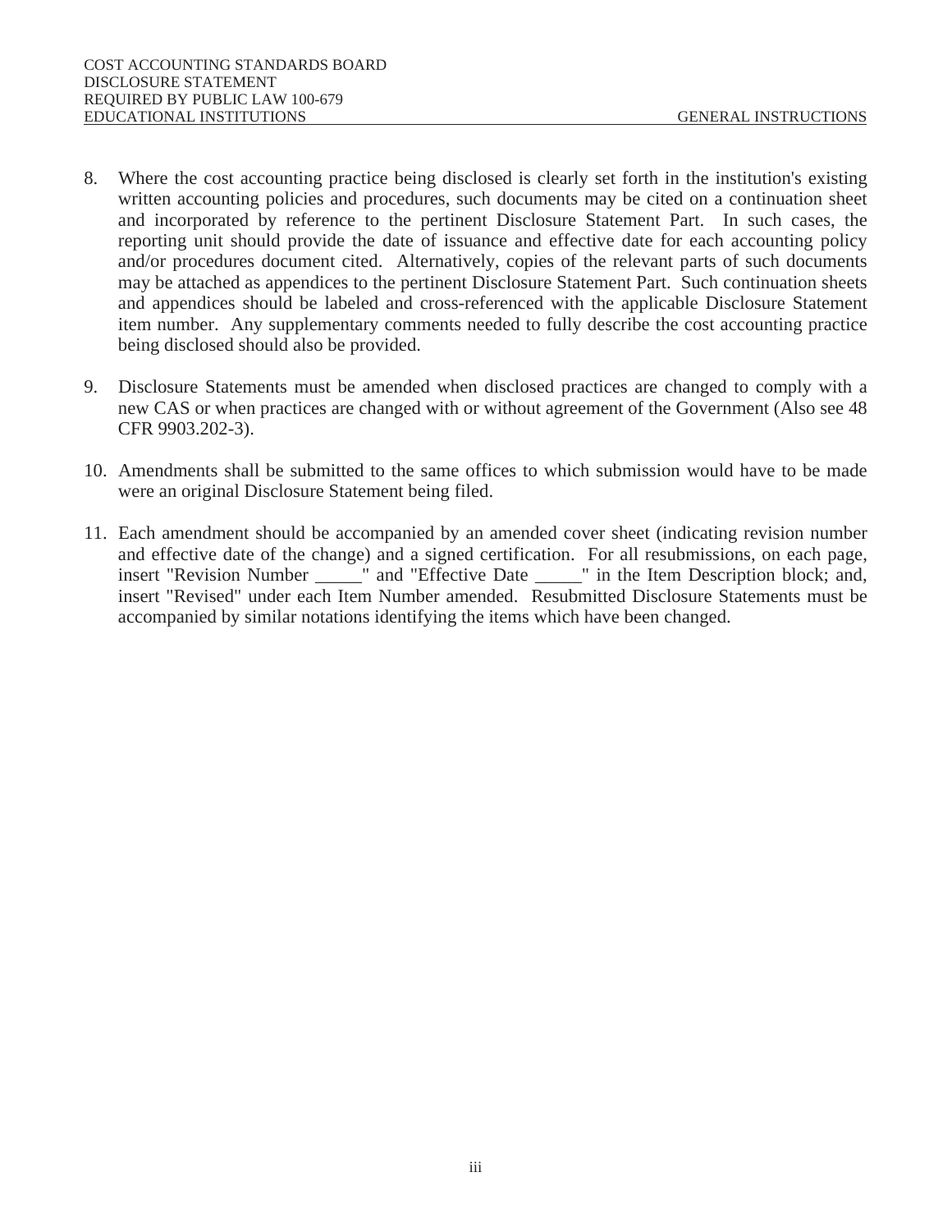8. Where the cost accounting practice being disclosed is clearly set forth in the institution's existing written accounting policies and procedures, such documents may be cited on a continuation sheet and incorporated by reference to the pertinent Disclosure Statement Part. In such cases, the reporting unit should provide the date of issuance and effective date for each accounting policy and/or procedures document cited. Alternatively, copies of the relevant parts of such documents may be attached as appendices to the pertinent Disclosure Statement Part. Such continuation sheets and appendices should be labeled and cross-referenced with the applicable Disclosure Statement item number. Any supplementary comments needed to fully describe the cost accounting practice being disclosed should also be provided.

9. Disclosure Statements must be amended when disclosed practices are changed to comply with a new CAS or when practices are changed with or without agreement of the Government (Also see 48 CFR 9903.202-3).

10. Amendments shall be submitted to the same offices to which submission would have to be made were an original Disclosure Statement being filed.

11. Each amendment should be accompanied by an amended cover sheet (indicating revision number and effective date of the change) and a signed certification. For all resubmissions, on each page, insert "Revision Number _____" and "Effective Date _____" in the Item Description block; and, insert "Revised" under each Item Number amended. Resubmitted Disclosure Statements must be accompanied by similar notations identifying the items which have been changed.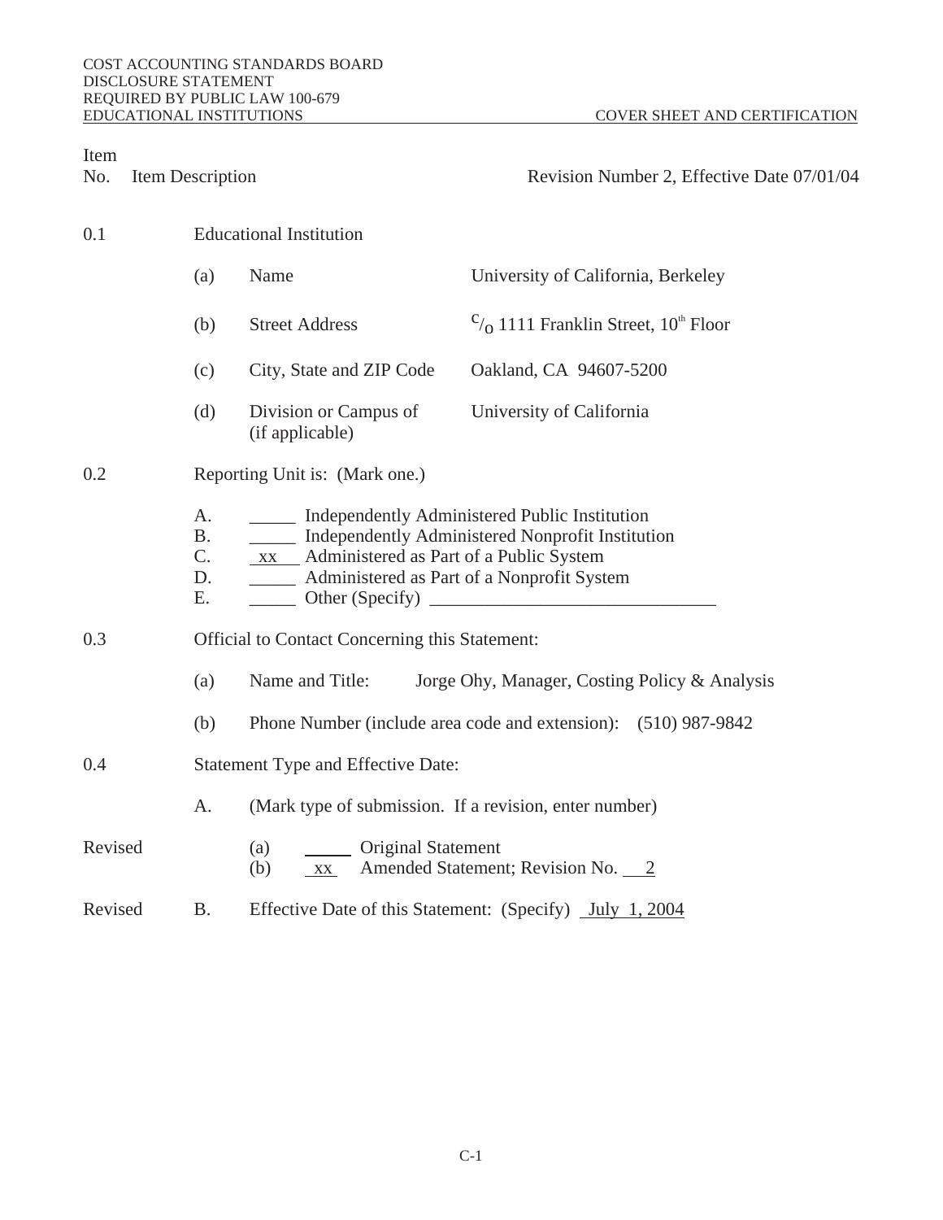COST ACCOUNTING STANDARDS BOARD
DISCLOSURE STATEMENT
REQUIRED BY PUBLIC LAW 100-679
EDUCATIONAL INSTITUTIONS — COVER SHEET AND CERTIFICATION

| Item No. | Item Description | | Revision Number 2, Effective Date 07/01/04 |
|---|---|---|---|
| 0.1 | Educational Institution | | |
| | (a) | Name | University of California, Berkeley |
| | (b) | Street Address | c/o 1111 Franklin Street, 10th Floor |
| | (c) | City, State and ZIP Code | Oakland, CA 94607-5200 |
| | (d) | Division or Campus of (if applicable) | University of California |

0.2 Reporting Unit is: (Mark one.)

A. _____ Independently Administered Public Institution
B. _____ Independently Administered Nonprofit Institution
C. \_xx\_\_ Administered as Part of a Public System
D. _____ Administered as Part of a Nonprofit System
E. _____ Other (Specify) ______________________________

0.3 Official to Contact Concerning this Statement:

(a) Name and Title: Jorge Ohy, Manager, Costing Policy & Analysis

(b) Phone Number (include area code and extension): (510) 987-9842

0.4 Statement Type and Effective Date:

A. (Mark type of submission. If a revision, enter number)

Revised (a) _____ Original Statement
(b) \_xx\_ Amended Statement; Revision No. \_\_2

Revised B. Effective Date of this Statement: (Specify) \_July 1, 2004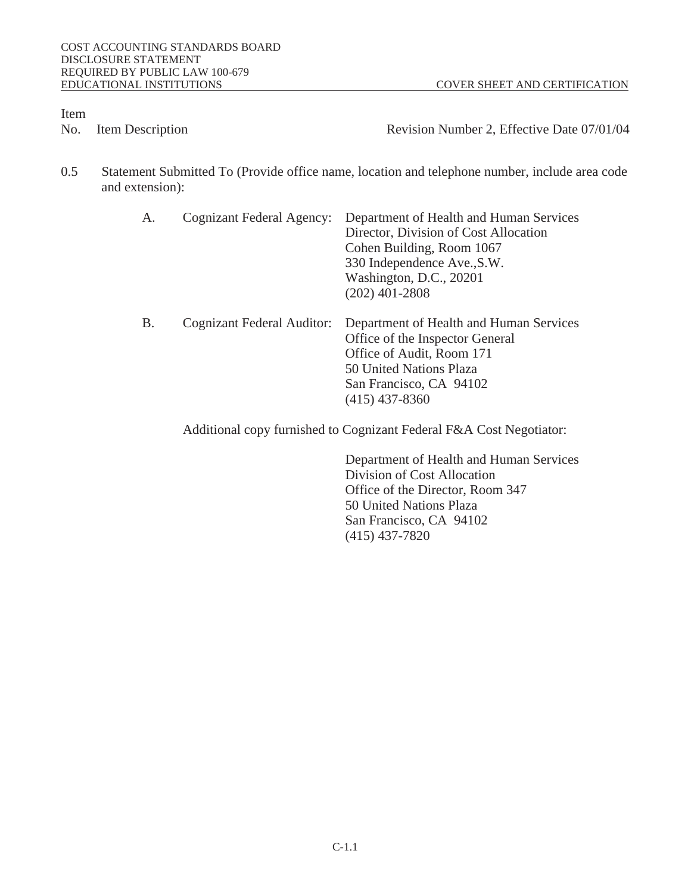COST ACCOUNTING STANDARDS BOARD
DISCLOSURE STATEMENT
REQUIRED BY PUBLIC LAW 100-679
EDUCATIONAL INSTITUTIONS — COVER SHEET AND CERTIFICATION

Item No. — Item Description — Revision Number 2, Effective Date 07/01/04

0.5 Statement Submitted To (Provide office name, location and telephone number, include area code and extension):

A. Cognizant Federal Agency:
Department of Health and Human Services
Director, Division of Cost Allocation
Cohen Building, Room 1067
330 Independence Ave.,S.W.
Washington, D.C., 20201
(202) 401-2808

B. Cognizant Federal Auditor:
Department of Health and Human Services
Office of the Inspector General
Office of Audit, Room 171
50 United Nations Plaza
San Francisco, CA 94102
(415) 437-8360

Additional copy furnished to Cognizant Federal F&A Cost Negotiator:

Department of Health and Human Services
Division of Cost Allocation
Office of the Director, Room 347
50 United Nations Plaza
San Francisco, CA 94102
(415) 437-7820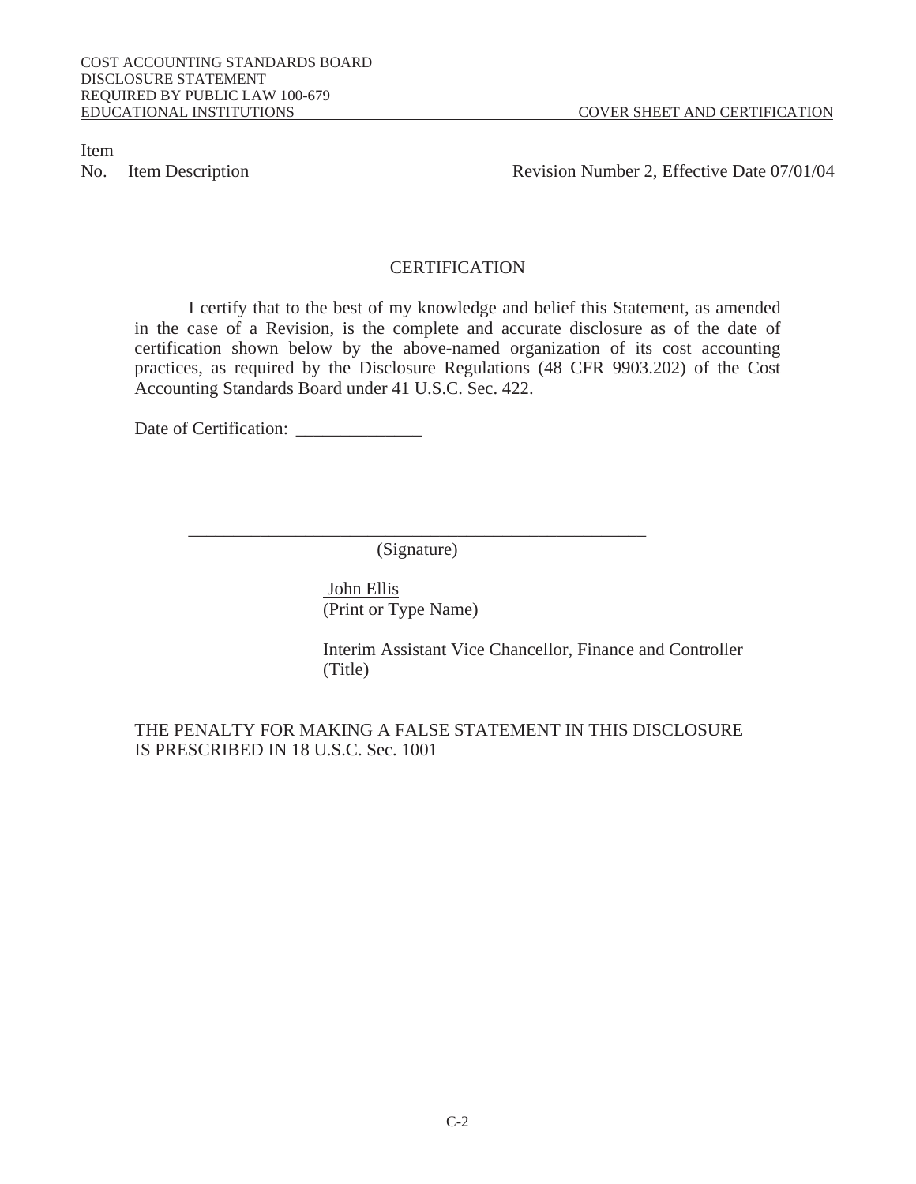Item
No. Item Description Revision Number 2, Effective Date 07/01/04

## CERTIFICATION

I certify that to the best of my knowledge and belief this Statement, as amended in the case of a Revision, is the complete and accurate disclosure as of the date of certification shown below by the above-named organization of its cost accounting practices, as required by the Disclosure Regulations (48 CFR 9903.202) of the Cost Accounting Standards Board under 41 U.S.C. Sec. 422.

Date of Certification: ______________

_____________________________________________________
(Signature)

John Ellis
(Print or Type Name)

Interim Assistant Vice Chancellor, Finance and Controller
(Title)

THE PENALTY FOR MAKING A FALSE STATEMENT IN THIS DISCLOSURE IS PRESCRIBED IN 18 U.S.C. Sec. 1001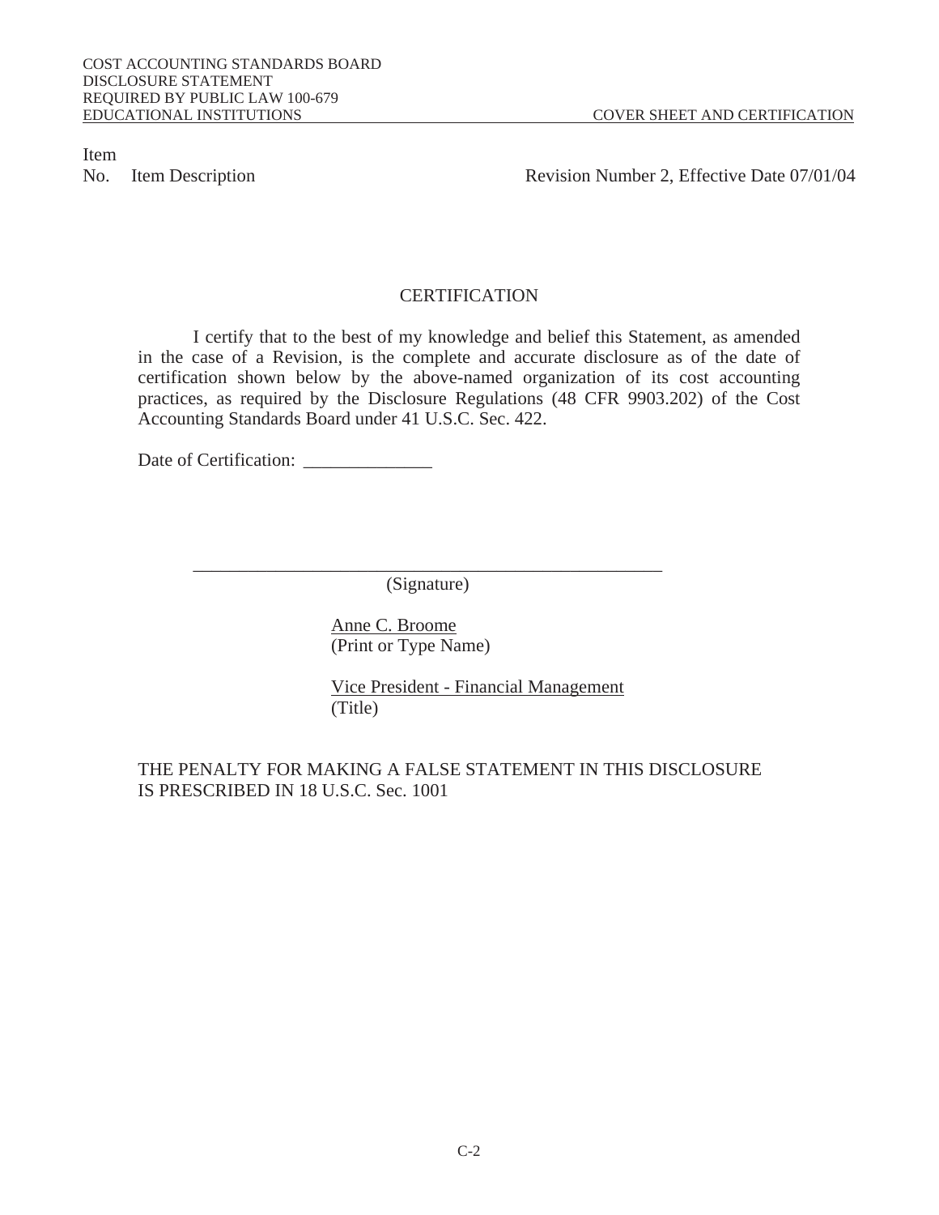COST ACCOUNTING STANDARDS BOARD
DISCLOSURE STATEMENT
REQUIRED BY PUBLIC LAW 100-679
EDUCATIONAL INSTITUTIONS COVER SHEET AND CERTIFICATION

Item
No. Item Description Revision Number 2, Effective Date 07/01/04

## CERTIFICATION

I certify that to the best of my knowledge and belief this Statement, as amended in the case of a Revision, is the complete and accurate disclosure as of the date of certification shown below by the above-named organization of its cost accounting practices, as required by the Disclosure Regulations (48 CFR 9903.202) of the Cost Accounting Standards Board under 41 U.S.C. Sec. 422.

Date of Certification: ______________

_____________________________________________________
(Signature)

Anne C. Broome
(Print or Type Name)

Vice President - Financial Management
(Title)

THE PENALTY FOR MAKING A FALSE STATEMENT IN THIS DISCLOSURE IS PRESCRIBED IN 18 U.S.C. Sec. 1001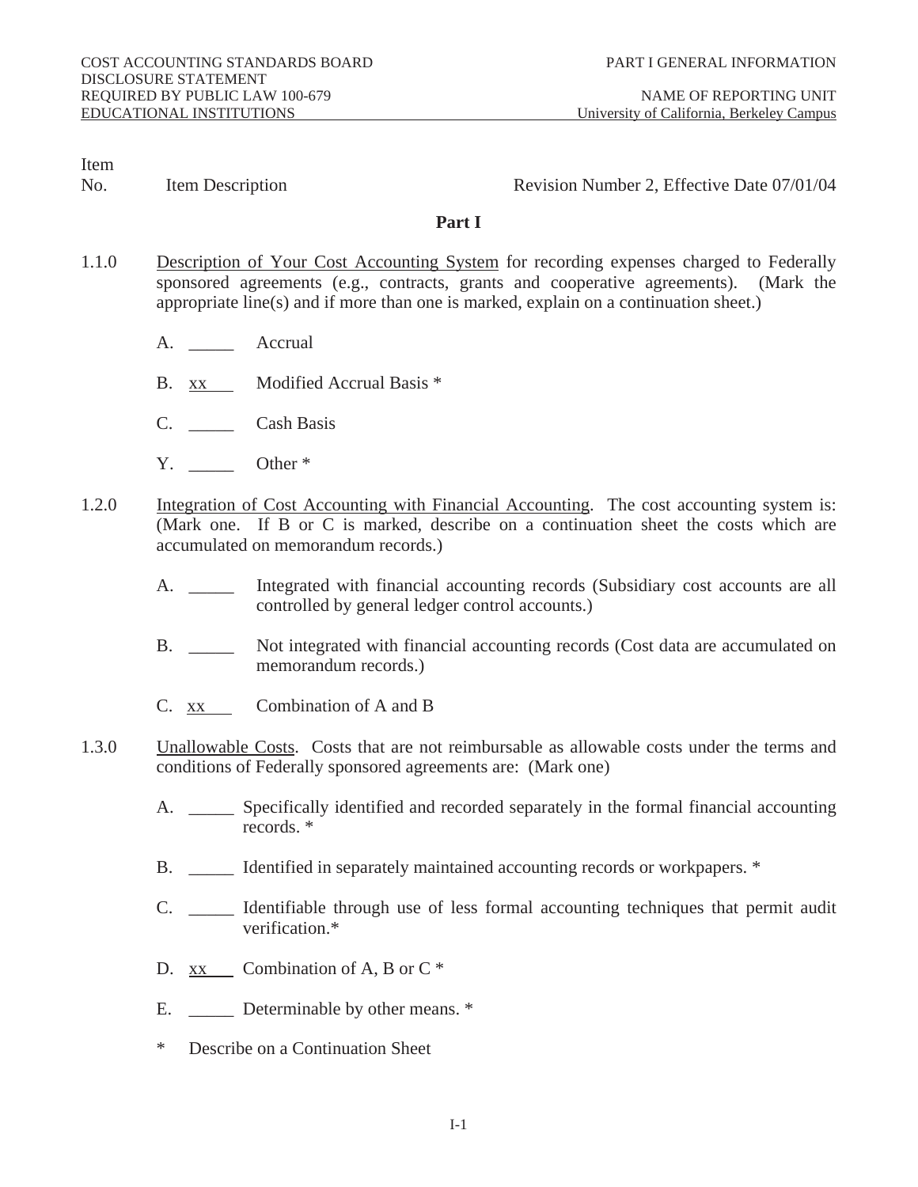COST ACCOUNTING STANDARDS BOARD
DISCLOSURE STATEMENT
REQUIRED BY PUBLIC LAW 100-679
EDUCATIONAL INSTITUTIONS

PART I GENERAL INFORMATION

NAME OF REPORTING UNIT
University of California, Berkeley Campus

Item No. — Item Description — Revision Number 2, Effective Date 07/01/04

## Part I

1.1.0 Description of Your Cost Accounting System for recording expenses charged to Federally sponsored agreements (e.g., contracts, grants and cooperative agreements). (Mark the appropriate line(s) and if more than one is marked, explain on a continuation sheet.)

A. _____ Accrual

B. xx Modified Accrual Basis *

C. _____ Cash Basis

Y. _____ Other *

1.2.0 Integration of Cost Accounting with Financial Accounting. The cost accounting system is: (Mark one. If B or C is marked, describe on a continuation sheet the costs which are accumulated on memorandum records.)

A. _____ Integrated with financial accounting records (Subsidiary cost accounts are all controlled by general ledger control accounts.)

B. _____ Not integrated with financial accounting records (Cost data are accumulated on memorandum records.)

C. xx Combination of A and B

1.3.0 Unallowable Costs. Costs that are not reimbursable as allowable costs under the terms and conditions of Federally sponsored agreements are: (Mark one)

A. _____ Specifically identified and recorded separately in the formal financial accounting records. *

B. _____ Identified in separately maintained accounting records or workpapers. *

C. _____ Identifiable through use of less formal accounting techniques that permit audit verification.*

D. xx Combination of A, B or C *

E. _____ Determinable by other means. *

\* Describe on a Continuation Sheet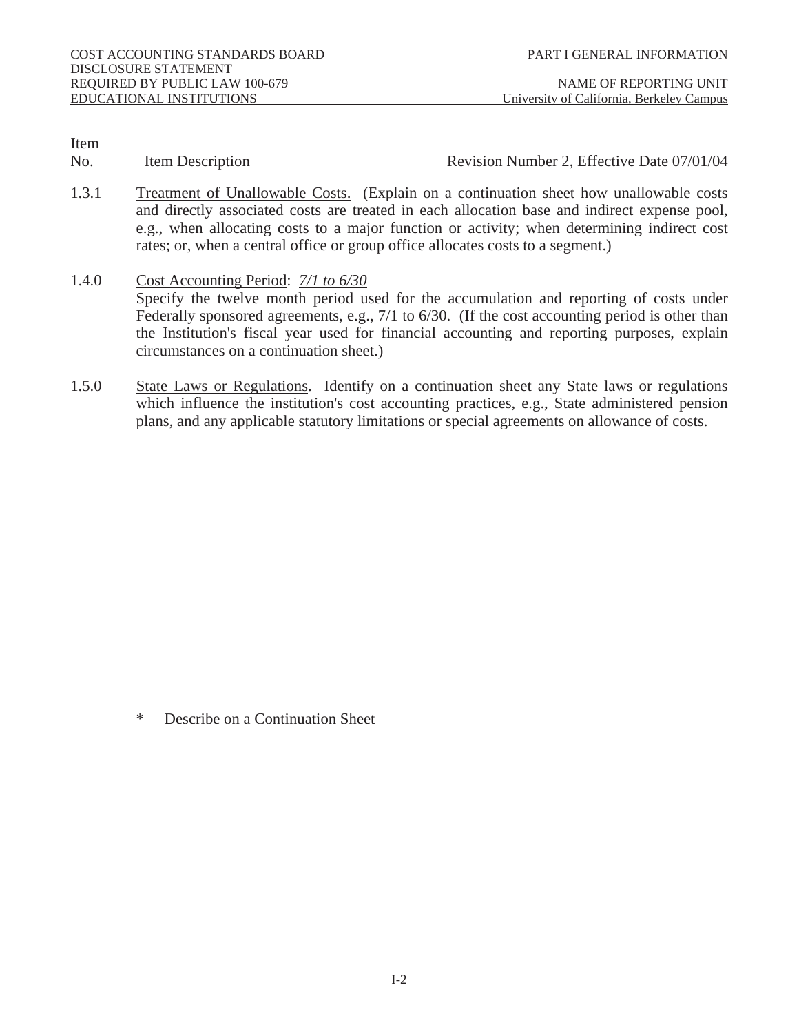Item No. | Item Description | Revision Number 2, Effective Date 07/01/04

1.3.1 Treatment of Unallowable Costs. (Explain on a continuation sheet how unallowable costs and directly associated costs are treated in each allocation base and indirect expense pool, e.g., when allocating costs to a major function or activity; when determining indirect cost rates; or, when a central office or group office allocates costs to a segment.)

1.4.0 Cost Accounting Period: *7/1 to 6/30*
Specify the twelve month period used for the accumulation and reporting of costs under Federally sponsored agreements, e.g., 7/1 to 6/30. (If the cost accounting period is other than the Institution's fiscal year used for financial accounting and reporting purposes, explain circumstances on a continuation sheet.)

1.5.0 State Laws or Regulations. Identify on a continuation sheet any State laws or regulations which influence the institution's cost accounting practices, e.g., State administered pension plans, and any applicable statutory limitations or special agreements on allowance of costs.

\* Describe on a Continuation Sheet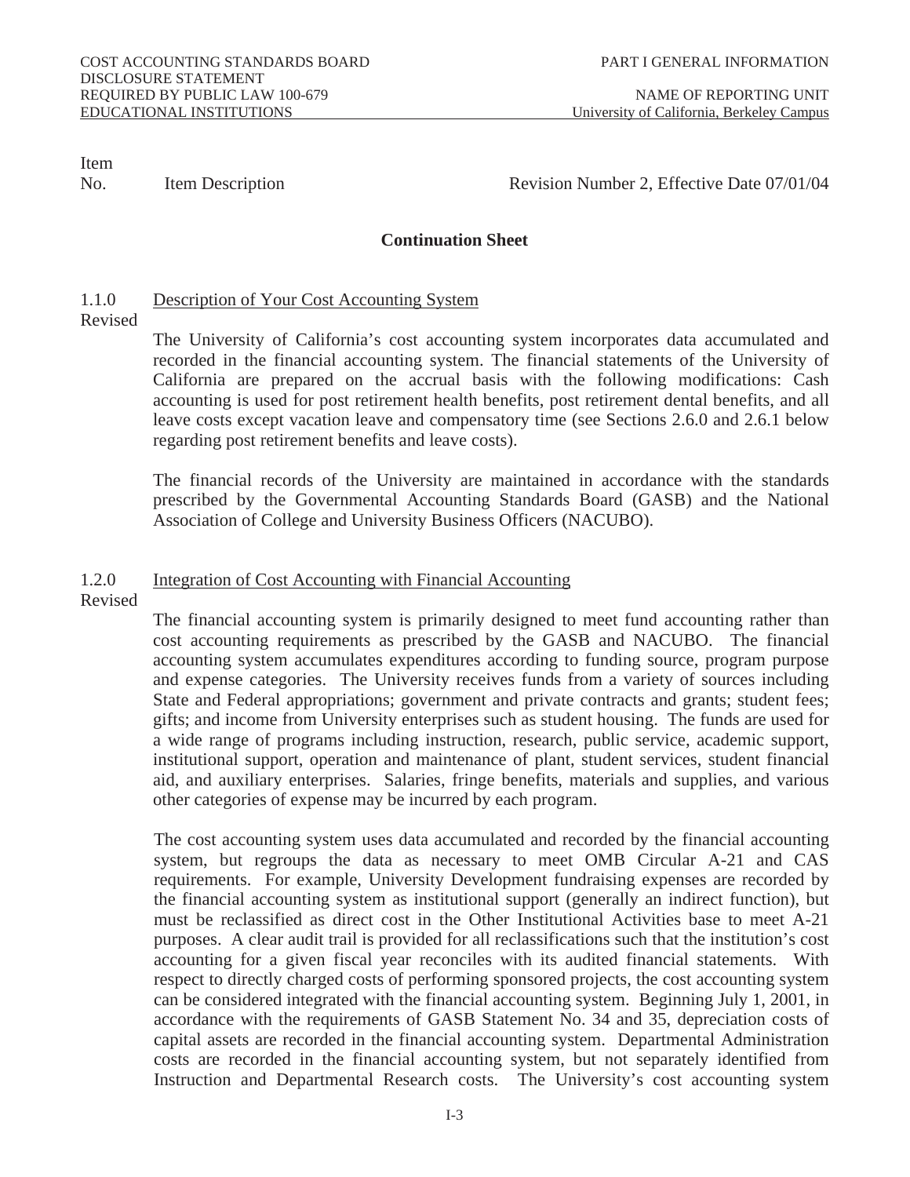Item No. | Item Description | Revision Number 2, Effective Date 07/01/04

**Continuation Sheet**

1.1.0 Revised — Description of Your Cost Accounting System

The University of California's cost accounting system incorporates data accumulated and recorded in the financial accounting system. The financial statements of the University of California are prepared on the accrual basis with the following modifications: Cash accounting is used for post retirement health benefits, post retirement dental benefits, and all leave costs except vacation leave and compensatory time (see Sections 2.6.0 and 2.6.1 below regarding post retirement benefits and leave costs).

The financial records of the University are maintained in accordance with the standards prescribed by the Governmental Accounting Standards Board (GASB) and the National Association of College and University Business Officers (NACUBO).

1.2.0 Revised — Integration of Cost Accounting with Financial Accounting

The financial accounting system is primarily designed to meet fund accounting rather than cost accounting requirements as prescribed by the GASB and NACUBO. The financial accounting system accumulates expenditures according to funding source, program purpose and expense categories. The University receives funds from a variety of sources including State and Federal appropriations; government and private contracts and grants; student fees; gifts; and income from University enterprises such as student housing. The funds are used for a wide range of programs including instruction, research, public service, academic support, institutional support, operation and maintenance of plant, student services, student financial aid, and auxiliary enterprises. Salaries, fringe benefits, materials and supplies, and various other categories of expense may be incurred by each program.

The cost accounting system uses data accumulated and recorded by the financial accounting system, but regroups the data as necessary to meet OMB Circular A-21 and CAS requirements. For example, University Development fundraising expenses are recorded by the financial accounting system as institutional support (generally an indirect function), but must be reclassified as direct cost in the Other Institutional Activities base to meet A-21 purposes. A clear audit trail is provided for all reclassifications such that the institution's cost accounting for a given fiscal year reconciles with its audited financial statements. With respect to directly charged costs of performing sponsored projects, the cost accounting system can be considered integrated with the financial accounting system. Beginning July 1, 2001, in accordance with the requirements of GASB Statement No. 34 and 35, depreciation costs of capital assets are recorded in the financial accounting system. Departmental Administration costs are recorded in the financial accounting system, but not separately identified from Instruction and Departmental Research costs. The University's cost accounting system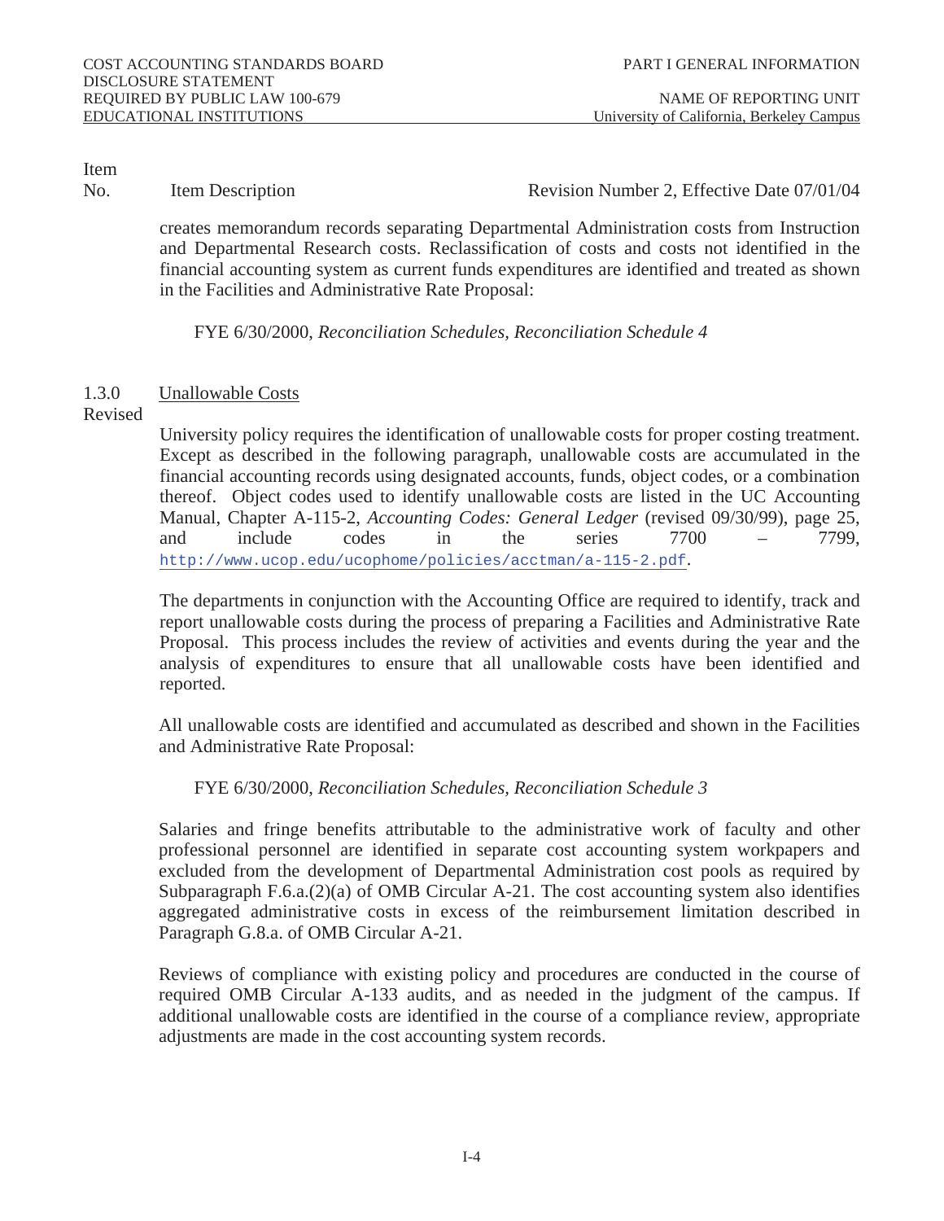Item No. Item Description Revision Number 2, Effective Date 07/01/04

creates memorandum records separating Departmental Administration costs from Instruction and Departmental Research costs. Reclassification of costs and costs not identified in the financial accounting system as current funds expenditures are identified and treated as shown in the Facilities and Administrative Rate Proposal:

FYE 6/30/2000, *Reconciliation Schedules, Reconciliation Schedule 4*

1.3.0 Revised <u>Unallowable Costs</u>

University policy requires the identification of unallowable costs for proper costing treatment. Except as described in the following paragraph, unallowable costs are accumulated in the financial accounting records using designated accounts, funds, object codes, or a combination thereof. Object codes used to identify unallowable costs are listed in the UC Accounting Manual, Chapter A-115-2, *Accounting Codes: General Ledger* (revised 09/30/99), page 25, and include codes in the series 7700 – 7799, http://www.ucop.edu/ucophome/policies/acctman/a-115-2.pdf.

The departments in conjunction with the Accounting Office are required to identify, track and report unallowable costs during the process of preparing a Facilities and Administrative Rate Proposal. This process includes the review of activities and events during the year and the analysis of expenditures to ensure that all unallowable costs have been identified and reported.

All unallowable costs are identified and accumulated as described and shown in the Facilities and Administrative Rate Proposal:

FYE 6/30/2000, *Reconciliation Schedules, Reconciliation Schedule 3*

Salaries and fringe benefits attributable to the administrative work of faculty and other professional personnel are identified in separate cost accounting system workpapers and excluded from the development of Departmental Administration cost pools as required by Subparagraph F.6.a.(2)(a) of OMB Circular A-21. The cost accounting system also identifies aggregated administrative costs in excess of the reimbursement limitation described in Paragraph G.8.a. of OMB Circular A-21.

Reviews of compliance with existing policy and procedures are conducted in the course of required OMB Circular A-133 audits, and as needed in the judgment of the campus. If additional unallowable costs are identified in the course of a compliance review, appropriate adjustments are made in the cost accounting system records.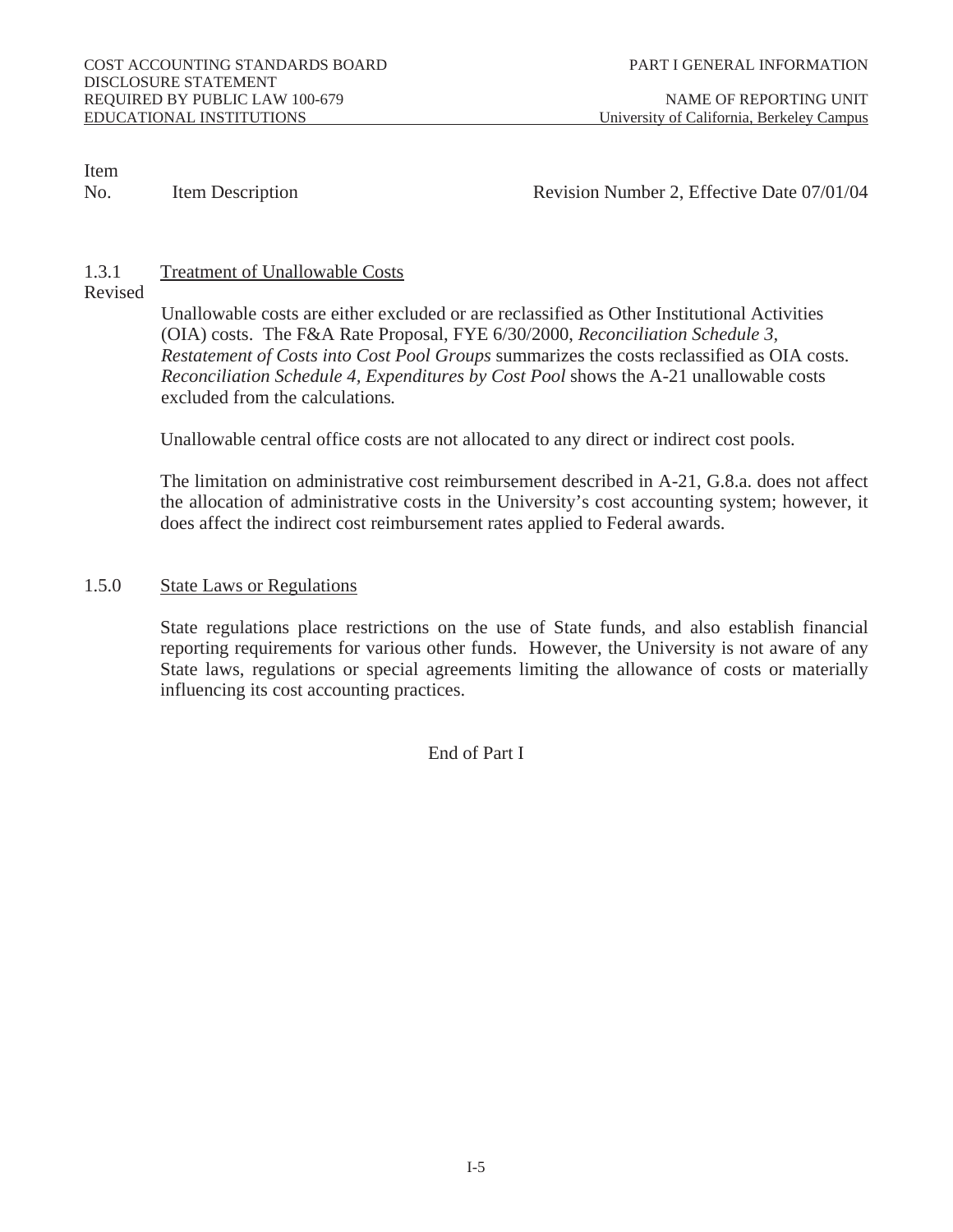Item No. | Item Description | Revision Number 2, Effective Date 07/01/04

1.3.1 Revised — Treatment of Unallowable Costs

Unallowable costs are either excluded or are reclassified as Other Institutional Activities (OIA) costs. The F&A Rate Proposal, FYE 6/30/2000, *Reconciliation Schedule 3, Restatement of Costs into Cost Pool Groups* summarizes the costs reclassified as OIA costs. *Reconciliation Schedule 4, Expenditures by Cost Pool* shows the A-21 unallowable costs excluded from the calculations.

Unallowable central office costs are not allocated to any direct or indirect cost pools.

The limitation on administrative cost reimbursement described in A-21, G.8.a. does not affect the allocation of administrative costs in the University's cost accounting system; however, it does affect the indirect cost reimbursement rates applied to Federal awards.

1.5.0 State Laws or Regulations

State regulations place restrictions on the use of State funds, and also establish financial reporting requirements for various other funds. However, the University is not aware of any State laws, regulations or special agreements limiting the allowance of costs or materially influencing its cost accounting practices.

End of Part I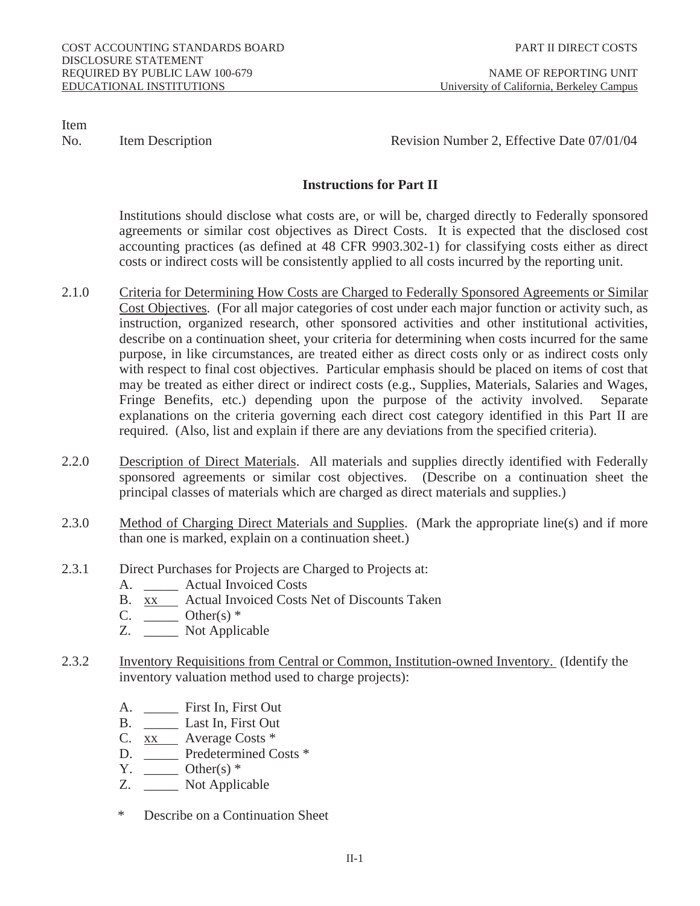COST ACCOUNTING STANDARDS BOARD
DISCLOSURE STATEMENT
REQUIRED BY PUBLIC LAW 100-679
EDUCATIONAL INSTITUTIONS

PART II DIRECT COSTS

NAME OF REPORTING UNIT
University of California, Berkeley Campus

Item No. | Item Description | Revision Number 2, Effective Date 07/01/04

## Instructions for Part II

Institutions should disclose what costs are, or will be, charged directly to Federally sponsored agreements or similar cost objectives as Direct Costs. It is expected that the disclosed cost accounting practices (as defined at 48 CFR 9903.302-1) for classifying costs either as direct costs or indirect costs will be consistently applied to all costs incurred by the reporting unit.

2.1.0 Criteria for Determining How Costs are Charged to Federally Sponsored Agreements or Similar Cost Objectives. (For all major categories of cost under each major function or activity such, as instruction, organized research, other sponsored activities and other institutional activities, describe on a continuation sheet, your criteria for determining when costs incurred for the same purpose, in like circumstances, are treated either as direct costs only or as indirect costs only with respect to final cost objectives. Particular emphasis should be placed on items of cost that may be treated as either direct or indirect costs (e.g., Supplies, Materials, Salaries and Wages, Fringe Benefits, etc.) depending upon the purpose of the activity involved. Separate explanations on the criteria governing each direct cost category identified in this Part II are required. (Also, list and explain if there are any deviations from the specified criteria).

2.2.0 Description of Direct Materials. All materials and supplies directly identified with Federally sponsored agreements or similar cost objectives. (Describe on a continuation sheet the principal classes of materials which are charged as direct materials and supplies.)

2.3.0 Method of Charging Direct Materials and Supplies. (Mark the appropriate line(s) and if more than one is marked, explain on a continuation sheet.)

2.3.1 Direct Purchases for Projects are Charged to Projects at:

A. _____ Actual Invoiced Costs
B. xx Actual Invoiced Costs Net of Discounts Taken
C. _____ Other(s) *
Z. _____ Not Applicable

2.3.2 Inventory Requisitions from Central or Common, Institution-owned Inventory. (Identify the inventory valuation method used to charge projects):

A. _____ First In, First Out
B. _____ Last In, First Out
C. xx Average Costs *
D. _____ Predetermined Costs *
Y. _____ Other(s) *
Z. _____ Not Applicable

\* Describe on a Continuation Sheet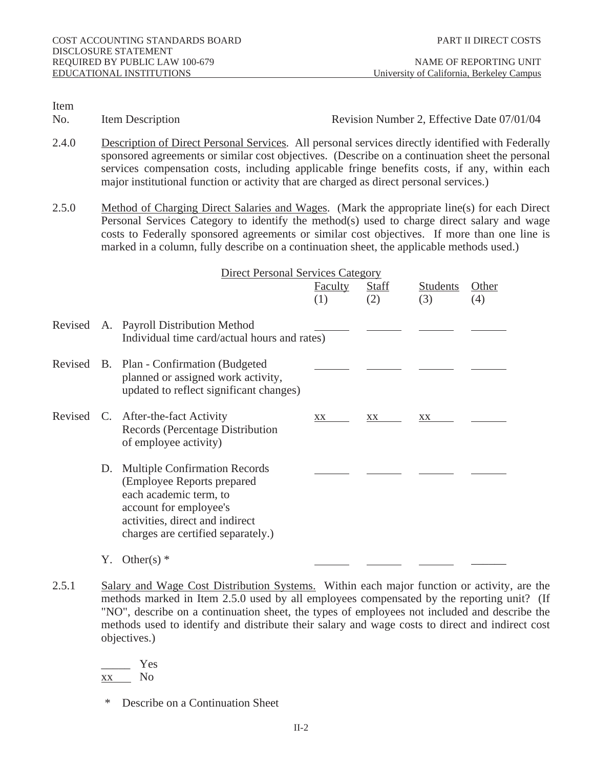COST ACCOUNTING STANDARDS BOARD
DISCLOSURE STATEMENT
REQUIRED BY PUBLIC LAW 100-679
EDUCATIONAL INSTITUTIONS

PART II DIRECT COSTS

NAME OF REPORTING UNIT
University of California, Berkeley Campus

| Item No. | Item Description | Revision Number 2, Effective Date 07/01/04 |
|---|---|---|

2.4.0 Description of Direct Personal Services. All personal services directly identified with Federally sponsored agreements or similar cost objectives. (Describe on a continuation sheet the personal services compensation costs, including applicable fringe benefits costs, if any, within each major institutional function or activity that are charged as direct personal services.)

2.5.0 Method of Charging Direct Salaries and Wages. (Mark the appropriate line(s) for each Direct Personal Services Category to identify the method(s) used to charge direct salary and wage costs to Federally sponsored agreements or similar cost objectives. If more than one line is marked in a column, fully describe on a continuation sheet, the applicable methods used.)

| | | Direct Personal Services Category | | | |
|---|---|---|---|---|---|
| | | Faculty (1) | Staff (2) | Students (3) | Other (4) |
| Revised | A. Payroll Distribution Method Individual time card/actual hours and rates) | ______ | ______ | ______ | ______ |
| Revised | B. Plan - Confirmation (Budgeted planned or assigned work activity, updated to reflect significant changes) | ______ | ______ | ______ | ______ |
| Revised | C. After-the-fact Activity Records (Percentage Distribution of employee activity) | xx | xx | xx | ______ |
| | D. Multiple Confirmation Records (Employee Reports prepared each academic term, to account for employee's activities, direct and indirect charges are certified separately.) | ______ | ______ | ______ | ______ |
| | Y. Other(s) * | ______ | ______ | ______ | ______ |

2.5.1 Salary and Wage Cost Distribution Systems. Within each major function or activity, are the methods marked in Item 2.5.0 used by all employees compensated by the reporting unit? (If "NO", describe on a continuation sheet, the types of employees not included and describe the methods used to identify and distribute their salary and wage costs to direct and indirect cost objectives.)

_____ Yes
xx No

\* Describe on a Continuation Sheet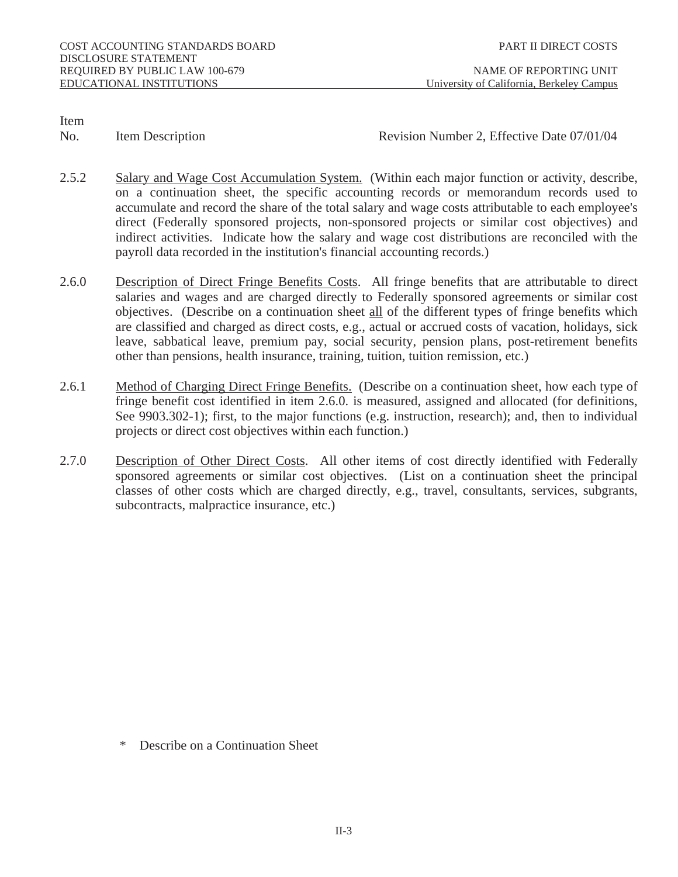Item No. | Item Description | Revision Number 2, Effective Date 07/01/04

2.5.2 Salary and Wage Cost Accumulation System. (Within each major function or activity, describe, on a continuation sheet, the specific accounting records or memorandum records used to accumulate and record the share of the total salary and wage costs attributable to each employee's direct (Federally sponsored projects, non-sponsored projects or similar cost objectives) and indirect activities. Indicate how the salary and wage cost distributions are reconciled with the payroll data recorded in the institution's financial accounting records.)

2.6.0 Description of Direct Fringe Benefits Costs. All fringe benefits that are attributable to direct salaries and wages and are charged directly to Federally sponsored agreements or similar cost objectives. (Describe on a continuation sheet all of the different types of fringe benefits which are classified and charged as direct costs, e.g., actual or accrued costs of vacation, holidays, sick leave, sabbatical leave, premium pay, social security, pension plans, post-retirement benefits other than pensions, health insurance, training, tuition, tuition remission, etc.)

2.6.1 Method of Charging Direct Fringe Benefits. (Describe on a continuation sheet, how each type of fringe benefit cost identified in item 2.6.0. is measured, assigned and allocated (for definitions, See 9903.302-1); first, to the major functions (e.g. instruction, research); and, then to individual projects or direct cost objectives within each function.)

2.7.0 Description of Other Direct Costs. All other items of cost directly identified with Federally sponsored agreements or similar cost objectives. (List on a continuation sheet the principal classes of other costs which are charged directly, e.g., travel, consultants, services, subgrants, subcontracts, malpractice insurance, etc.)

\* Describe on a Continuation Sheet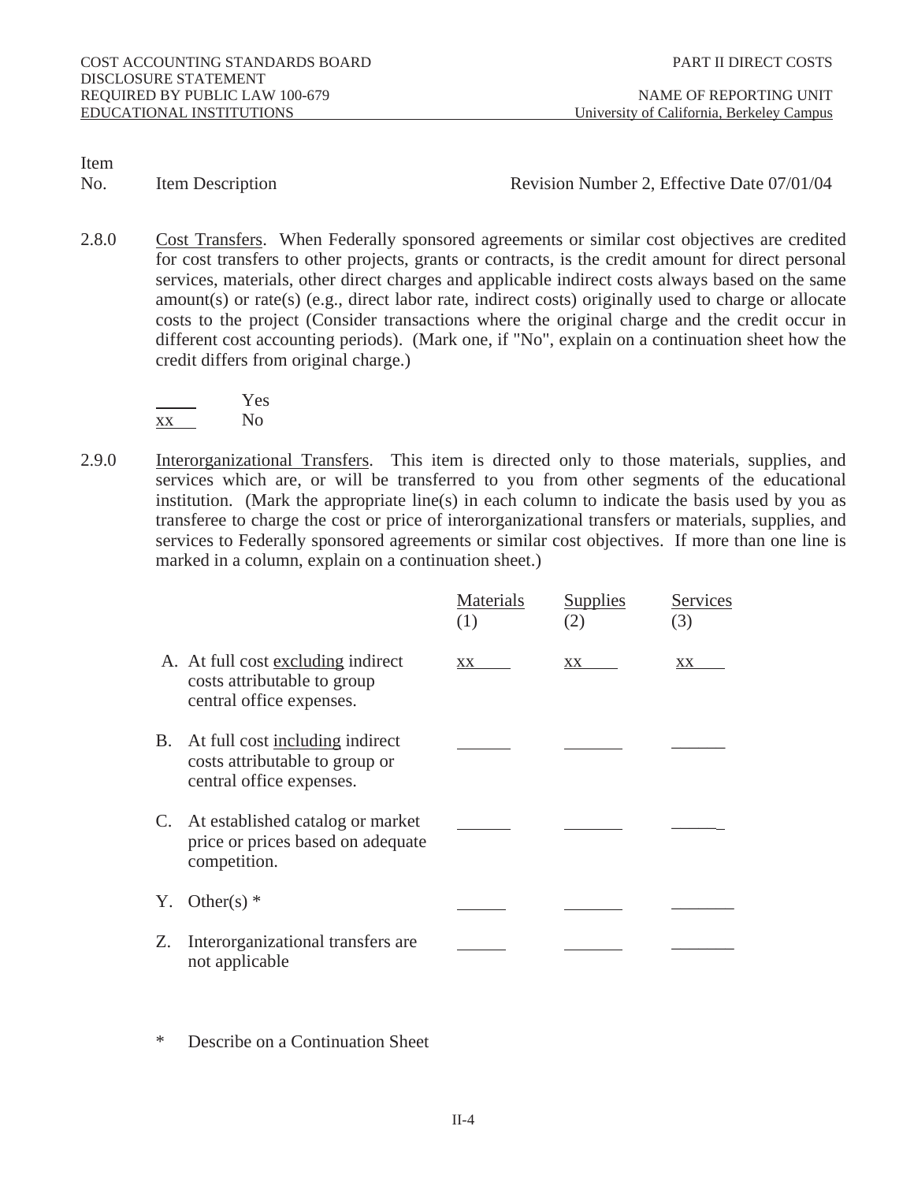COST ACCOUNTING STANDARDS BOARD
DISCLOSURE STATEMENT
REQUIRED BY PUBLIC LAW 100-679
EDUCATIONAL INSTITUTIONS

PART II DIRECT COSTS

NAME OF REPORTING UNIT
University of California, Berkeley Campus

Item No. | Item Description | Revision Number 2, Effective Date 07/01/04

2.8.0 Cost Transfers. When Federally sponsored agreements or similar cost objectives are credited for cost transfers to other projects, grants or contracts, is the credit amount for direct personal services, materials, other direct charges and applicable indirect costs always based on the same amount(s) or rate(s) (e.g., direct labor rate, indirect costs) originally used to charge or allocate costs to the project (Consider transactions where the original charge and the credit occur in different cost accounting periods). (Mark one, if "No", explain on a continuation sheet how the credit differs from original charge.)

\_\_\_\_ Yes
xx No

2.9.0 Interorganizational Transfers. This item is directed only to those materials, supplies, and services which are, or will be transferred to you from other segments of the educational institution. (Mark the appropriate line(s) in each column to indicate the basis used by you as transferee to charge the cost or price of interorganizational transfers or materials, supplies, and services to Federally sponsored agreements or similar cost objectives. If more than one line is marked in a column, explain on a continuation sheet.)

| | Materials (1) | Supplies (2) | Services (3) |
|---|---|---|---|
| A. At full cost excluding indirect costs attributable to group central office expenses. | xx | xx | xx |
| B. At full cost including indirect costs attributable to group or central office expenses. | | | |
| C. At established catalog or market price or prices based on adequate competition. | | | |
| Y. Other(s) * | | | |
| Z. Interorganizational transfers are not applicable | | | |

\* Describe on a Continuation Sheet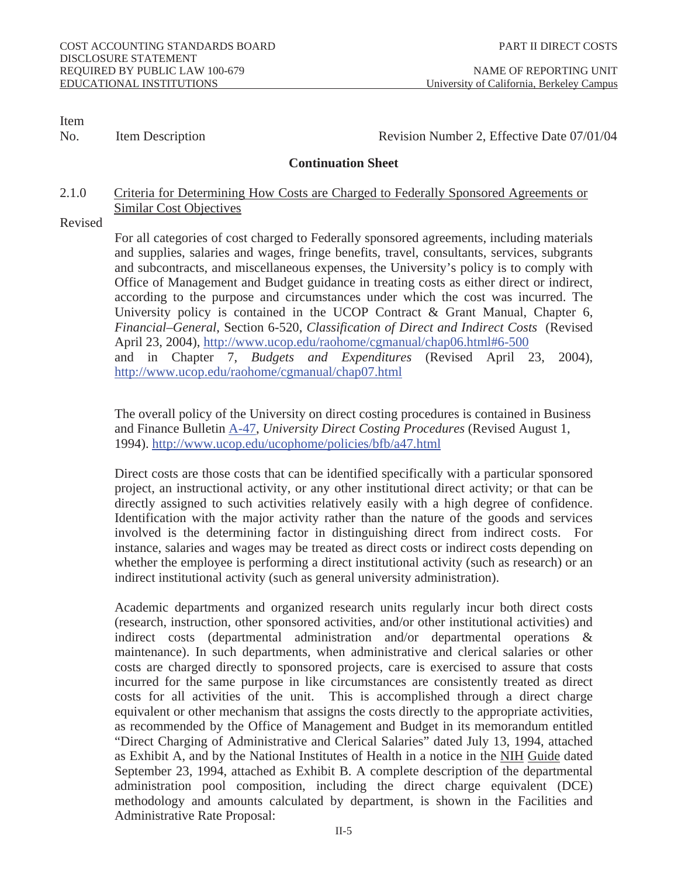Item No. | Item Description | Revision Number 2, Effective Date 07/01/04

**Continuation Sheet**

2.1.0 Revised — Criteria for Determining How Costs are Charged to Federally Sponsored Agreements or Similar Cost Objectives

For all categories of cost charged to Federally sponsored agreements, including materials and supplies, salaries and wages, fringe benefits, travel, consultants, services, subgrants and subcontracts, and miscellaneous expenses, the University's policy is to comply with Office of Management and Budget guidance in treating costs as either direct or indirect, according to the purpose and circumstances under which the cost was incurred. The University policy is contained in the UCOP Contract & Grant Manual, Chapter 6, *Financial–General*, Section 6-520, *Classification of Direct and Indirect Costs* (Revised April 23, 2004), http://www.ucop.edu/raohome/cgmanual/chap06.html#6-500 and in Chapter 7, *Budgets and Expenditures* (Revised April 23, 2004), http://www.ucop.edu/raohome/cgmanual/chap07.html

The overall policy of the University on direct costing procedures is contained in Business and Finance Bulletin A-47, *University Direct Costing Procedures* (Revised August 1, 1994). http://www.ucop.edu/ucophome/policies/bfb/a47.html

Direct costs are those costs that can be identified specifically with a particular sponsored project, an instructional activity, or any other institutional direct activity; or that can be directly assigned to such activities relatively easily with a high degree of confidence. Identification with the major activity rather than the nature of the goods and services involved is the determining factor in distinguishing direct from indirect costs. For instance, salaries and wages may be treated as direct costs or indirect costs depending on whether the employee is performing a direct institutional activity (such as research) or an indirect institutional activity (such as general university administration).

Academic departments and organized research units regularly incur both direct costs (research, instruction, other sponsored activities, and/or other institutional activities) and indirect costs (departmental administration and/or departmental operations & maintenance). In such departments, when administrative and clerical salaries or other costs are charged directly to sponsored projects, care is exercised to assure that costs incurred for the same purpose in like circumstances are consistently treated as direct costs for all activities of the unit. This is accomplished through a direct charge equivalent or other mechanism that assigns the costs directly to the appropriate activities, as recommended by the Office of Management and Budget in its memorandum entitled "Direct Charging of Administrative and Clerical Salaries" dated July 13, 1994, attached as Exhibit A, and by the National Institutes of Health in a notice in the NIH Guide dated September 23, 1994, attached as Exhibit B. A complete description of the departmental administration pool composition, including the direct charge equivalent (DCE) methodology and amounts calculated by department, is shown in the Facilities and Administrative Rate Proposal: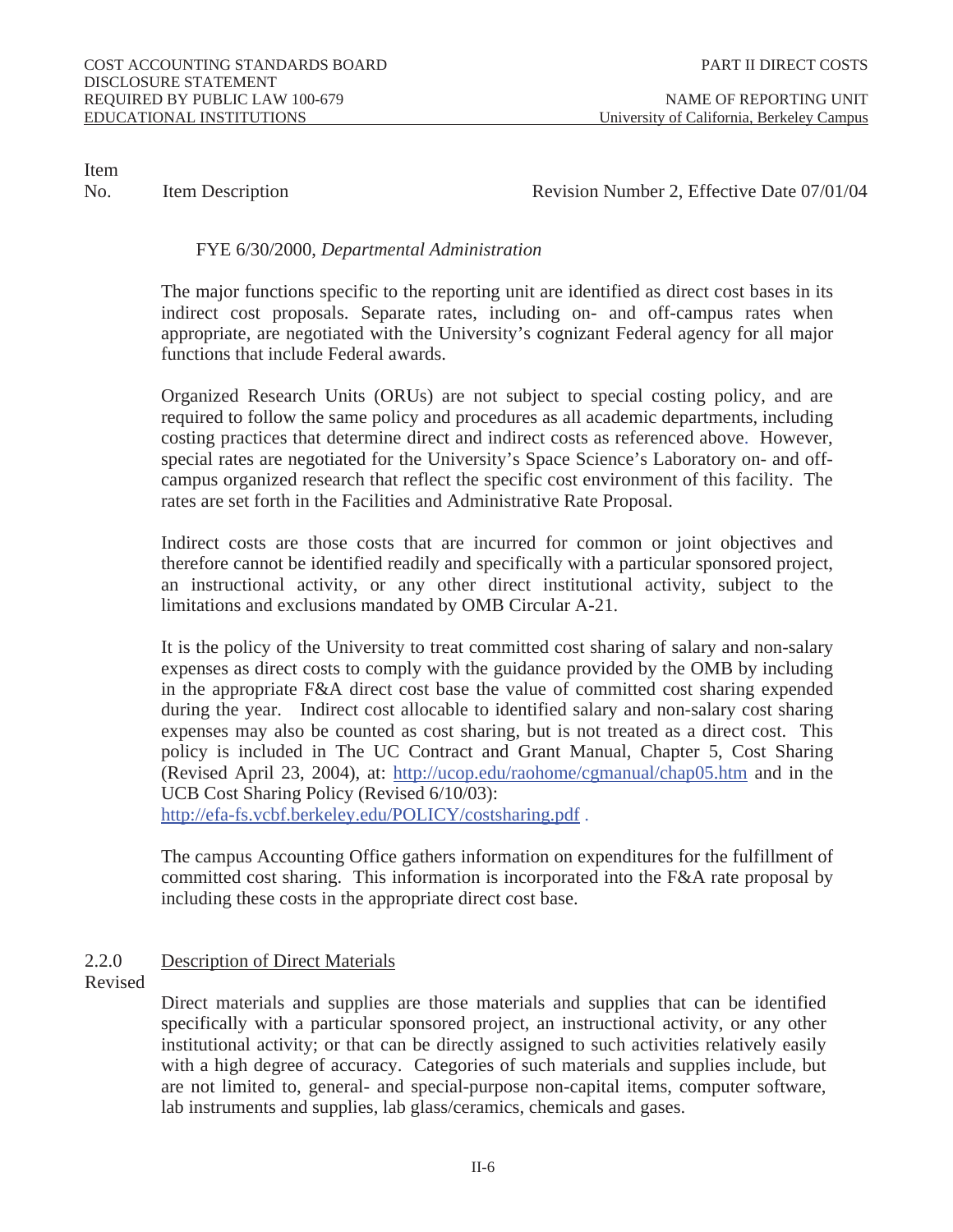FYE 6/30/2000, *Departmental Administration*

The major functions specific to the reporting unit are identified as direct cost bases in its indirect cost proposals. Separate rates, including on- and off-campus rates when appropriate, are negotiated with the University's cognizant Federal agency for all major functions that include Federal awards.

Organized Research Units (ORUs) are not subject to special costing policy, and are required to follow the same policy and procedures as all academic departments, including costing practices that determine direct and indirect costs as referenced above. However, special rates are negotiated for the University's Space Science's Laboratory on- and off-campus organized research that reflect the specific cost environment of this facility. The rates are set forth in the Facilities and Administrative Rate Proposal.

Indirect costs are those costs that are incurred for common or joint objectives and therefore cannot be identified readily and specifically with a particular sponsored project, an instructional activity, or any other direct institutional activity, subject to the limitations and exclusions mandated by OMB Circular A-21.

It is the policy of the University to treat committed cost sharing of salary and non-salary expenses as direct costs to comply with the guidance provided by the OMB by including in the appropriate F&A direct cost base the value of committed cost sharing expended during the year. Indirect cost allocable to identified salary and non-salary cost sharing expenses may also be counted as cost sharing, but is not treated as a direct cost. This policy is included in The UC Contract and Grant Manual, Chapter 5, Cost Sharing (Revised April 23, 2004), at: http://ucop.edu/raohome/cgmanual/chap05.htm and in the UCB Cost Sharing Policy (Revised 6/10/03): http://efa-fs.vcbf.berkeley.edu/POLICY/costsharing.pdf .

The campus Accounting Office gathers information on expenditures for the fulfillment of committed cost sharing. This information is incorporated into the F&A rate proposal by including these costs in the appropriate direct cost base.

**2.2.0 Revised** — Description of Direct Materials

Direct materials and supplies are those materials and supplies that can be identified specifically with a particular sponsored project, an instructional activity, or any other institutional activity; or that can be directly assigned to such activities relatively easily with a high degree of accuracy. Categories of such materials and supplies include, but are not limited to, general- and special-purpose non-capital items, computer software, lab instruments and supplies, lab glass/ceramics, chemicals and gases.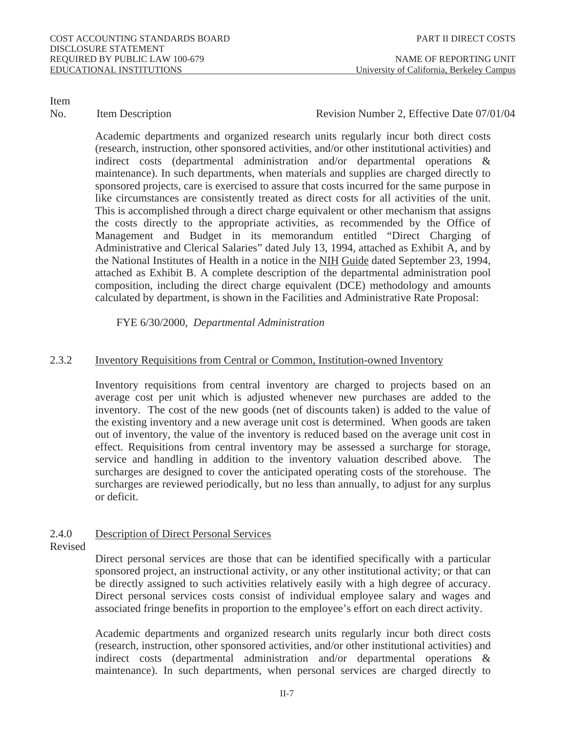| Item No. | Item Description | Revision Number 2, Effective Date 07/01/04 |
|---|---|---|

Academic departments and organized research units regularly incur both direct costs (research, instruction, other sponsored activities, and/or other institutional activities) and indirect costs (departmental administration and/or departmental operations & maintenance). In such departments, when materials and supplies are charged directly to sponsored projects, care is exercised to assure that costs incurred for the same purpose in like circumstances are consistently treated as direct costs for all activities of the unit. This is accomplished through a direct charge equivalent or other mechanism that assigns the costs directly to the appropriate activities, as recommended by the Office of Management and Budget in its memorandum entitled "Direct Charging of Administrative and Clerical Salaries" dated July 13, 1994, attached as Exhibit A, and by the National Institutes of Health in a notice in the NIH Guide dated September 23, 1994, attached as Exhibit B. A complete description of the departmental administration pool composition, including the direct charge equivalent (DCE) methodology and amounts calculated by department, is shown in the Facilities and Administrative Rate Proposal:

FYE 6/30/2000, *Departmental Administration*

### 2.3.2 Inventory Requisitions from Central or Common, Institution-owned Inventory

Inventory requisitions from central inventory are charged to projects based on an average cost per unit which is adjusted whenever new purchases are added to the inventory. The cost of the new goods (net of discounts taken) is added to the value of the existing inventory and a new average unit cost is determined. When goods are taken out of inventory, the value of the inventory is reduced based on the average unit cost in effect. Requisitions from central inventory may be assessed a surcharge for storage, service and handling in addition to the inventory valuation described above. The surcharges are designed to cover the anticipated operating costs of the storehouse. The surcharges are reviewed periodically, but no less than annually, to adjust for any surplus or deficit.

### 2.4.0 Description of Direct Personal Services

Revised

Direct personal services are those that can be identified specifically with a particular sponsored project, an instructional activity, or any other institutional activity; or that can be directly assigned to such activities relatively easily with a high degree of accuracy. Direct personal services costs consist of individual employee salary and wages and associated fringe benefits in proportion to the employee's effort on each direct activity.

Academic departments and organized research units regularly incur both direct costs (research, instruction, other sponsored activities, and/or other institutional activities) and indirect costs (departmental administration and/or departmental operations & maintenance). In such departments, when personal services are charged directly to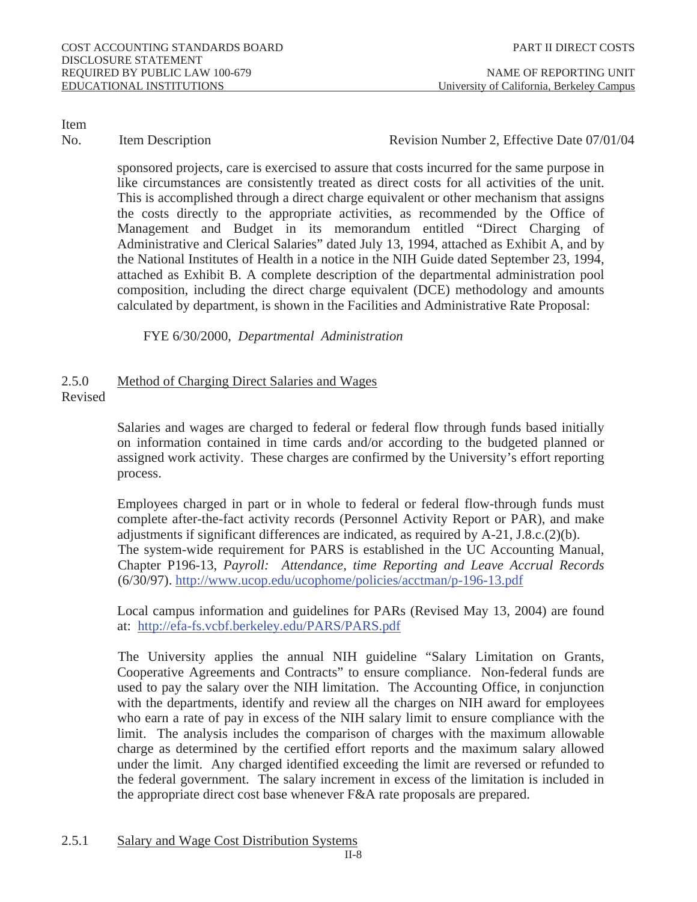Item No. Item Description Revision Number 2, Effective Date 07/01/04

sponsored projects, care is exercised to assure that costs incurred for the same purpose in like circumstances are consistently treated as direct costs for all activities of the unit. This is accomplished through a direct charge equivalent or other mechanism that assigns the costs directly to the appropriate activities, as recommended by the Office of Management and Budget in its memorandum entitled "Direct Charging of Administrative and Clerical Salaries" dated July 13, 1994, attached as Exhibit A, and by the National Institutes of Health in a notice in the NIH Guide dated September 23, 1994, attached as Exhibit B. A complete description of the departmental administration pool composition, including the direct charge equivalent (DCE) methodology and amounts calculated by department, is shown in the Facilities and Administrative Rate Proposal:

FYE 6/30/2000, *Departmental Administration*

## 2.5.0 Revised — Method of Charging Direct Salaries and Wages

Salaries and wages are charged to federal or federal flow through funds based initially on information contained in time cards and/or according to the budgeted planned or assigned work activity. These charges are confirmed by the University's effort reporting process.

Employees charged in part or in whole to federal or federal flow-through funds must complete after-the-fact activity records (Personnel Activity Report or PAR), and make adjustments if significant differences are indicated, as required by A-21, J.8.c.(2)(b). The system-wide requirement for PARS is established in the UC Accounting Manual, Chapter P196-13, *Payroll: Attendance, time Reporting and Leave Accrual Records* (6/30/97). http://www.ucop.edu/ucophome/policies/acctman/p-196-13.pdf

Local campus information and guidelines for PARs (Revised May 13, 2004) are found at: http://efa-fs.vcbf.berkeley.edu/PARS/PARS.pdf

The University applies the annual NIH guideline "Salary Limitation on Grants, Cooperative Agreements and Contracts" to ensure compliance. Non-federal funds are used to pay the salary over the NIH limitation. The Accounting Office, in conjunction with the departments, identify and review all the charges on NIH award for employees who earn a rate of pay in excess of the NIH salary limit to ensure compliance with the limit. The analysis includes the comparison of charges with the maximum allowable charge as determined by the certified effort reports and the maximum salary allowed under the limit. Any charged identified exceeding the limit are reversed or refunded to the federal government. The salary increment in excess of the limitation is included in the appropriate direct cost base whenever F&A rate proposals are prepared.

## 2.5.1 Salary and Wage Cost Distribution Systems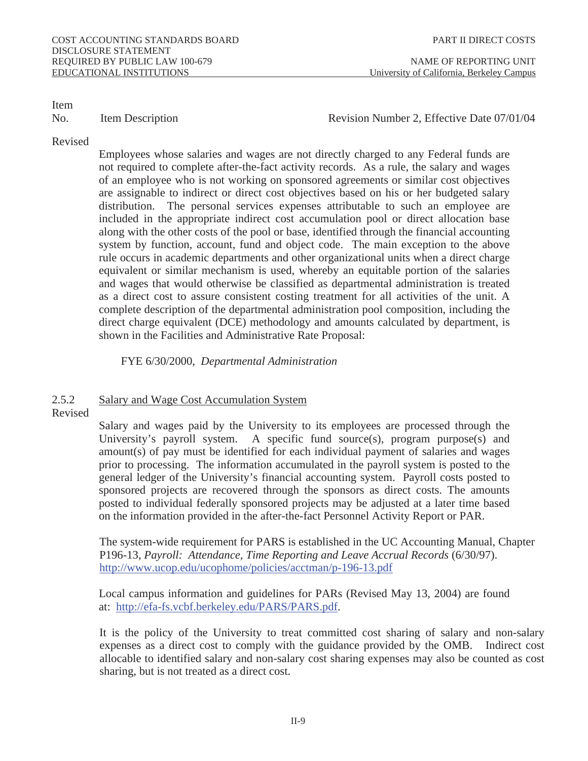Item No. | Item Description | Revision Number 2, Effective Date 07/01/04

Revised

Employees whose salaries and wages are not directly charged to any Federal funds are not required to complete after-the-fact activity records. As a rule, the salary and wages of an employee who is not working on sponsored agreements or similar cost objectives are assignable to indirect or direct cost objectives based on his or her budgeted salary distribution. The personal services expenses attributable to such an employee are included in the appropriate indirect cost accumulation pool or direct allocation base along with the other costs of the pool or base, identified through the financial accounting system by function, account, fund and object code. The main exception to the above rule occurs in academic departments and other organizational units when a direct charge equivalent or similar mechanism is used, whereby an equitable portion of the salaries and wages that would otherwise be classified as departmental administration is treated as a direct cost to assure consistent costing treatment for all activities of the unit. A complete description of the departmental administration pool composition, including the direct charge equivalent (DCE) methodology and amounts calculated by department, is shown in the Facilities and Administrative Rate Proposal:

FYE 6/30/2000, *Departmental Administration*

### 2.5.2 Salary and Wage Cost Accumulation System

Revised

Salary and wages paid by the University to its employees are processed through the University's payroll system. A specific fund source(s), program purpose(s) and amount(s) of pay must be identified for each individual payment of salaries and wages prior to processing. The information accumulated in the payroll system is posted to the general ledger of the University's financial accounting system. Payroll costs posted to sponsored projects are recovered through the sponsors as direct costs. The amounts posted to individual federally sponsored projects may be adjusted at a later time based on the information provided in the after-the-fact Personnel Activity Report or PAR.

The system-wide requirement for PARS is established in the UC Accounting Manual, Chapter P196-13, *Payroll: Attendance, Time Reporting and Leave Accrual Records* (6/30/97). http://www.ucop.edu/ucophome/policies/acctman/p-196-13.pdf

Local campus information and guidelines for PARs (Revised May 13, 2004) are found at: http://efa-fs.vcbf.berkeley.edu/PARS/PARS.pdf.

It is the policy of the University to treat committed cost sharing of salary and non-salary expenses as a direct cost to comply with the guidance provided by the OMB. Indirect cost allocable to identified salary and non-salary cost sharing expenses may also be counted as cost sharing, but is not treated as a direct cost.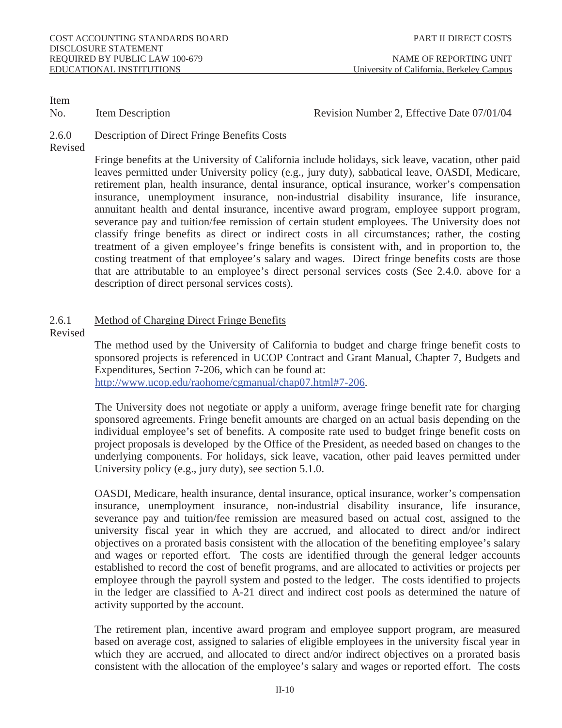Item No. | Item Description | Revision Number 2, Effective Date 07/01/04

## 2.6.0 Revised — Description of Direct Fringe Benefits Costs

Fringe benefits at the University of California include holidays, sick leave, vacation, other paid leaves permitted under University policy (e.g., jury duty), sabbatical leave, OASDI, Medicare, retirement plan, health insurance, dental insurance, optical insurance, worker's compensation insurance, unemployment insurance, non-industrial disability insurance, life insurance, annuitant health and dental insurance, incentive award program, employee support program, severance pay and tuition/fee remission of certain student employees. The University does not classify fringe benefits as direct or indirect costs in all circumstances; rather, the costing treatment of a given employee's fringe benefits is consistent with, and in proportion to, the costing treatment of that employee's salary and wages. Direct fringe benefits costs are those that are attributable to an employee's direct personal services costs (See 2.4.0. above for a description of direct personal services costs).

## 2.6.1 Revised — Method of Charging Direct Fringe Benefits

The method used by the University of California to budget and charge fringe benefit costs to sponsored projects is referenced in UCOP Contract and Grant Manual, Chapter 7, Budgets and Expenditures, Section 7-206, which can be found at: http://www.ucop.edu/raohome/cgmanual/chap07.html#7-206.

The University does not negotiate or apply a uniform, average fringe benefit rate for charging sponsored agreements. Fringe benefit amounts are charged on an actual basis depending on the individual employee's set of benefits. A composite rate used to budget fringe benefit costs on project proposals is developed by the Office of the President, as needed based on changes to the underlying components. For holidays, sick leave, vacation, other paid leaves permitted under University policy (e.g., jury duty), see section 5.1.0.

OASDI, Medicare, health insurance, dental insurance, optical insurance, worker's compensation insurance, unemployment insurance, non-industrial disability insurance, life insurance, severance pay and tuition/fee remission are measured based on actual cost, assigned to the university fiscal year in which they are accrued, and allocated to direct and/or indirect objectives on a prorated basis consistent with the allocation of the benefiting employee's salary and wages or reported effort. The costs are identified through the general ledger accounts established to record the cost of benefit programs, and are allocated to activities or projects per employee through the payroll system and posted to the ledger. The costs identified to projects in the ledger are classified to A-21 direct and indirect cost pools as determined the nature of activity supported by the account.

The retirement plan, incentive award program and employee support program, are measured based on average cost, assigned to salaries of eligible employees in the university fiscal year in which they are accrued, and allocated to direct and/or indirect objectives on a prorated basis consistent with the allocation of the employee's salary and wages or reported effort. The costs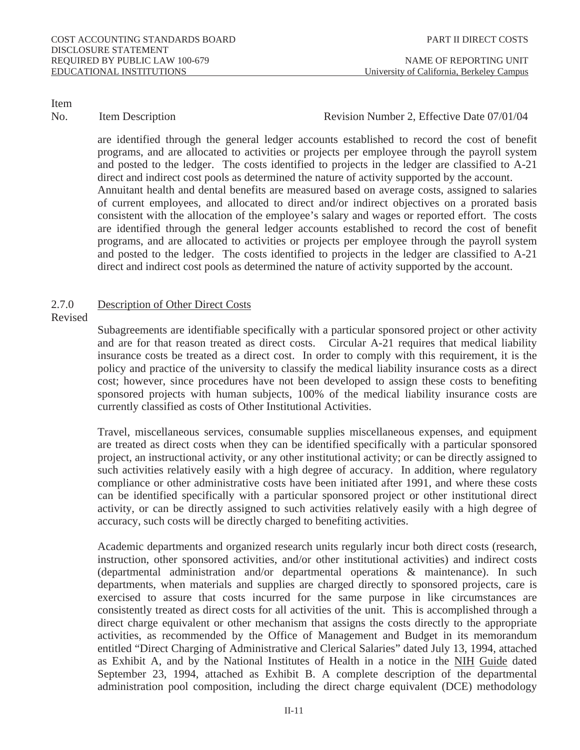Item
No. Item Description Revision Number 2, Effective Date 07/01/04

are identified through the general ledger accounts established to record the cost of benefit programs, and are allocated to activities or projects per employee through the payroll system and posted to the ledger. The costs identified to projects in the ledger are classified to A-21 direct and indirect cost pools as determined the nature of activity supported by the account.
Annuitant health and dental benefits are measured based on average costs, assigned to salaries of current employees, and allocated to direct and/or indirect objectives on a prorated basis consistent with the allocation of the employee's salary and wages or reported effort. The costs are identified through the general ledger accounts established to record the cost of benefit programs, and are allocated to activities or projects per employee through the payroll system and posted to the ledger. The costs identified to projects in the ledger are classified to A-21 direct and indirect cost pools as determined the nature of activity supported by the account.

2.7.0 Revised Description of Other Direct Costs

Subagreements are identifiable specifically with a particular sponsored project or other activity and are for that reason treated as direct costs. Circular A-21 requires that medical liability insurance costs be treated as a direct cost. In order to comply with this requirement, it is the policy and practice of the university to classify the medical liability insurance costs as a direct cost; however, since procedures have not been developed to assign these costs to benefiting sponsored projects with human subjects, 100% of the medical liability insurance costs are currently classified as costs of Other Institutional Activities.

Travel, miscellaneous services, consumable supplies miscellaneous expenses, and equipment are treated as direct costs when they can be identified specifically with a particular sponsored project, an instructional activity, or any other institutional activity; or can be directly assigned to such activities relatively easily with a high degree of accuracy. In addition, where regulatory compliance or other administrative costs have been initiated after 1991, and where these costs can be identified specifically with a particular sponsored project or other institutional direct activity, or can be directly assigned to such activities relatively easily with a high degree of accuracy, such costs will be directly charged to benefiting activities.

Academic departments and organized research units regularly incur both direct costs (research, instruction, other sponsored activities, and/or other institutional activities) and indirect costs (departmental administration and/or departmental operations & maintenance). In such departments, when materials and supplies are charged directly to sponsored projects, care is exercised to assure that costs incurred for the same purpose in like circumstances are consistently treated as direct costs for all activities of the unit. This is accomplished through a direct charge equivalent or other mechanism that assigns the costs directly to the appropriate activities, as recommended by the Office of Management and Budget in its memorandum entitled "Direct Charging of Administrative and Clerical Salaries" dated July 13, 1994, attached as Exhibit A, and by the National Institutes of Health in a notice in the NIH Guide dated September 23, 1994, attached as Exhibit B. A complete description of the departmental administration pool composition, including the direct charge equivalent (DCE) methodology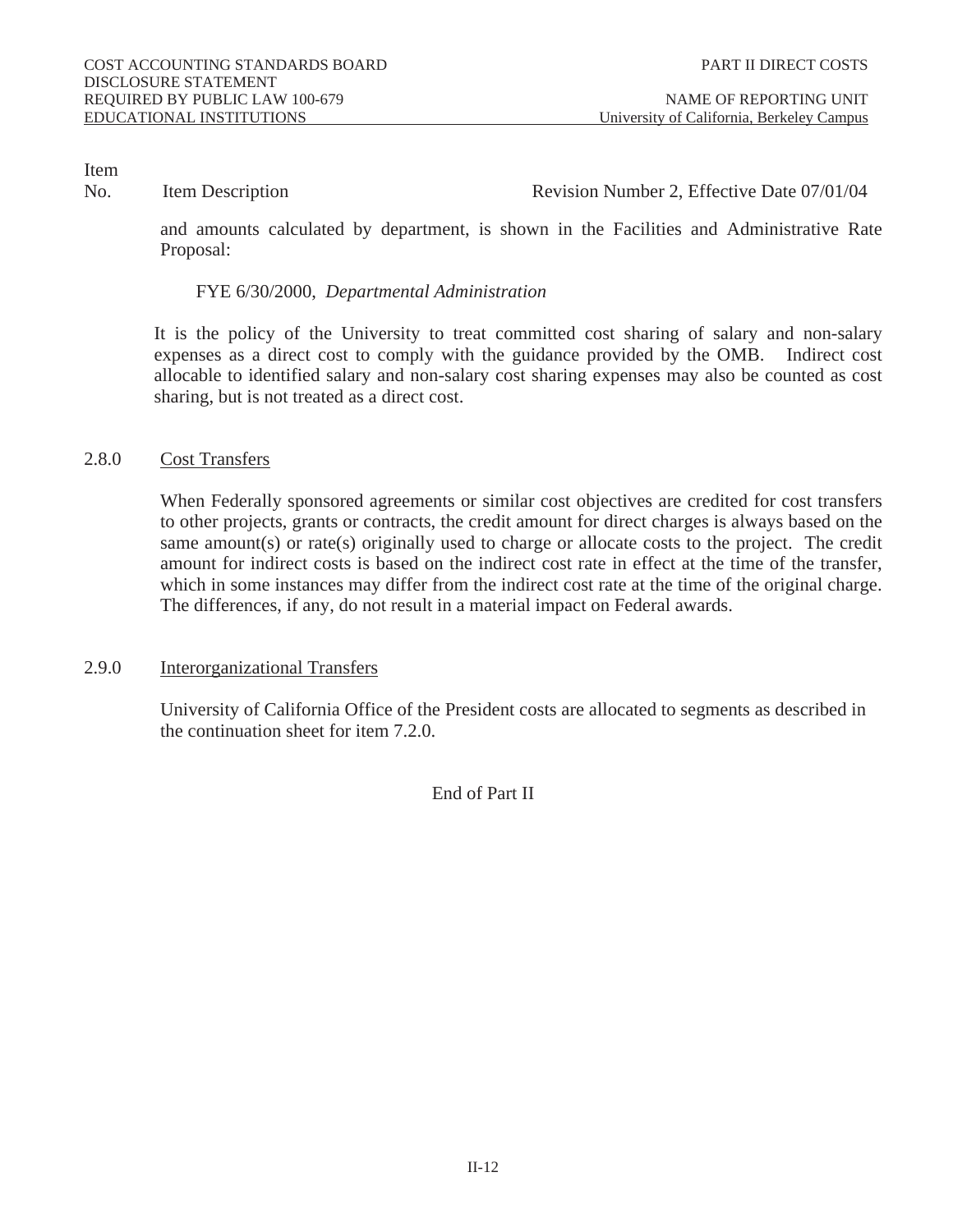Item No. Item Description Revision Number 2, Effective Date 07/01/04

and amounts calculated by department, is shown in the Facilities and Administrative Rate Proposal:

FYE 6/30/2000, *Departmental Administration*

It is the policy of the University to treat committed cost sharing of salary and non-salary expenses as a direct cost to comply with the guidance provided by the OMB. Indirect cost allocable to identified salary and non-salary cost sharing expenses may also be counted as cost sharing, but is not treated as a direct cost.

2.8.0 Cost Transfers

When Federally sponsored agreements or similar cost objectives are credited for cost transfers to other projects, grants or contracts, the credit amount for direct charges is always based on the same amount(s) or rate(s) originally used to charge or allocate costs to the project. The credit amount for indirect costs is based on the indirect cost rate in effect at the time of the transfer, which in some instances may differ from the indirect cost rate at the time of the original charge. The differences, if any, do not result in a material impact on Federal awards.

2.9.0 Interorganizational Transfers

University of California Office of the President costs are allocated to segments as described in the continuation sheet for item 7.2.0.

End of Part II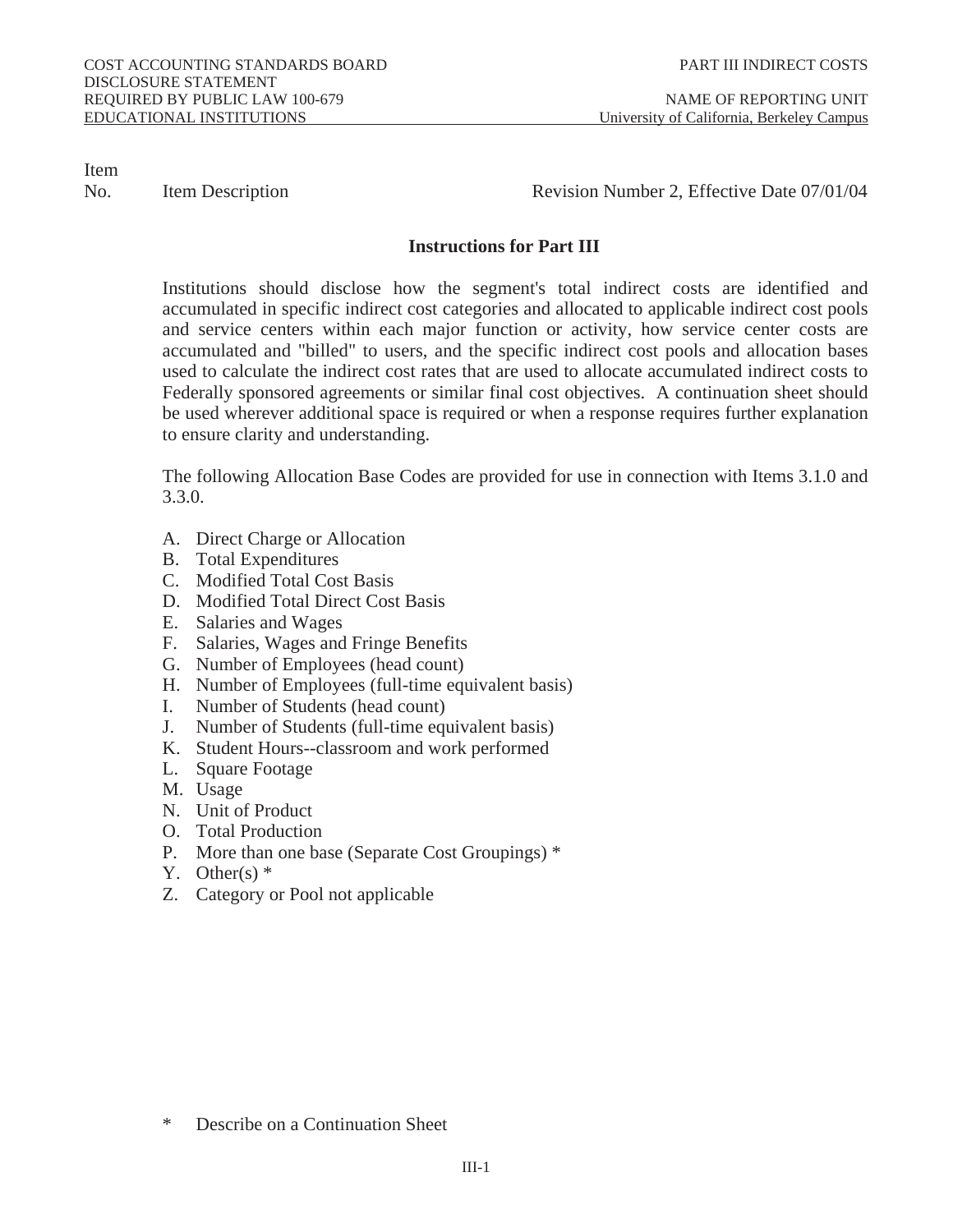COST ACCOUNTING STANDARDS BOARD
DISCLOSURE STATEMENT
REQUIRED BY PUBLIC LAW 100-679
EDUCATIONAL INSTITUTIONS

PART III INDIRECT COSTS

NAME OF REPORTING UNIT
University of California, Berkeley Campus

Item No. Item Description — Revision Number 2, Effective Date 07/01/04

## Instructions for Part III

Institutions should disclose how the segment's total indirect costs are identified and accumulated in specific indirect cost categories and allocated to applicable indirect cost pools and service centers within each major function or activity, how service center costs are accumulated and "billed" to users, and the specific indirect cost pools and allocation bases used to calculate the indirect cost rates that are used to allocate accumulated indirect costs to Federally sponsored agreements or similar final cost objectives. A continuation sheet should be used wherever additional space is required or when a response requires further explanation to ensure clarity and understanding.

The following Allocation Base Codes are provided for use in connection with Items 3.1.0 and 3.3.0.

A. Direct Charge or Allocation
B. Total Expenditures
C. Modified Total Cost Basis
D. Modified Total Direct Cost Basis
E. Salaries and Wages
F. Salaries, Wages and Fringe Benefits
G. Number of Employees (head count)
H. Number of Employees (full-time equivalent basis)
I. Number of Students (head count)
J. Number of Students (full-time equivalent basis)
K. Student Hours--classroom and work performed
L. Square Footage
M. Usage
N. Unit of Product
O. Total Production
P. More than one base (Separate Cost Groupings) *
Y. Other(s) *
Z. Category or Pool not applicable

\* Describe on a Continuation Sheet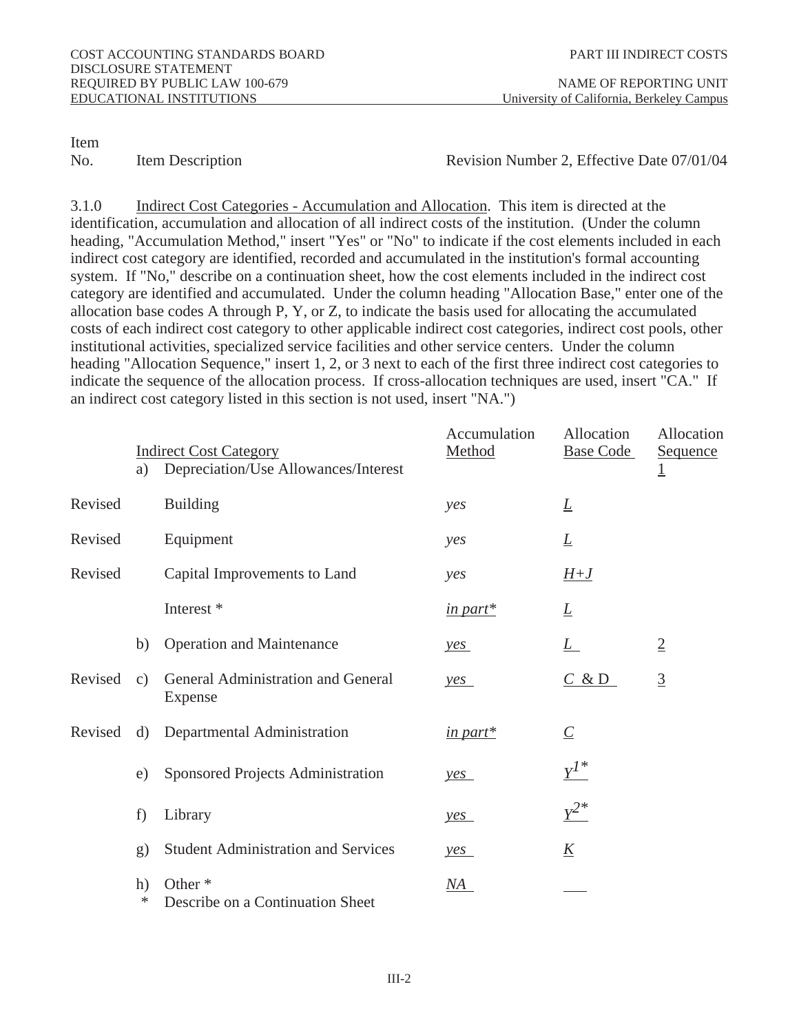COST ACCOUNTING STANDARDS BOARD
DISCLOSURE STATEMENT
REQUIRED BY PUBLIC LAW 100-679
EDUCATIONAL INSTITUTIONS

PART III INDIRECT COSTS

NAME OF REPORTING UNIT
University of California, Berkeley Campus

Item No. | Item Description | Revision Number 2, Effective Date 07/01/04

3.1.0 Indirect Cost Categories - Accumulation and Allocation. This item is directed at the identification, accumulation and allocation of all indirect costs of the institution. (Under the column heading, "Accumulation Method," insert "Yes" or "No" to indicate if the cost elements included in each indirect cost category are identified, recorded and accumulated in the institution's formal accounting system. If "No," describe on a continuation sheet, how the cost elements included in the indirect cost category are identified and accumulated. Under the column heading "Allocation Base," enter one of the allocation base codes A through P, Y, or Z, to indicate the basis used for allocating the accumulated costs of each indirect cost category to other applicable indirect cost categories, indirect cost pools, other institutional activities, specialized service facilities and other service centers. Under the column heading "Allocation Sequence," insert 1, 2, or 3 next to each of the first three indirect cost categories to indicate the sequence of the allocation process. If cross-allocation techniques are used, insert "CA." If an indirect cost category listed in this section is not used, insert "NA.")

| | | Indirect Cost Category | Accumulation Method | Allocation Base Code | Allocation Sequence |
|---|---|---|---|---|---|
| | a) | Depreciation/Use Allowances/Interest | | | 1 |
| Revised | | Building | yes | L | |
| Revised | | Equipment | yes | L | |
| Revised | | Capital Improvements to Land | yes | H+J | |
| | | Interest * | in part* | L | |
| | b) | Operation and Maintenance | yes | L | 2 |
| Revised | c) | General Administration and General Expense | yes | C & D | 3 |
| Revised | d) | Departmental Administration | in part* | C | |
| | e) | Sponsored Projects Administration | yes | Y1* | |
| | f) | Library | yes | Y2* | |
| | g) | Student Administration and Services | yes | K | |
| | h) | Other * | NA | | |

\* Describe on a Continuation Sheet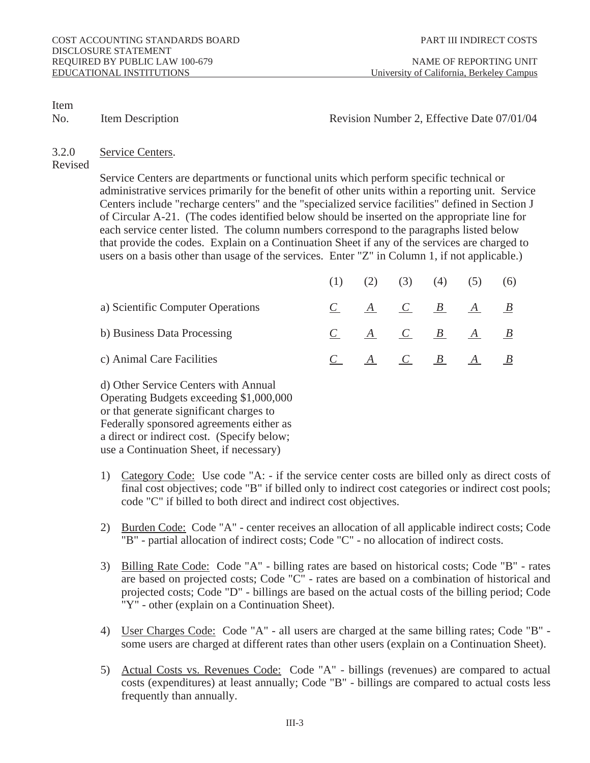COST ACCOUNTING STANDARDS BOARD
DISCLOSURE STATEMENT
REQUIRED BY PUBLIC LAW 100-679
EDUCATIONAL INSTITUTIONS

PART III INDIRECT COSTS

NAME OF REPORTING UNIT
University of California, Berkeley Campus

Item No. | Item Description | Revision Number 2, Effective Date 07/01/04

**3.2.0 Revised** — Service Centers.

Service Centers are departments or functional units which perform specific technical or administrative services primarily for the benefit of other units within a reporting unit. Service Centers include "recharge centers" and the "specialized service facilities" defined in Section J of Circular A-21. (The codes identified below should be inserted on the appropriate line for each service center listed. The column numbers correspond to the paragraphs listed below that provide the codes. Explain on a Continuation Sheet if any of the services are charged to users on a basis other than usage of the services. Enter "Z" in Column 1, if not applicable.)

| | (1) | (2) | (3) | (4) | (5) | (6) |
|---|---|---|---|---|---|---|
| a) Scientific Computer Operations | C | A | C | B | A | B |
| b) Business Data Processing | C | A | C | B | A | B |
| c) Animal Care Facilities | C | A | C | B | A | B |
| d) Other Service Centers with Annual Operating Budgets exceeding $1,000,000 or that generate significant charges to Federally sponsored agreements either as a direct or indirect cost. (Specify below; use a Continuation Sheet, if necessary) | | | | | | |

1) Category Code: Use code "A: - if the service center costs are billed only as direct costs of final cost objectives; code "B" if billed only to indirect cost categories or indirect cost pools; code "C" if billed to both direct and indirect cost objectives.

2) Burden Code: Code "A" - center receives an allocation of all applicable indirect costs; Code "B" - partial allocation of indirect costs; Code "C" - no allocation of indirect costs.

3) Billing Rate Code: Code "A" - billing rates are based on historical costs; Code "B" - rates are based on projected costs; Code "C" - rates are based on a combination of historical and projected costs; Code "D" - billings are based on the actual costs of the billing period; Code "Y" - other (explain on a Continuation Sheet).

4) User Charges Code: Code "A" - all users are charged at the same billing rates; Code "B" - some users are charged at different rates than other users (explain on a Continuation Sheet).

5) Actual Costs vs. Revenues Code: Code "A" - billings (revenues) are compared to actual costs (expenditures) at least annually; Code "B" - billings are compared to actual costs less frequently than annually.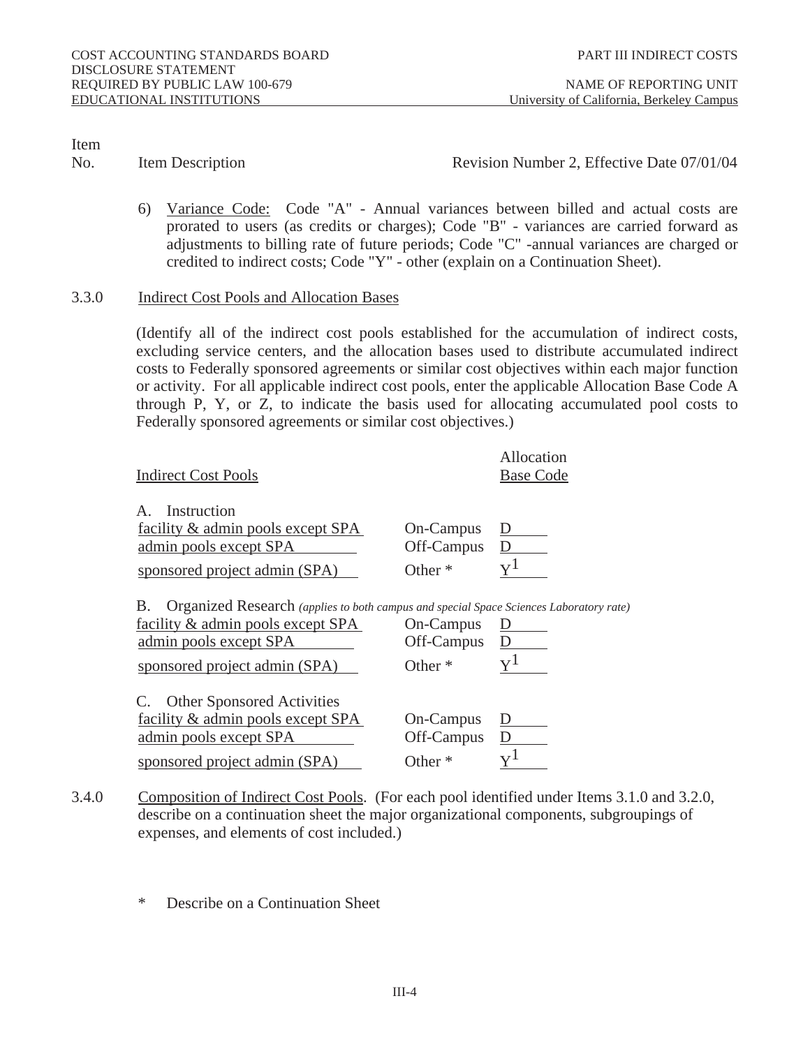| Item No. | Item Description | Revision Number 2, Effective Date 07/01/04 |
|---|---|---|

6) Variance Code: Code "A" - Annual variances between billed and actual costs are prorated to users (as credits or charges); Code "B" - variances are carried forward as adjustments to billing rate of future periods; Code "C" -annual variances are charged or credited to indirect costs; Code "Y" - other (explain on a Continuation Sheet).

3.3.0 Indirect Cost Pools and Allocation Bases

(Identify all of the indirect cost pools established for the accumulation of indirect costs, excluding service centers, and the allocation bases used to distribute accumulated indirect costs to Federally sponsored agreements or similar cost objectives within each major function or activity. For all applicable indirect cost pools, enter the applicable Allocation Base Code A through P, Y, or Z, to indicate the basis used for allocating accumulated pool costs to Federally sponsored agreements or similar cost objectives.)

| Indirect Cost Pools | | Allocation Base Code |
|---|---|---|
| A. Instruction | | |
| facility & admin pools except SPA | On-Campus | D |
| admin pools except SPA | Off-Campus | D |
| sponsored project admin (SPA) | Other * | Y[1] |
| B. Organized Research *(applies to both campus and special Space Sciences Laboratory rate)* | | |
| facility & admin pools except SPA | On-Campus | D |
| admin pools except SPA | Off-Campus | D |
| sponsored project admin (SPA) | Other * | Y[1] |
| C. Other Sponsored Activities | | |
| facility & admin pools except SPA | On-Campus | D |
| admin pools except SPA | Off-Campus | D |
| sponsored project admin (SPA) | Other * | Y[1] |

3.4.0 Composition of Indirect Cost Pools. (For each pool identified under Items 3.1.0 and 3.2.0, describe on a continuation sheet the major organizational components, subgroupings of expenses, and elements of cost included.)

\* Describe on a Continuation Sheet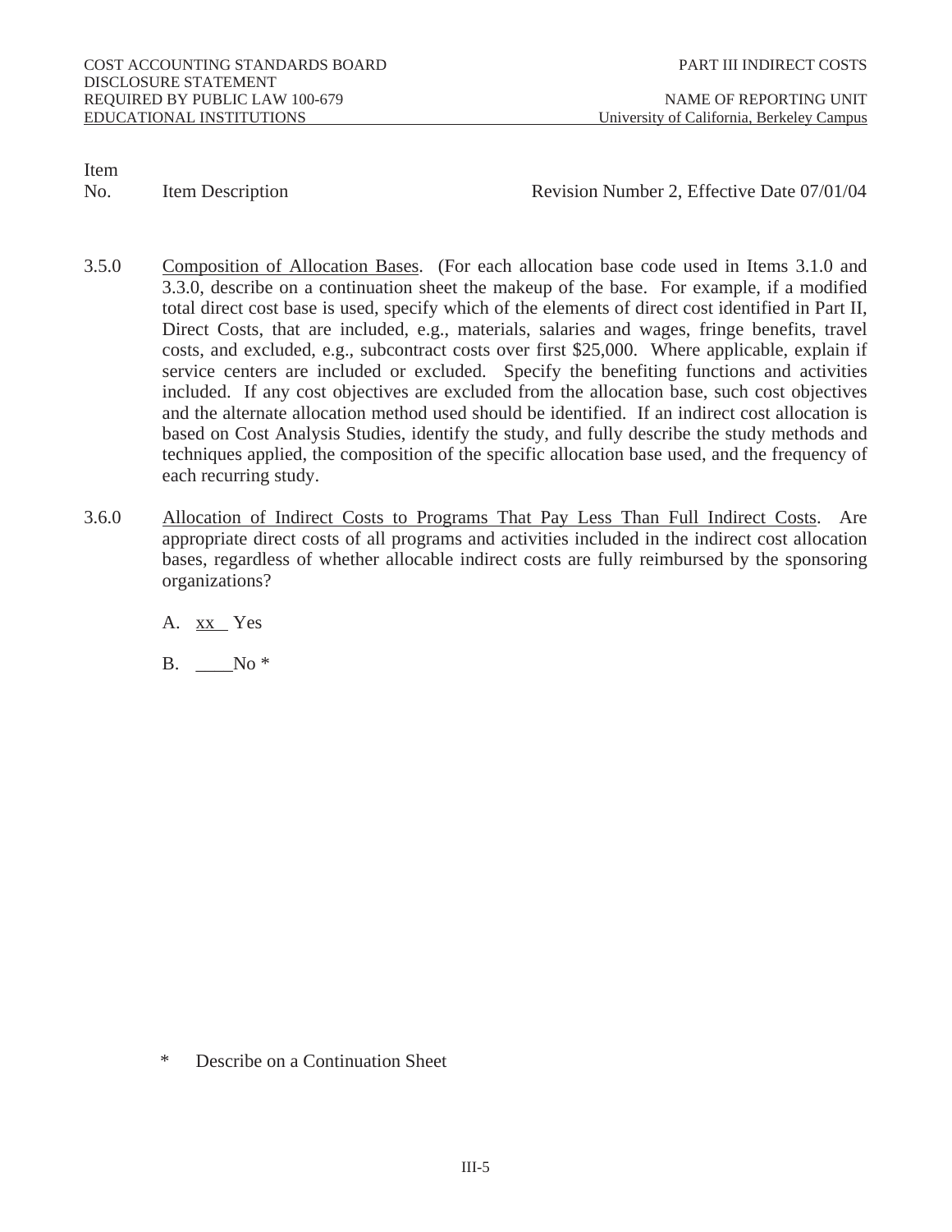Item No. | Item Description | Revision Number 2, Effective Date 07/01/04

3.5.0 Composition of Allocation Bases. (For each allocation base code used in Items 3.1.0 and 3.3.0, describe on a continuation sheet the makeup of the base. For example, if a modified total direct cost base is used, specify which of the elements of direct cost identified in Part II, Direct Costs, that are included, e.g., materials, salaries and wages, fringe benefits, travel costs, and excluded, e.g., subcontract costs over first $25,000. Where applicable, explain if service centers are included or excluded. Specify the benefiting functions and activities included. If any cost objectives are excluded from the allocation base, such cost objectives and the alternate allocation method used should be identified. If an indirect cost allocation is based on Cost Analysis Studies, identify the study, and fully describe the study methods and techniques applied, the composition of the specific allocation base used, and the frequency of each recurring study.

3.6.0 Allocation of Indirect Costs to Programs That Pay Less Than Full Indirect Costs. Are appropriate direct costs of all programs and activities included in the indirect cost allocation bases, regardless of whether allocable indirect costs are fully reimbursed by the sponsoring organizations?

A. xx Yes

B. ____No *

\* Describe on a Continuation Sheet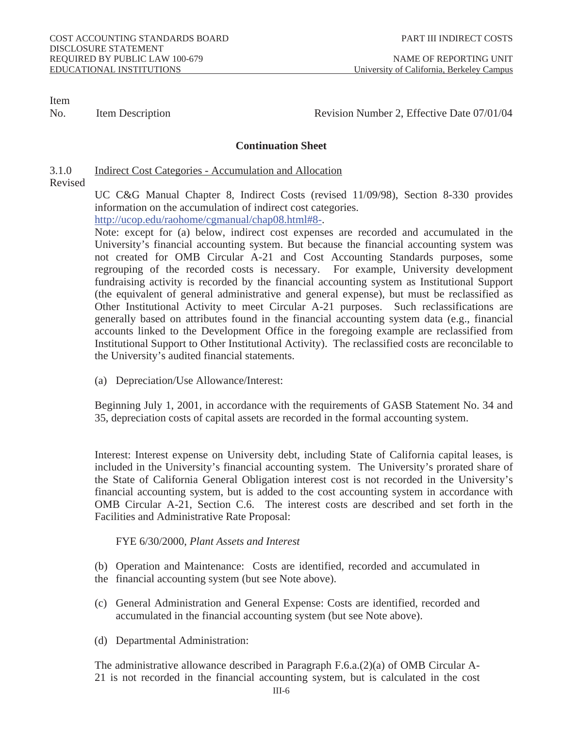Item No. Item Description Revision Number 2, Effective Date 07/01/04

**Continuation Sheet**

3.1.0 Revised — Indicrect Cost Categories - Accumulation and Allocation

UC C&G Manual Chapter 8, Indirect Costs (revised 11/09/98), Section 8-330 provides information on the accumulation of indirect cost categories.
http://ucop.edu/raohome/cgmanual/chap08.html#8-.

Note: except for (a) below, indirect cost expenses are recorded and accumulated in the University's financial accounting system. But because the financial accounting system was not created for OMB Circular A-21 and Cost Accounting Standards purposes, some regrouping of the recorded costs is necessary. For example, University development fundraising activity is recorded by the financial accounting system as Institutional Support (the equivalent of general administrative and general expense), but must be reclassified as Other Institutional Activity to meet Circular A-21 purposes. Such reclassifications are generally based on attributes found in the financial accounting system data (e.g., financial accounts linked to the Development Office in the foregoing example are reclassified from Institutional Support to Other Institutional Activity). The reclassified costs are reconcilable to the University's audited financial statements.

(a) Depreciation/Use Allowance/Interest:

Beginning July 1, 2001, in accordance with the requirements of GASB Statement No. 34 and 35, depreciation costs of capital assets are recorded in the formal accounting system.

Interest: Interest expense on University debt, including State of California capital leases, is included in the University's financial accounting system. The University's prorated share of the State of California General Obligation interest cost is not recorded in the University's financial accounting system, but is added to the cost accounting system in accordance with OMB Circular A-21, Section C.6. The interest costs are described and set forth in the Facilities and Administrative Rate Proposal:

FYE 6/30/2000, *Plant Assets and Interest*

(b) Operation and Maintenance: Costs are identified, recorded and accumulated in the financial accounting system (but see Note above).

(c) General Administration and General Expense: Costs are identified, recorded and accumulated in the financial accounting system (but see Note above).

(d) Departmental Administration:

The administrative allowance described in Paragraph F.6.a.(2)(a) of OMB Circular A-21 is not recorded in the financial accounting system, but is calculated in the cost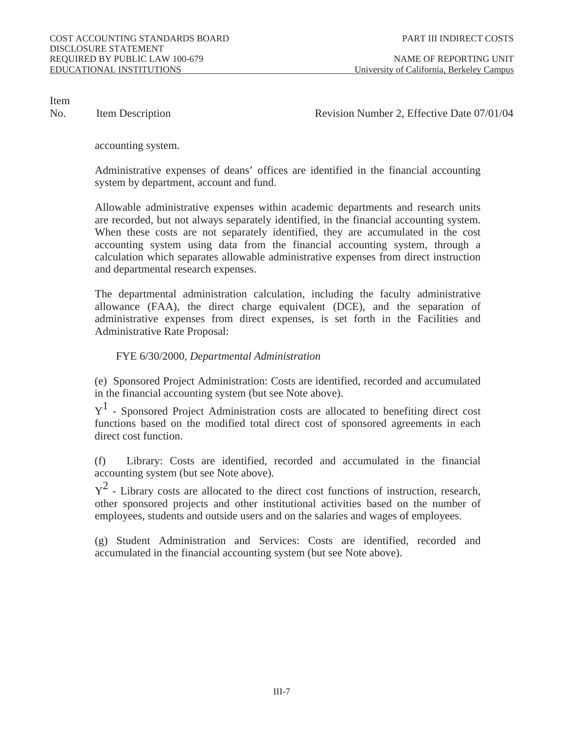accounting system.

Administrative expenses of deans' offices are identified in the financial accounting system by department, account and fund.

Allowable administrative expenses within academic departments and research units are recorded, but not always separately identified, in the financial accounting system. When these costs are not separately identified, they are accumulated in the cost accounting system using data from the financial accounting system, through a calculation which separates allowable administrative expenses from direct instruction and departmental research expenses.

The departmental administration calculation, including the faculty administrative allowance (FAA), the direct charge equivalent (DCE), and the separation of administrative expenses from direct expenses, is set forth in the Facilities and Administrative Rate Proposal:

FYE 6/30/2000, *Departmental Administration*

(e) Sponsored Project Administration: Costs are identified, recorded and accumulated in the financial accounting system (but see Note above).

$Y^1$ - Sponsored Project Administration costs are allocated to benefiting direct cost functions based on the modified total direct cost of sponsored agreements in each direct cost function.

(f) Library: Costs are identified, recorded and accumulated in the financial accounting system (but see Note above).

$Y^2$ - Library costs are allocated to the direct cost functions of instruction, research, other sponsored projects and other institutional activities based on the number of employees, students and outside users and on the salaries and wages of employees.

(g) Student Administration and Services: Costs are identified, recorded and accumulated in the financial accounting system (but see Note above).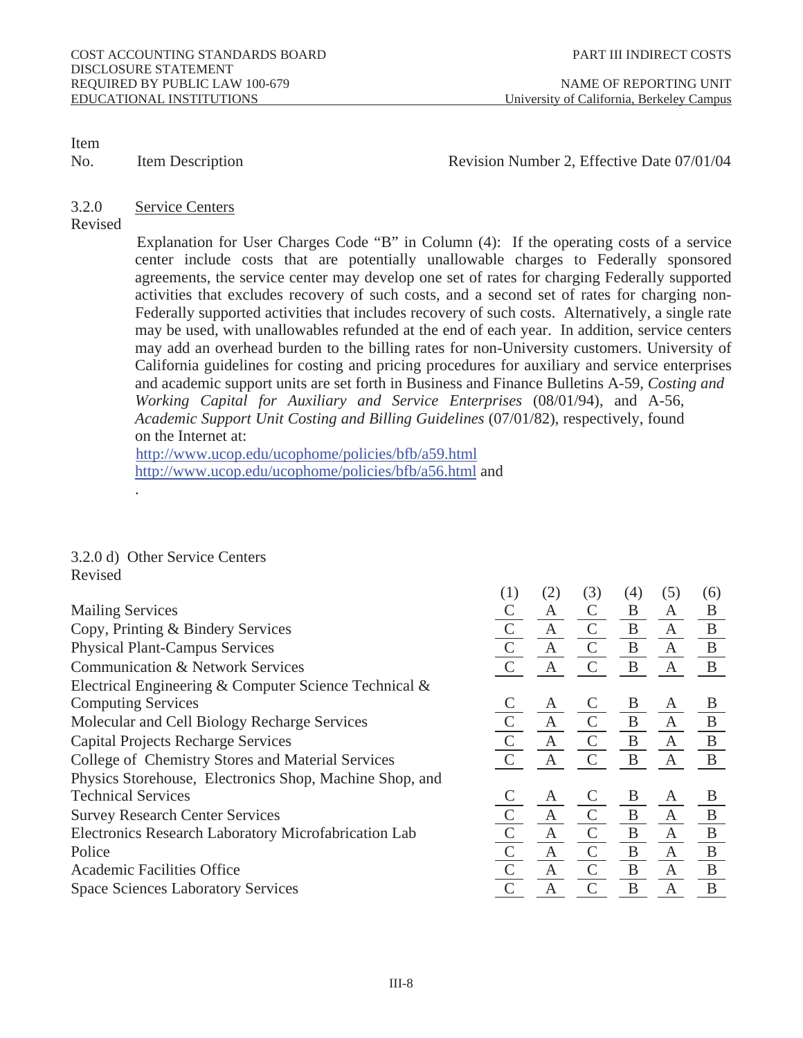COST ACCOUNTING STANDARDS BOARD
DISCLOSURE STATEMENT
REQUIRED BY PUBLIC LAW 100-679
EDUCATIONAL INSTITUTIONS

PART III INDIRECT COSTS

NAME OF REPORTING UNIT
University of California, Berkeley Campus

Item No. | Item Description | Revision Number 2, Effective Date 07/01/04

**3.2.0 Revised** Service Centers

Explanation for User Charges Code "B" in Column (4): If the operating costs of a service center include costs that are potentially unallowable charges to Federally sponsored agreements, the service center may develop one set of rates for charging Federally supported activities that excludes recovery of such costs, and a second set of rates for charging non-Federally supported activities that includes recovery of such costs. Alternatively, a single rate may be used, with unallowables refunded at the end of each year. In addition, service centers may add an overhead burden to the billing rates for non-University customers. University of California guidelines for costing and pricing procedures for auxiliary and service enterprises and academic support units are set forth in Business and Finance Bulletins A-59, *Costing and Working Capital for Auxiliary and Service Enterprises* (08/01/94), and A-56, *Academic Support Unit Costing and Billing Guidelines* (07/01/82), respectively, found on the Internet at:

http://www.ucop.edu/ucophome/policies/bfb/a59.html
http://www.ucop.edu/ucophome/policies/bfb/a56.html and

.

**3.2.0 d) Other Service Centers**
Revised

| | (1) | (2) | (3) | (4) | (5) | (6) |
|---|---|---|---|---|---|---|
| Mailing Services | C | A | C | B | A | B |
| Copy, Printing & Bindery Services | C | A | C | B | A | B |
| Physical Plant-Campus Services | C | A | C | B | A | B |
| Communication & Network Services | C | A | C | B | A | B |
| Electrical Engineering & Computer Science Technical & Computing Services | C | A | C | B | A | B |
| Molecular and Cell Biology Recharge Services | C | A | C | B | A | B |
| Capital Projects Recharge Services | C | A | C | B | A | B |
| College of Chemistry Stores and Material Services | C | A | C | B | A | B |
| Physics Storehouse, Electronics Shop, Machine Shop, and Technical Services | C | A | C | B | A | B |
| Survey Research Center Services | C | A | C | B | A | B |
| Electronics Research Laboratory Microfabrication Lab | C | A | C | B | A | B |
| Police | C | A | C | B | A | B |
| Academic Facilities Office | C | A | C | B | A | B |
| Space Sciences Laboratory Services | C | A | C | B | A | B |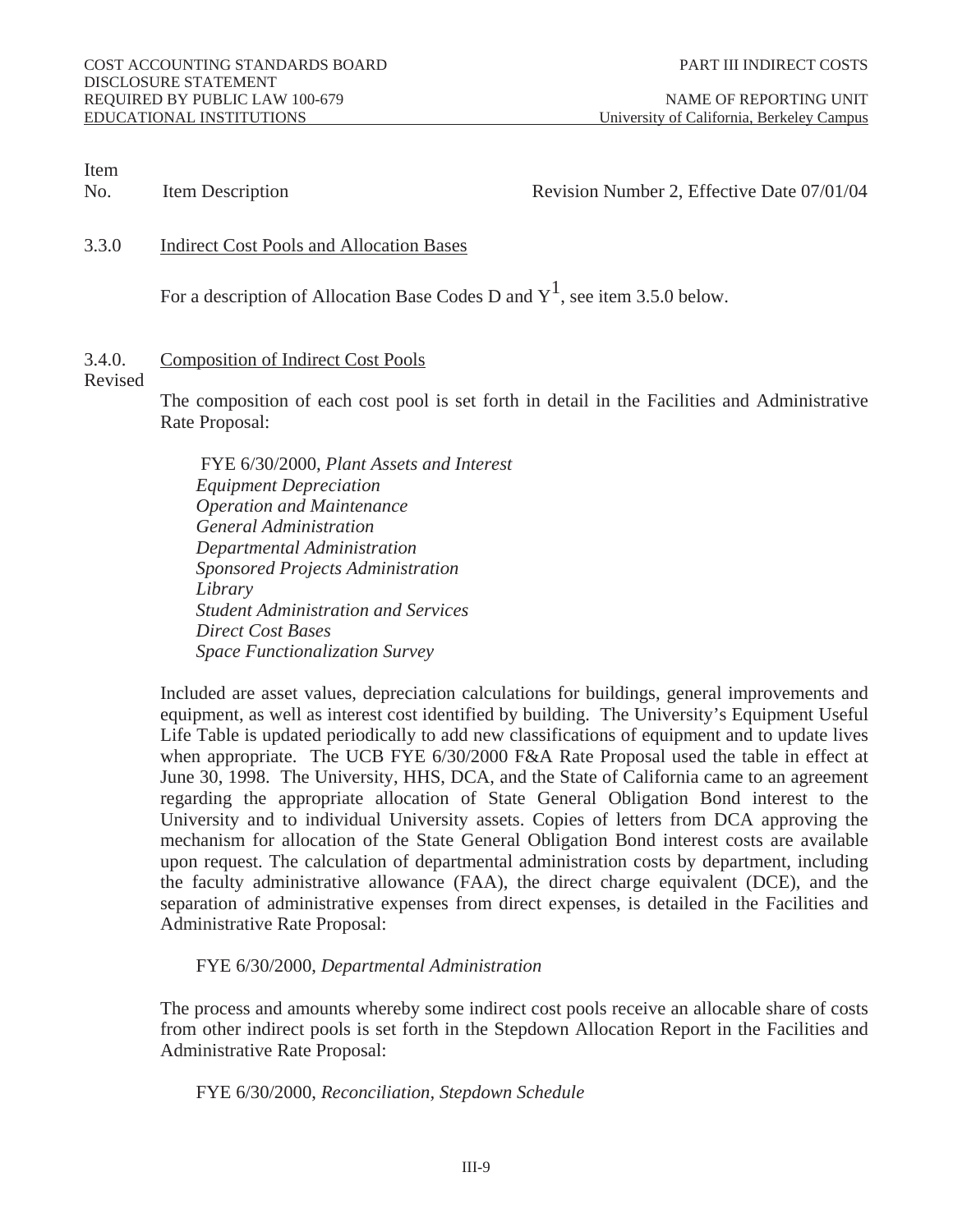Item No. | Item Description | Revision Number 2, Effective Date 07/01/04

3.3.0 Indirect Cost Pools and Allocation Bases

For a description of Allocation Base Codes D and Y[1], see item 3.5.0 below.

3.4.0. Revised Composition of Indirect Cost Pools

The composition of each cost pool is set forth in detail in the Facilities and Administrative Rate Proposal:

FYE 6/30/2000, *Plant Assets and Interest*
*Equipment Depreciation*
*Operation and Maintenance*
*General Administration*
*Departmental Administration*
*Sponsored Projects Administration*
*Library*
*Student Administration and Services*
*Direct Cost Bases*
*Space Functionalization Survey*

Included are asset values, depreciation calculations for buildings, general improvements and equipment, as well as interest cost identified by building. The University's Equipment Useful Life Table is updated periodically to add new classifications of equipment and to update lives when appropriate. The UCB FYE 6/30/2000 F&A Rate Proposal used the table in effect at June 30, 1998. The University, HHS, DCA, and the State of California came to an agreement regarding the appropriate allocation of State General Obligation Bond interest to the University and to individual University assets. Copies of letters from DCA approving the mechanism for allocation of the State General Obligation Bond interest costs are available upon request. The calculation of departmental administration costs by department, including the faculty administrative allowance (FAA), the direct charge equivalent (DCE), and the separation of administrative expenses from direct expenses, is detailed in the Facilities and Administrative Rate Proposal:

FYE 6/30/2000, *Departmental Administration*

The process and amounts whereby some indirect cost pools receive an allocable share of costs from other indirect pools is set forth in the Stepdown Allocation Report in the Facilities and Administrative Rate Proposal:

FYE 6/30/2000, *Reconciliation, Stepdown Schedule*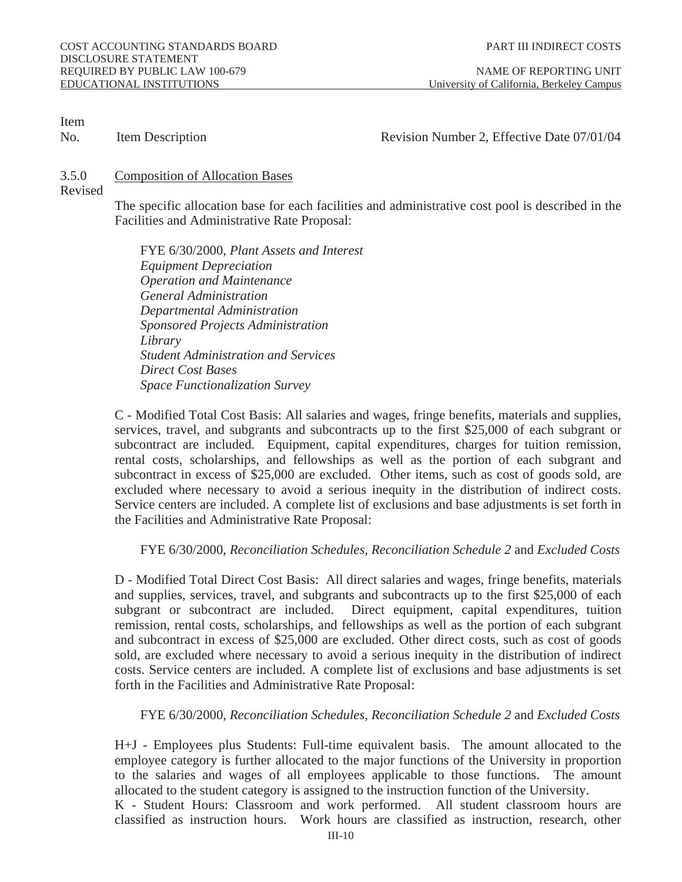Item No. Item Description Revision Number 2, Effective Date 07/01/04

3.5.0 Revised **Composition of Allocation Bases**

The specific allocation base for each facilities and administrative cost pool is described in the Facilities and Administrative Rate Proposal:

FYE 6/30/2000, *Plant Assets and Interest*
*Equipment Depreciation*
*Operation and Maintenance*
*General Administration*
*Departmental Administration*
*Sponsored Projects Administration*
*Library*
*Student Administration and Services*
*Direct Cost Bases*
*Space Functionalization Survey*

C - Modified Total Cost Basis: All salaries and wages, fringe benefits, materials and supplies, services, travel, and subgrants and subcontracts up to the first $25,000 of each subgrant or subcontract are included. Equipment, capital expenditures, charges for tuition remission, rental costs, scholarships, and fellowships as well as the portion of each subgrant and subcontract in excess of $25,000 are excluded. Other items, such as cost of goods sold, are excluded where necessary to avoid a serious inequity in the distribution of indirect costs. Service centers are included. A complete list of exclusions and base adjustments is set forth in the Facilities and Administrative Rate Proposal:

FYE 6/30/2000, *Reconciliation Schedules, Reconciliation Schedule 2* and *Excluded Costs*

D - Modified Total Direct Cost Basis: All direct salaries and wages, fringe benefits, materials and supplies, services, travel, and subgrants and subcontracts up to the first $25,000 of each subgrant or subcontract are included. Direct equipment, capital expenditures, tuition remission, rental costs, scholarships, and fellowships as well as the portion of each subgrant and subcontract in excess of $25,000 are excluded. Other direct costs, such as cost of goods sold, are excluded where necessary to avoid a serious inequity in the distribution of indirect costs. Service centers are included. A complete list of exclusions and base adjustments is set forth in the Facilities and Administrative Rate Proposal:

FYE 6/30/2000, *Reconciliation Schedules, Reconciliation Schedule 2* and *Excluded Costs*

H+J - Employees plus Students: Full-time equivalent basis. The amount allocated to the employee category is further allocated to the major functions of the University in proportion to the salaries and wages of all employees applicable to those functions. The amount allocated to the student category is assigned to the instruction function of the University.

K - Student Hours: Classroom and work performed. All student classroom hours are classified as instruction hours. Work hours are classified as instruction, research, other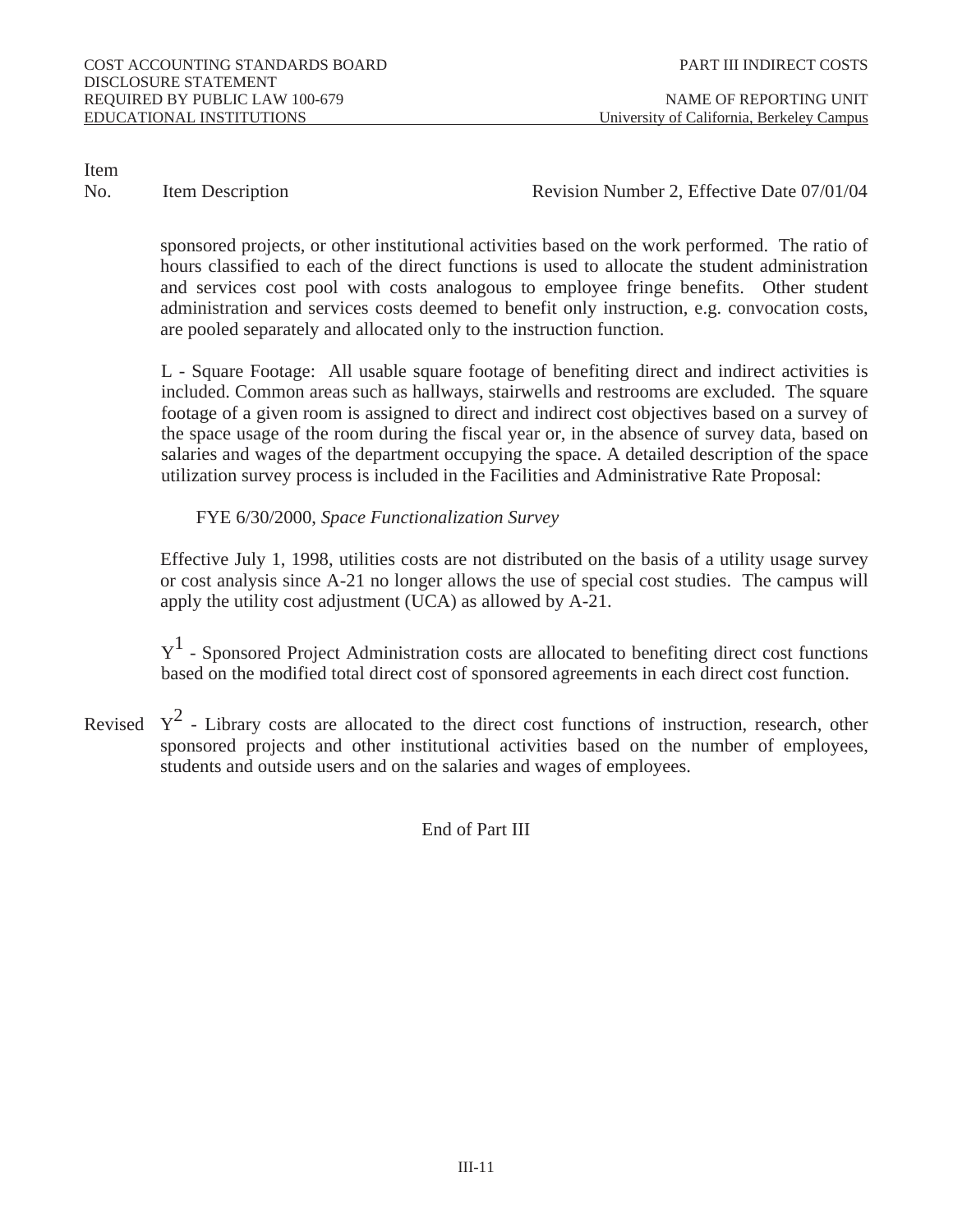Item No. Item Description Revision Number 2, Effective Date 07/01/04

sponsored projects, or other institutional activities based on the work performed. The ratio of hours classified to each of the direct functions is used to allocate the student administration and services cost pool with costs analogous to employee fringe benefits. Other student administration and services costs deemed to benefit only instruction, e.g. convocation costs, are pooled separately and allocated only to the instruction function.

L - Square Footage: All usable square footage of benefiting direct and indirect activities is included. Common areas such as hallways, stairwells and restrooms are excluded. The square footage of a given room is assigned to direct and indirect cost objectives based on a survey of the space usage of the room during the fiscal year or, in the absence of survey data, based on salaries and wages of the department occupying the space. A detailed description of the space utilization survey process is included in the Facilities and Administrative Rate Proposal:

FYE 6/30/2000, *Space Functionalization Survey*

Effective July 1, 1998, utilities costs are not distributed on the basis of a utility usage survey or cost analysis since A-21 no longer allows the use of special cost studies. The campus will apply the utility cost adjustment (UCA) as allowed by A-21.

$Y^1$ - Sponsored Project Administration costs are allocated to benefiting direct cost functions based on the modified total direct cost of sponsored agreements in each direct cost function.

Revised $Y^2$ - Library costs are allocated to the direct cost functions of instruction, research, other sponsored projects and other institutional activities based on the number of employees, students and outside users and on the salaries and wages of employees.

End of Part III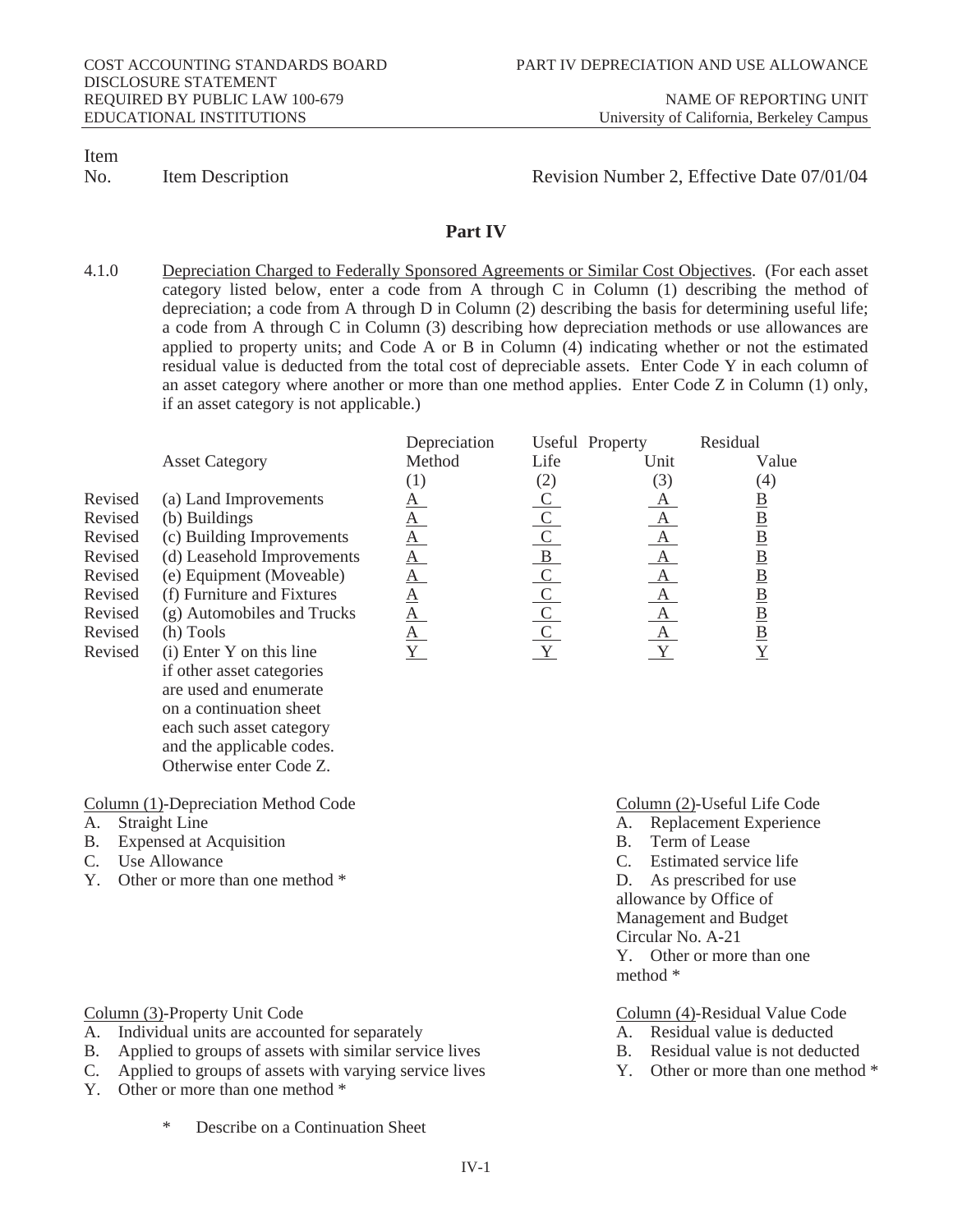COST ACCOUNTING STANDARDS BOARD
DISCLOSURE STATEMENT
REQUIRED BY PUBLIC LAW 100-679
EDUCATIONAL INSTITUTIONS

PART IV DEPRECIATION AND USE ALLOWANCE

NAME OF REPORTING UNIT
University of California, Berkeley Campus

Item No. Item Description

Revision Number 2, Effective Date 07/01/04

## Part IV

4.1.0 Depreciation Charged to Federally Sponsored Agreements or Similar Cost Objectives. (For each asset category listed below, enter a code from A through C in Column (1) describing the method of depreciation; a code from A through D in Column (2) describing the basis for determining useful life; a code from A through C in Column (3) describing how depreciation methods or use allowances are applied to property units; and Code A or B in Column (4) indicating whether or not the estimated residual value is deducted from the total cost of depreciable assets. Enter Code Y in each column of an asset category where another or more than one method applies. Enter Code Z in Column (1) only, if an asset category is not applicable.)

| | Asset Category | Depreciation Method (1) | Useful Life (2) | Property Unit (3) | Residual Value (4) |
|---|---|---|---|---|---|
| Revised | (a) Land Improvements | A | C | A | B |
| Revised | (b) Buildings | A | C | A | B |
| Revised | (c) Building Improvements | A | C | A | B |
| Revised | (d) Leasehold Improvements | A | B | A | B |
| Revised | (e) Equipment (Moveable) | A | C | A | B |
| Revised | (f) Furniture and Fixtures | A | C | A | B |
| Revised | (g) Automobiles and Trucks | A | C | A | B |
| Revised | (h) Tools | A | C | A | B |
| Revised | (i) Enter Y on this line if other asset categories are used and enumerate on a continuation sheet each such asset category and the applicable codes. Otherwise enter Code Z. | Y | Y | Y | Y |

Column (1)-Depreciation Method Code
- A. Straight Line
- B. Expensed at Acquisition
- C. Use Allowance
- Y. Other or more than one method *

Column (2)-Useful Life Code
- A. Replacement Experience
- B. Term of Lease
- C. Estimated service life
- D. As prescribed for use allowance by Office of Management and Budget Circular No. A-21
- Y. Other or more than one method *

Column (3)-Property Unit Code
- A. Individual units are accounted for separately
- B. Applied to groups of assets with similar service lives
- C. Applied to groups of assets with varying service lives
- Y. Other or more than one method *

Column (4)-Residual Value Code
- A. Residual value is deducted
- B. Residual value is not deducted
- Y. Other or more than one method *

\* Describe on a Continuation Sheet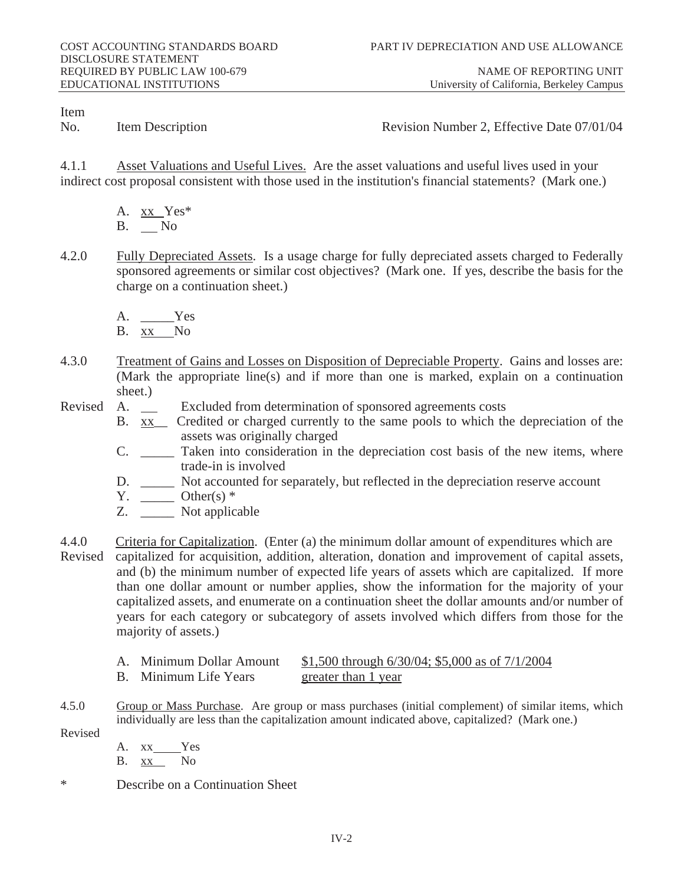COST ACCOUNTING STANDARDS BOARD DISCLOSURE STATEMENT REQUIRED BY PUBLIC LAW 100-679 EDUCATIONAL INSTITUTIONS

PART IV DEPRECIATION AND USE ALLOWANCE

NAME OF REPORTING UNIT
University of California, Berkeley Campus

Item No. Item Description — Revision Number 2, Effective Date 07/01/04

4.1.1 Asset Valuations and Useful Lives. Are the asset valuations and useful lives used in your indirect cost proposal consistent with those used in the institution's financial statements? (Mark one.)

A. xx Yes*
B. ___ No

4.2.0 Fully Depreciated Assets. Is a usage charge for fully depreciated assets charged to Federally sponsored agreements or similar cost objectives? (Mark one. If yes, describe the basis for the charge on a continuation sheet.)

A. _____ Yes
B. xx No

4.3.0 Treatment of Gains and Losses on Disposition of Depreciable Property. Gains and losses are: (Mark the appropriate line(s) and if more than one is marked, explain on a continuation sheet.)

Revised

A. ___ Excluded from determination of sponsored agreements costs
B. xx Credited or charged currently to the same pools to which the depreciation of the assets was originally charged
C. _____ Taken into consideration in the depreciation cost basis of the new items, where trade-in is involved
D. _____ Not accounted for separately, but reflected in the depreciation reserve account
Y. _____ Other(s) *
Z. _____ Not applicable

4.4.0 Criteria for Capitalization. (Enter (a) the minimum dollar amount of expenditures which are capitalized for acquisition, addition, alteration, donation and improvement of capital assets, and (b) the minimum number of expected life years of assets which are capitalized. If more than one dollar amount or number applies, show the information for the majority of your capitalized assets, and enumerate on a continuation sheet the dollar amounts and/or number of years for each category or subcategory of assets involved which differs from those for the majority of assets.)

Revised

A. Minimum Dollar Amount — $1,500 through 6/30/04; $5,000 as of 7/1/2004
B. Minimum Life Years — greater than 1 year

4.5.0 Group or Mass Purchase. Are group or mass purchases (initial complement) of similar items, which individually are less than the capitalization amount indicated above, capitalized? (Mark one.)

Revised

A. xx Yes
B. xx No

\* Describe on a Continuation Sheet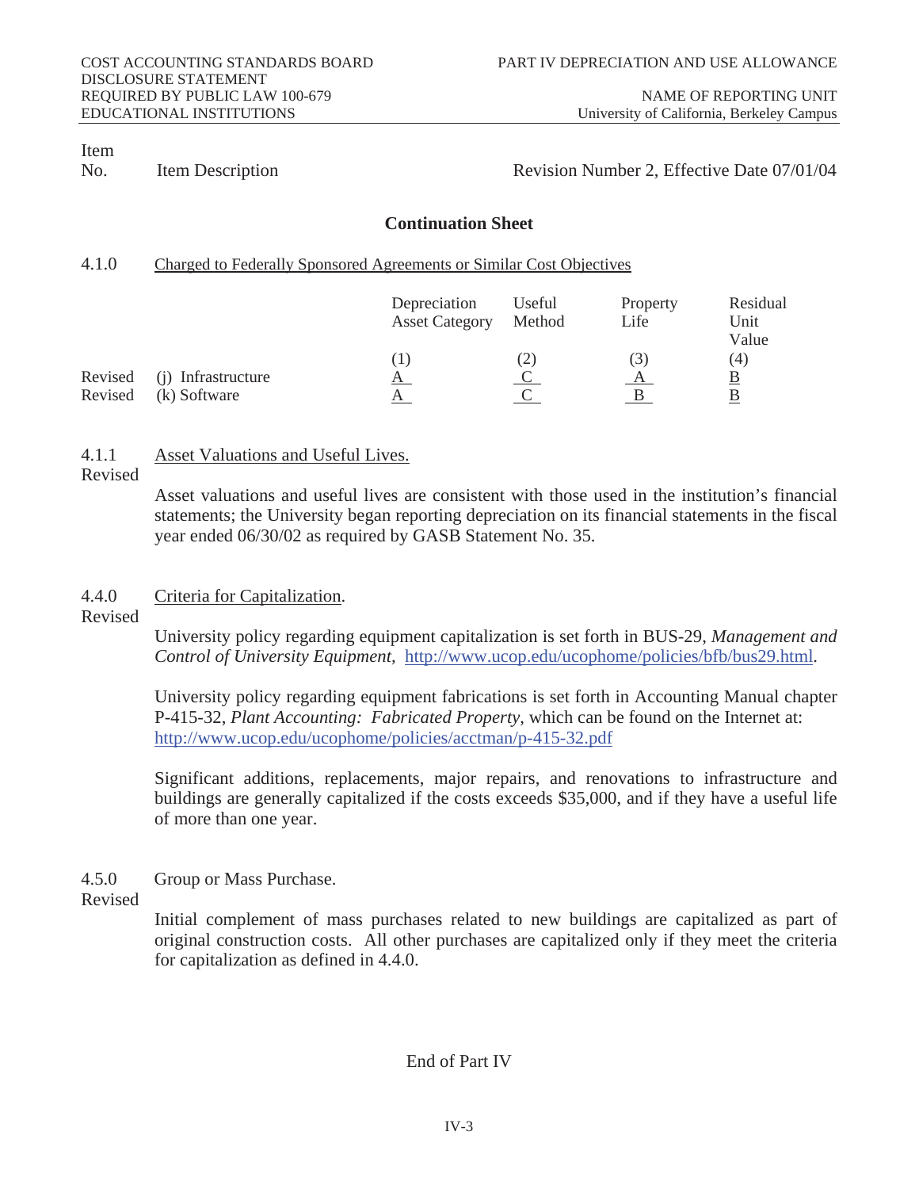COST ACCOUNTING STANDARDS BOARD
DISCLOSURE STATEMENT
REQUIRED BY PUBLIC LAW 100-679
EDUCATIONAL INSTITUTIONS

PART IV DEPRECIATION AND USE ALLOWANCE

NAME OF REPORTING UNIT
University of California, Berkeley Campus

Item No. Item Description — Revision Number 2, Effective Date 07/01/04

## Continuation Sheet

**4.1.0** Charged to Federally Sponsored Agreements or Similar Cost Objectives

| | | Depreciation Asset Category | Useful Method | Property Life | Residual Unit Value |
|---|---|---|---|---|---|
| | | (1) | (2) | (3) | (4) |
| Revised | (j) Infrastructure | A | C | A | B |
| Revised | (k) Software | A | C | B | B |

**4.1.1 Revised** Asset Valuations and Useful Lives.

Asset valuations and useful lives are consistent with those used in the institution's financial statements; the University began reporting depreciation on its financial statements in the fiscal year ended 06/30/02 as required by GASB Statement No. 35.

**4.4.0 Revised** Criteria for Capitalization.

University policy regarding equipment capitalization is set forth in BUS-29, *Management and Control of University Equipment*, http://www.ucop.edu/ucophome/policies/bfb/bus29.html.

University policy regarding equipment fabrications is set forth in Accounting Manual chapter P-415-32, *Plant Accounting: Fabricated Property*, which can be found on the Internet at: http://www.ucop.edu/ucophome/policies/acctman/p-415-32.pdf

Significant additions, replacements, major repairs, and renovations to infrastructure and buildings are generally capitalized if the costs exceeds $35,000, and if they have a useful life of more than one year.

**4.5.0 Revised** Group or Mass Purchase.

Initial complement of mass purchases related to new buildings are capitalized as part of original construction costs. All other purchases are capitalized only if they meet the criteria for capitalization as defined in 4.4.0.

End of Part IV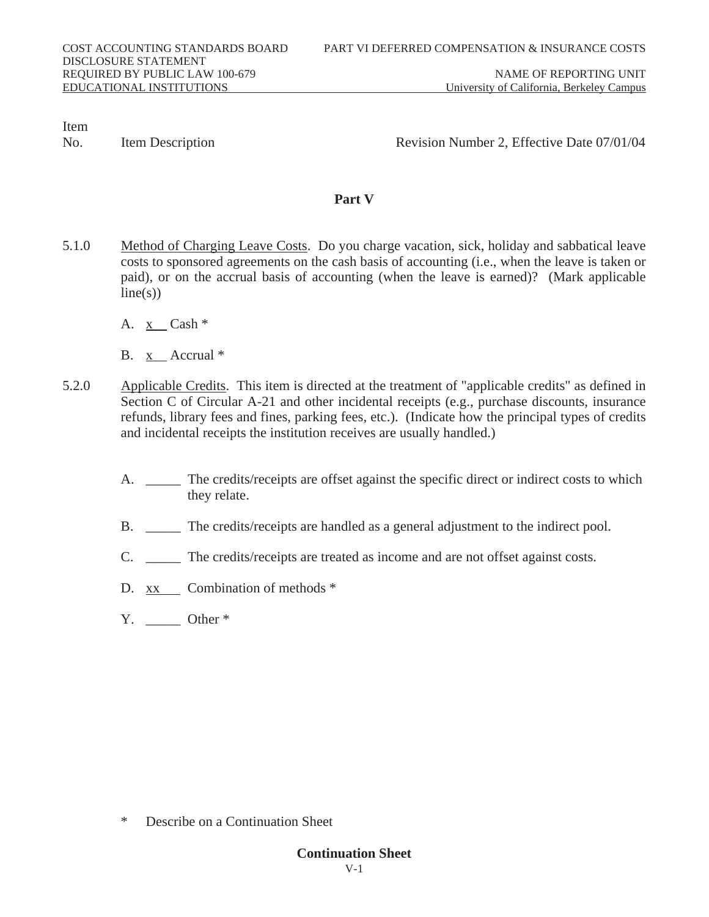Item No. Item Description Revision Number 2, Effective Date 07/01/04

**Part V**

5.1.0 Method of Charging Leave Costs. Do you charge vacation, sick, holiday and sabbatical leave costs to sponsored agreements on the cash basis of accounting (i.e., when the leave is taken or paid), or on the accrual basis of accounting (when the leave is earned)? (Mark applicable line(s))

A. x Cash *

B. x Accrual *

5.2.0 Applicable Credits. This item is directed at the treatment of "applicable credits" as defined in Section C of Circular A-21 and other incidental receipts (e.g., purchase discounts, insurance refunds, library fees and fines, parking fees, etc.). (Indicate how the principal types of credits and incidental receipts the institution receives are usually handled.)

A. _____ The credits/receipts are offset against the specific direct or indirect costs to which they relate.

B. _____ The credits/receipts are handled as a general adjustment to the indirect pool.

C. _____ The credits/receipts are treated as income and are not offset against costs.

D. xx Combination of methods *

Y. _____ Other *

\* Describe on a Continuation Sheet

**Continuation Sheet**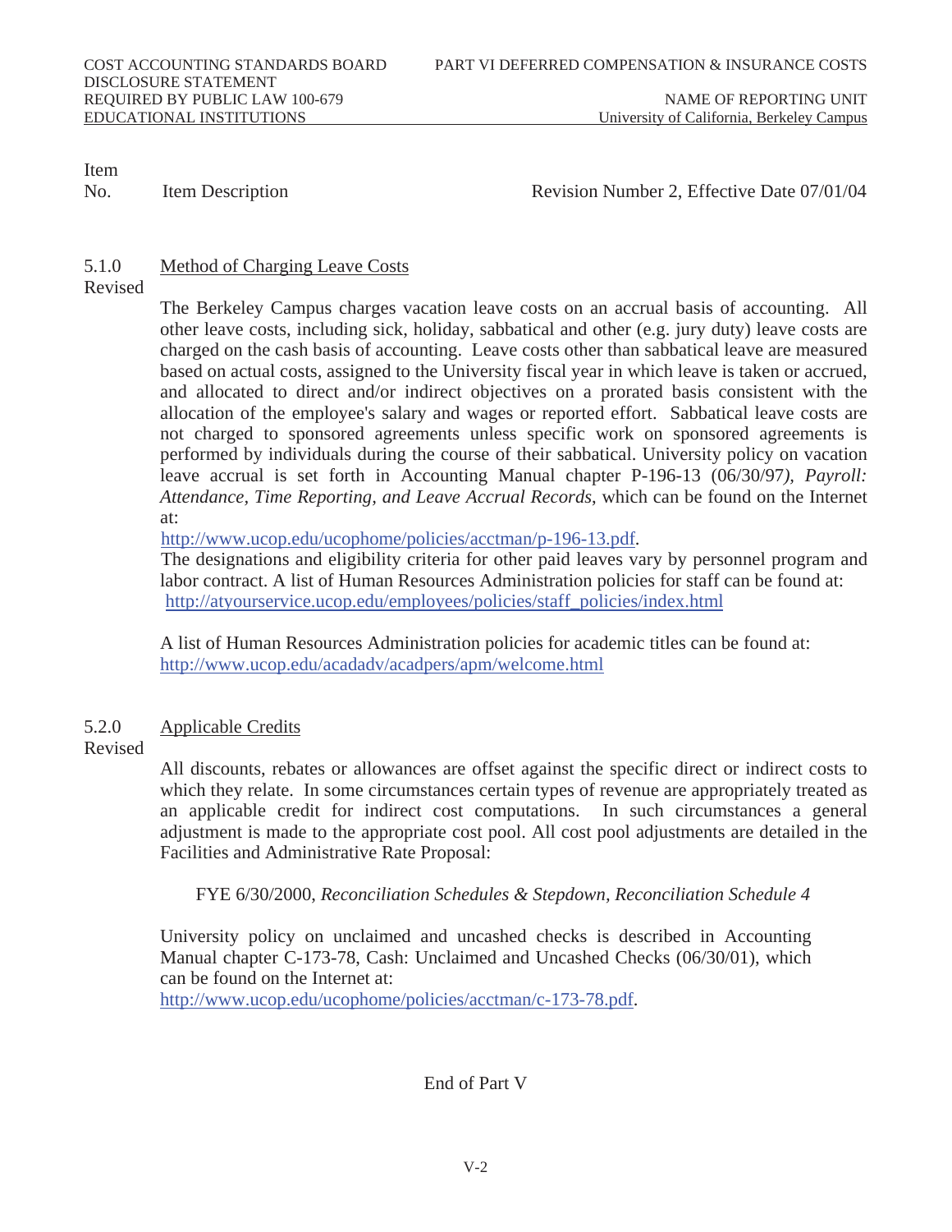| Item No. | Item Description | Revision Number 2, Effective Date 07/01/04 |
|---|---|---|

**5.1.0 Revised** <u>Method of Charging Leave Costs</u>

The Berkeley Campus charges vacation leave costs on an accrual basis of accounting. All other leave costs, including sick, holiday, sabbatical and other (e.g. jury duty) leave costs are charged on the cash basis of accounting. Leave costs other than sabbatical leave are measured based on actual costs, assigned to the University fiscal year in which leave is taken or accrued, and allocated to direct and/or indirect objectives on a prorated basis consistent with the allocation of the employee's salary and wages or reported effort. Sabbatical leave costs are not charged to sponsored agreements unless specific work on sponsored agreements is performed by individuals during the course of their sabbatical. University policy on vacation leave accrual is set forth in Accounting Manual chapter P-196-13 (06/30/97), *Payroll: Attendance, Time Reporting, and Leave Accrual Records*, which can be found on the Internet at:
http://www.ucop.edu/ucophome/policies/acctman/p-196-13.pdf.
The designations and eligibility criteria for other paid leaves vary by personnel program and labor contract. A list of Human Resources Administration policies for staff can be found at:
http://atyourservice.ucop.edu/employees/policies/staff_policies/index.html

A list of Human Resources Administration policies for academic titles can be found at:
http://www.ucop.edu/acadadv/acadpers/apm/welcome.html

**5.2.0 Revised** <u>Applicable Credits</u>

All discounts, rebates or allowances are offset against the specific direct or indirect costs to which they relate. In some circumstances certain types of revenue are appropriately treated as an applicable credit for indirect cost computations. In such circumstances a general adjustment is made to the appropriate cost pool. All cost pool adjustments are detailed in the Facilities and Administrative Rate Proposal:

FYE 6/30/2000, *Reconciliation Schedules & Stepdown, Reconciliation Schedule 4*

University policy on unclaimed and uncashed checks is described in Accounting Manual chapter C-173-78, Cash: Unclaimed and Uncashed Checks (06/30/01), which can be found on the Internet at:
http://www.ucop.edu/ucophome/policies/acctman/c-173-78.pdf.

End of Part V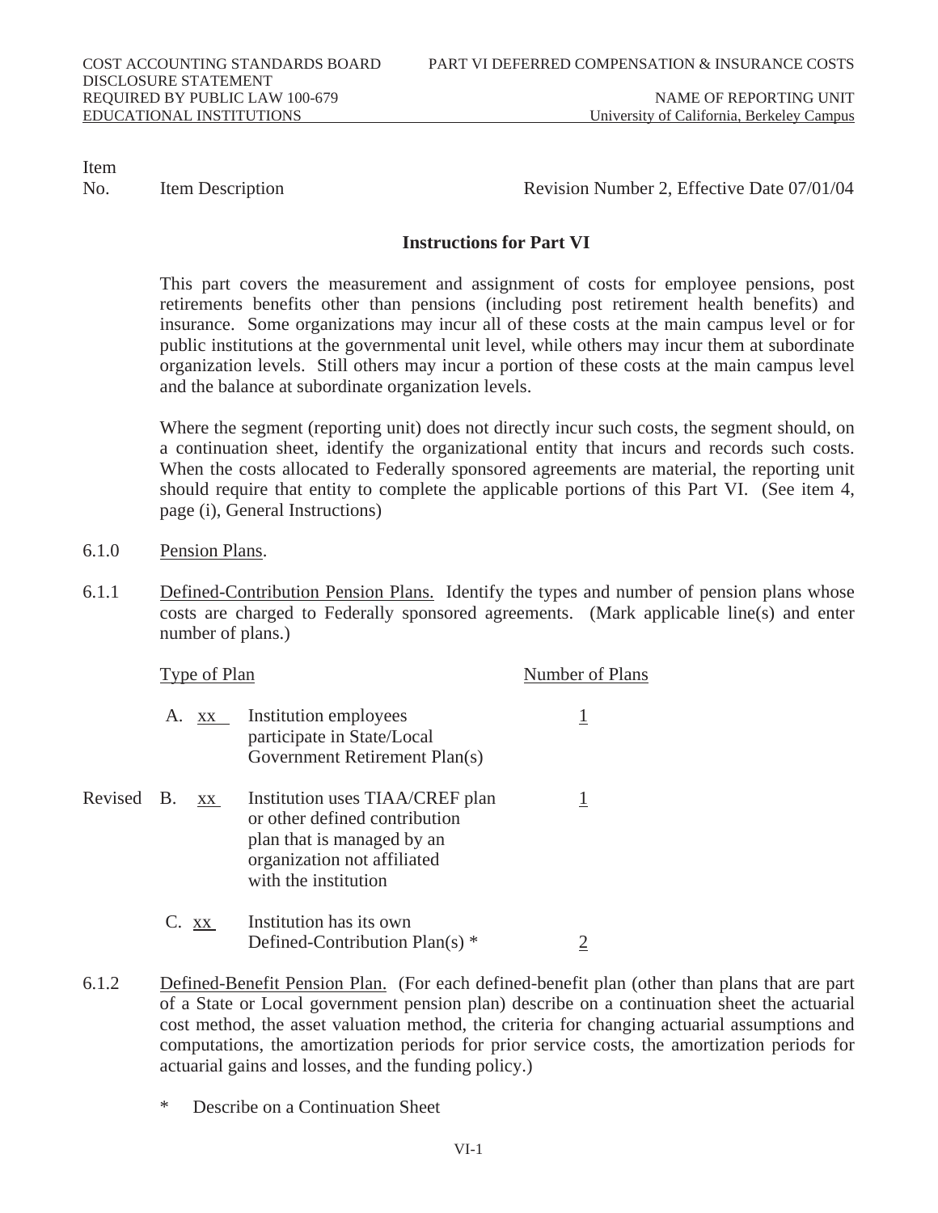COST ACCOUNTING STANDARDS BOARD DISCLOSURE STATEMENT REQUIRED BY PUBLIC LAW 100-679 EDUCATIONAL INSTITUTIONS

PART VI DEFERRED COMPENSATION & INSURANCE COSTS

NAME OF REPORTING UNIT
University of California, Berkeley Campus

Item No. Item Description — Revision Number 2, Effective Date 07/01/04

**Instructions for Part VI**

This part covers the measurement and assignment of costs for employee pensions, post retirements benefits other than pensions (including post retirement health benefits) and insurance. Some organizations may incur all of these costs at the main campus level or for public institutions at the governmental unit level, while others may incur them at subordinate organization levels. Still others may incur a portion of these costs at the main campus level and the balance at subordinate organization levels.

Where the segment (reporting unit) does not directly incur such costs, the segment should, on a continuation sheet, identify the organizational entity that incurs and records such costs. When the costs allocated to Federally sponsored agreements are material, the reporting unit should require that entity to complete the applicable portions of this Part VI. (See item 4, page (i), General Instructions)

6.1.0 Pension Plans.

6.1.1 Defined-Contribution Pension Plans. Identify the types and number of pension plans whose costs are charged to Federally sponsored agreements. (Mark applicable line(s) and enter number of plans.)

| | Type of Plan | Number of Plans |
|---|---|---|
| | A. xx Institution employees participate in State/Local Government Retirement Plan(s) | 1 |
| Revised | B. xx Institution uses TIAA/CREF plan or other defined contribution plan that is managed by an organization not affiliated with the institution | 1 |
| | C. xx Institution has its own Defined-Contribution Plan(s) * | 2 |

6.1.2 Defined-Benefit Pension Plan. (For each defined-benefit plan (other than plans that are part of a State or Local government pension plan) describe on a continuation sheet the actuarial cost method, the asset valuation method, the criteria for changing actuarial assumptions and computations, the amortization periods for prior service costs, the amortization periods for actuarial gains and losses, and the funding policy.)

\* Describe on a Continuation Sheet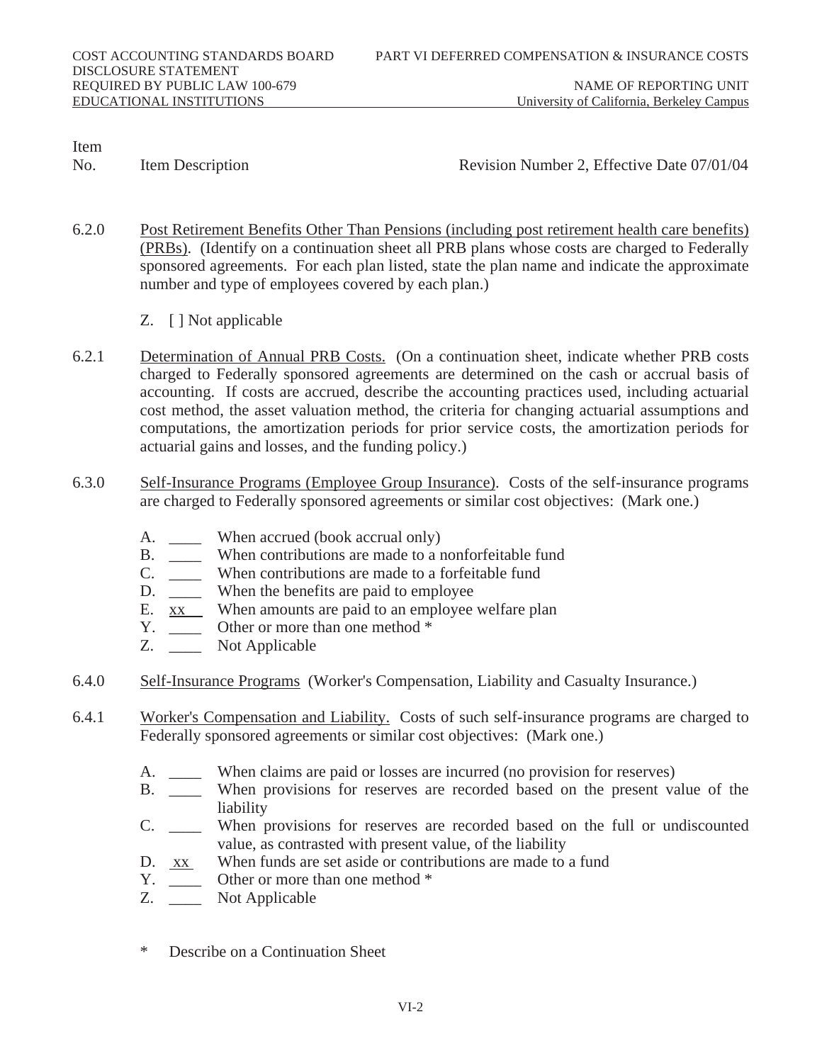Item No. Item Description Revision Number 2, Effective Date 07/01/04

6.2.0 Post Retirement Benefits Other Than Pensions (including post retirement health care benefits) (PRBs). (Identify on a continuation sheet all PRB plans whose costs are charged to Federally sponsored agreements. For each plan listed, state the plan name and indicate the approximate number and type of employees covered by each plan.)

Z. [ ] Not applicable

6.2.1 Determination of Annual PRB Costs. (On a continuation sheet, indicate whether PRB costs charged to Federally sponsored agreements are determined on the cash or accrual basis of accounting. If costs are accrued, describe the accounting practices used, including actuarial cost method, the asset valuation method, the criteria for changing actuarial assumptions and computations, the amortization periods for prior service costs, the amortization periods for actuarial gains and losses, and the funding policy.)

6.3.0 Self-Insurance Programs (Employee Group Insurance). Costs of the self-insurance programs are charged to Federally sponsored agreements or similar cost objectives: (Mark one.)

A. ____ When accrued (book accrual only)
B. ____ When contributions are made to a nonforfeitable fund
C. ____ When contributions are made to a forfeitable fund
D. ____ When the benefits are paid to employee
E. xx When amounts are paid to an employee welfare plan
Y. ____ Other or more than one method *
Z. ____ Not Applicable

6.4.0 Self-Insurance Programs (Worker's Compensation, Liability and Casualty Insurance.)

6.4.1 Worker's Compensation and Liability. Costs of such self-insurance programs are charged to Federally sponsored agreements or similar cost objectives: (Mark one.)

A. ____ When claims are paid or losses are incurred (no provision for reserves)
B. ____ When provisions for reserves are recorded based on the present value of the liability
C. ____ When provisions for reserves are recorded based on the full or undiscounted value, as contrasted with present value, of the liability
D. xx When funds are set aside or contributions are made to a fund
Y. ____ Other or more than one method *
Z. ____ Not Applicable

\* Describe on a Continuation Sheet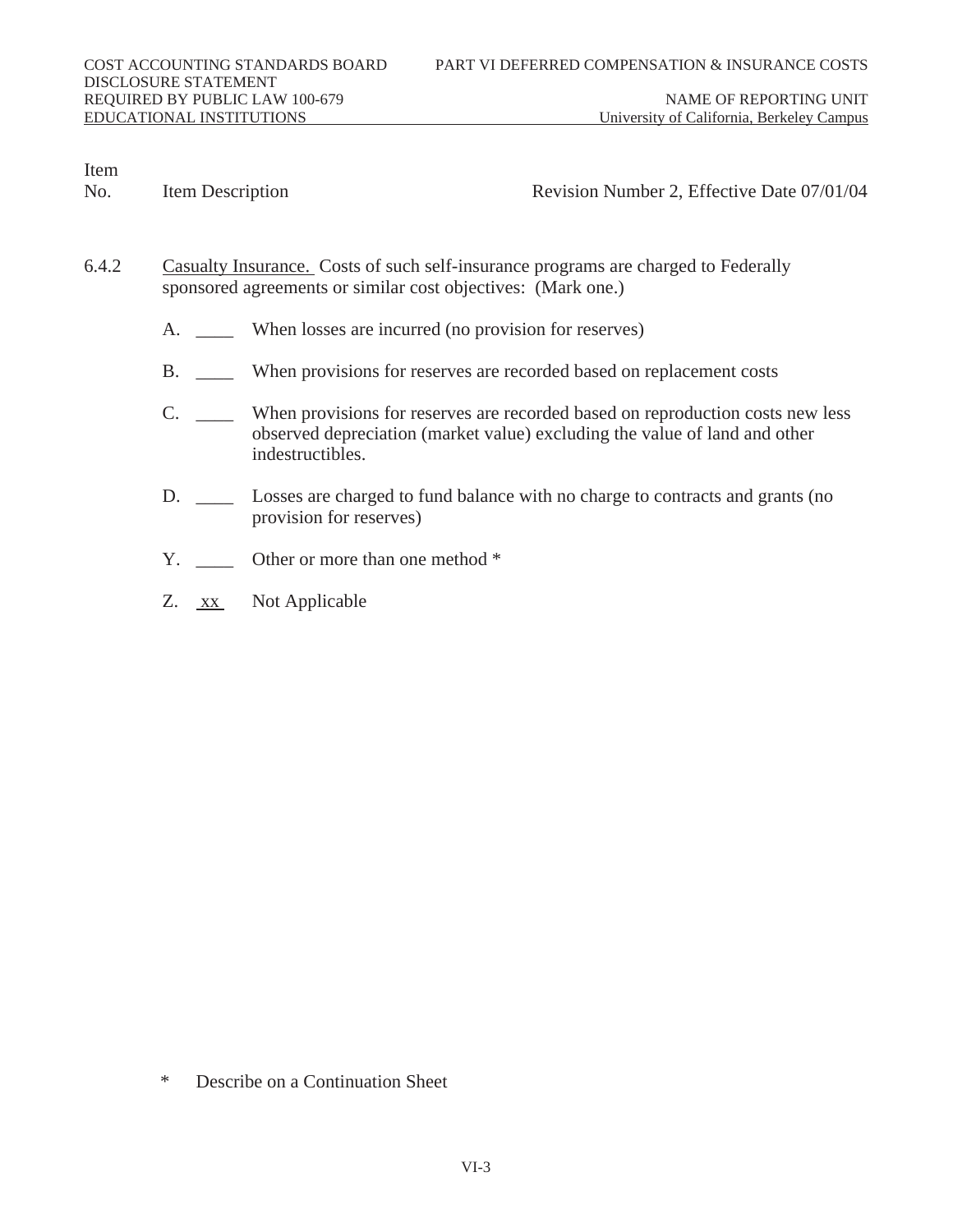Item No. | Item Description | Revision Number 2, Effective Date 07/01/04

6.4.2 Casualty Insurance. Costs of such self-insurance programs are charged to Federally sponsored agreements or similar cost objectives: (Mark one.)

A. ____ When losses are incurred (no provision for reserves)

B. ____ When provisions for reserves are recorded based on replacement costs

C. ____ When provisions for reserves are recorded based on reproduction costs new less observed depreciation (market value) excluding the value of land and other indestructibles.

D. ____ Losses are charged to fund balance with no charge to contracts and grants (no provision for reserves)

Y. ____ Other or more than one method *

Z. xx Not Applicable

\* Describe on a Continuation Sheet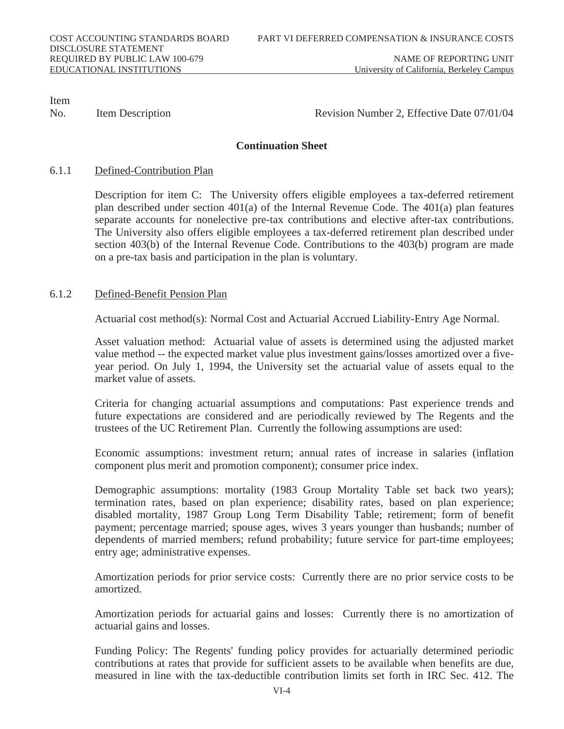Item No. Item Description Revision Number 2, Effective Date 07/01/04

**Continuation Sheet**

6.1.1 Defined-Contribution Plan

Description for item C: The University offers eligible employees a tax-deferred retirement plan described under section 401(a) of the Internal Revenue Code. The 401(a) plan features separate accounts for nonelective pre-tax contributions and elective after-tax contributions. The University also offers eligible employees a tax-deferred retirement plan described under section 403(b) of the Internal Revenue Code. Contributions to the 403(b) program are made on a pre-tax basis and participation in the plan is voluntary.

6.1.2 Defined-Benefit Pension Plan

Actuarial cost method(s): Normal Cost and Actuarial Accrued Liability-Entry Age Normal.

Asset valuation method: Actuarial value of assets is determined using the adjusted market value method -- the expected market value plus investment gains/losses amortized over a five-year period. On July 1, 1994, the University set the actuarial value of assets equal to the market value of assets.

Criteria for changing actuarial assumptions and computations: Past experience trends and future expectations are considered and are periodically reviewed by The Regents and the trustees of the UC Retirement Plan. Currently the following assumptions are used:

Economic assumptions: investment return; annual rates of increase in salaries (inflation component plus merit and promotion component); consumer price index.

Demographic assumptions: mortality (1983 Group Mortality Table set back two years); termination rates, based on plan experience; disability rates, based on plan experience; disabled mortality, 1987 Group Long Term Disability Table; retirement; form of benefit payment; percentage married; spouse ages, wives 3 years younger than husbands; number of dependents of married members; refund probability; future service for part-time employees; entry age; administrative expenses.

Amortization periods for prior service costs: Currently there are no prior service costs to be amortized.

Amortization periods for actuarial gains and losses: Currently there is no amortization of actuarial gains and losses.

Funding Policy: The Regents' funding policy provides for actuarially determined periodic contributions at rates that provide for sufficient assets to be available when benefits are due, measured in line with the tax-deductible contribution limits set forth in IRC Sec. 412. The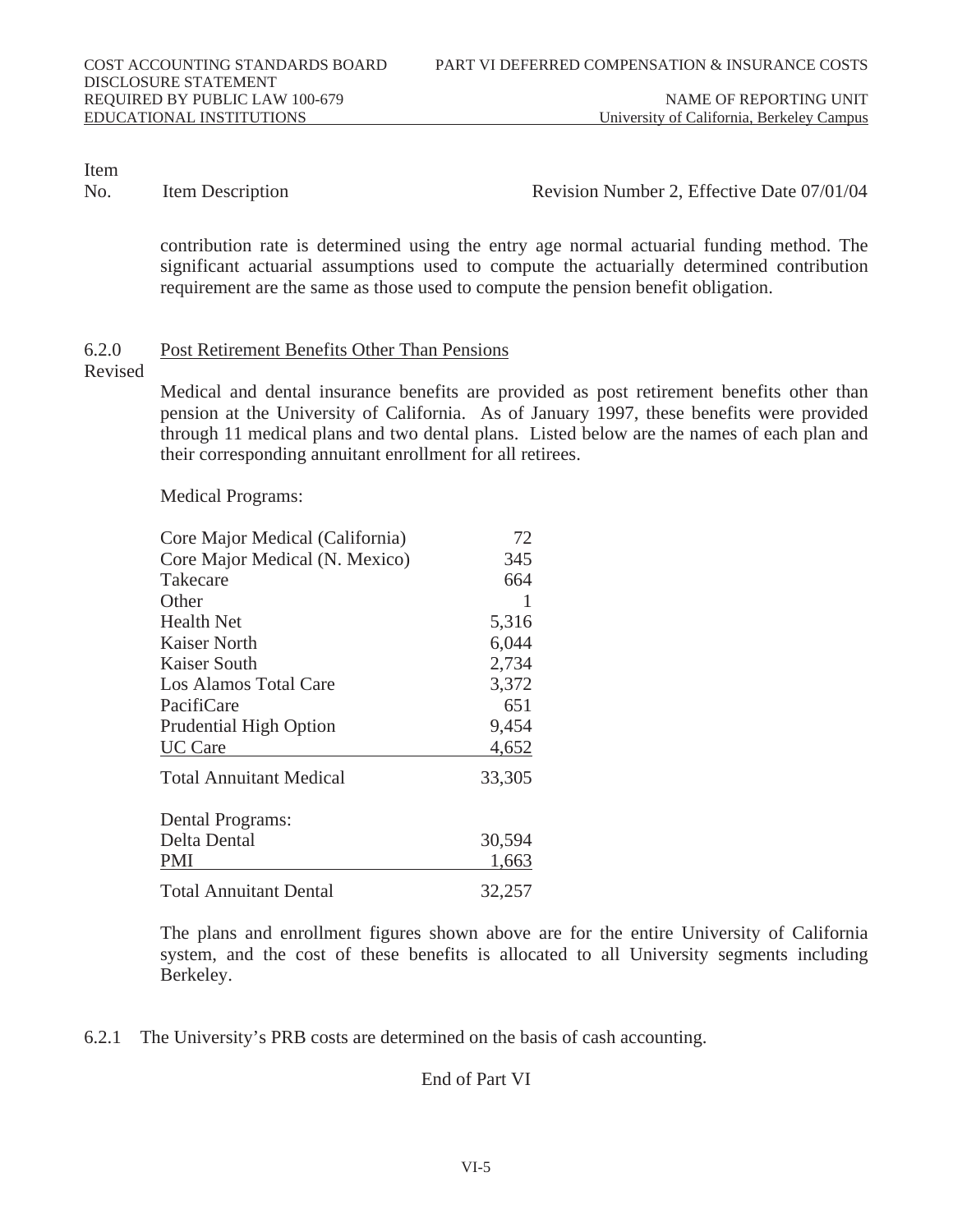Item No. Item Description Revision Number 2, Effective Date 07/01/04

contribution rate is determined using the entry age normal actuarial funding method. The significant actuarial assumptions used to compute the actuarially determined contribution requirement are the same as those used to compute the pension benefit obligation.

6.2.0 Revised <u>Post Retirement Benefits Other Than Pensions</u>

Medical and dental insurance benefits are provided as post retirement benefits other than pension at the University of California. As of January 1997, these benefits were provided through 11 medical plans and two dental plans. Listed below are the names of each plan and their corresponding annuitant enrollment for all retirees.

Medical Programs:

| | |
|---|---|
| Core Major Medical (California) | 72 |
| Core Major Medical (N. Mexico) | 345 |
| Takecare | 664 |
| Other | 1 |
| Health Net | 5,316 |
| Kaiser North | 6,044 |
| Kaiser South | 2,734 |
| Los Alamos Total Care | 3,372 |
| PacifiCare | 651 |
| Prudential High Option | 9,454 |
| UC Care | 4,652 |
| Total Annuitant Medical | 33,305 |
| Dental Programs: | |
| Delta Dental | 30,594 |
| PMI | 1,663 |
| Total Annuitant Dental | 32,257 |

The plans and enrollment figures shown above are for the entire University of California system, and the cost of these benefits is allocated to all University segments including Berkeley.

6.2.1 The University's PRB costs are determined on the basis of cash accounting.

End of Part VI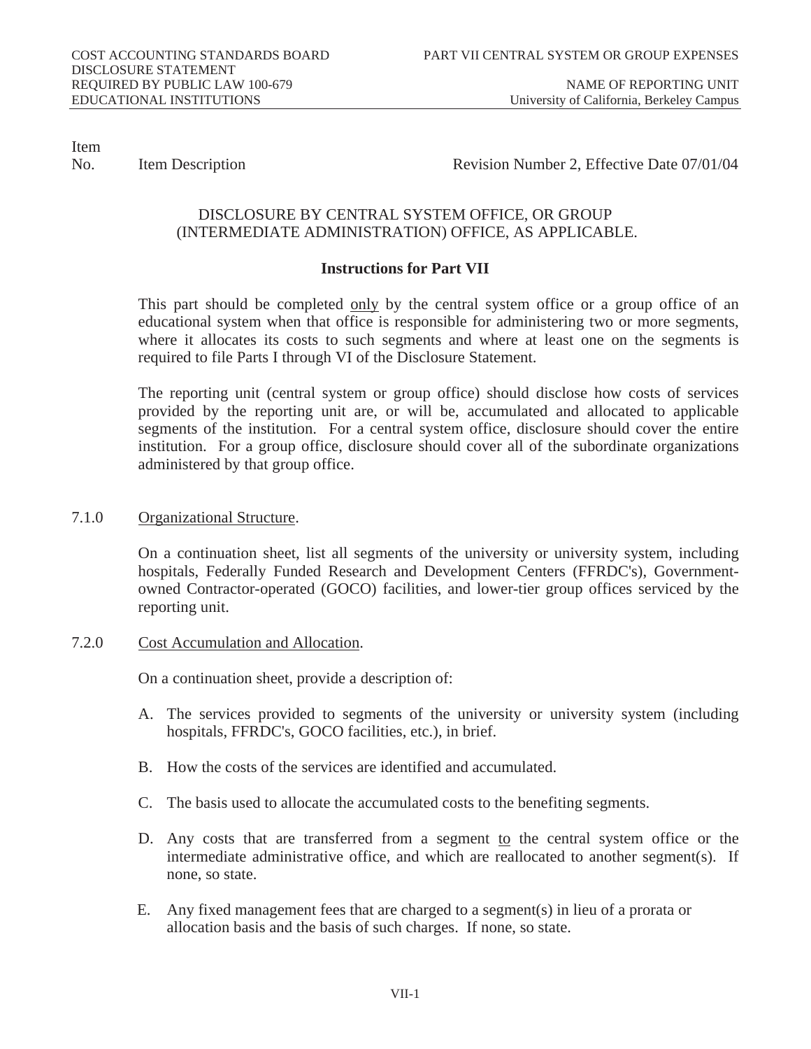Item No. | Item Description | Revision Number 2, Effective Date 07/01/04

## DISCLOSURE BY CENTRAL SYSTEM OFFICE, OR GROUP (INTERMEDIATE ADMINISTRATION) OFFICE, AS APPLICABLE.

### Instructions for Part VII

This part should be completed only by the central system office or a group office of an educational system when that office is responsible for administering two or more segments, where it allocates its costs to such segments and where at least one on the segments is required to file Parts I through VI of the Disclosure Statement.

The reporting unit (central system or group office) should disclose how costs of services provided by the reporting unit are, or will be, accumulated and allocated to applicable segments of the institution. For a central system office, disclosure should cover the entire institution. For a group office, disclosure should cover all of the subordinate organizations administered by that group office.

7.1.0 Organizational Structure.

On a continuation sheet, list all segments of the university or university system, including hospitals, Federally Funded Research and Development Centers (FFRDC's), Government-owned Contractor-operated (GOCO) facilities, and lower-tier group offices serviced by the reporting unit.

7.2.0 Cost Accumulation and Allocation.

On a continuation sheet, provide a description of:

A. The services provided to segments of the university or university system (including hospitals, FFRDC's, GOCO facilities, etc.), in brief.

B. How the costs of the services are identified and accumulated.

C. The basis used to allocate the accumulated costs to the benefiting segments.

D. Any costs that are transferred from a segment to the central system office or the intermediate administrative office, and which are reallocated to another segment(s). If none, so state.

E. Any fixed management fees that are charged to a segment(s) in lieu of a prorata or allocation basis and the basis of such charges. If none, so state.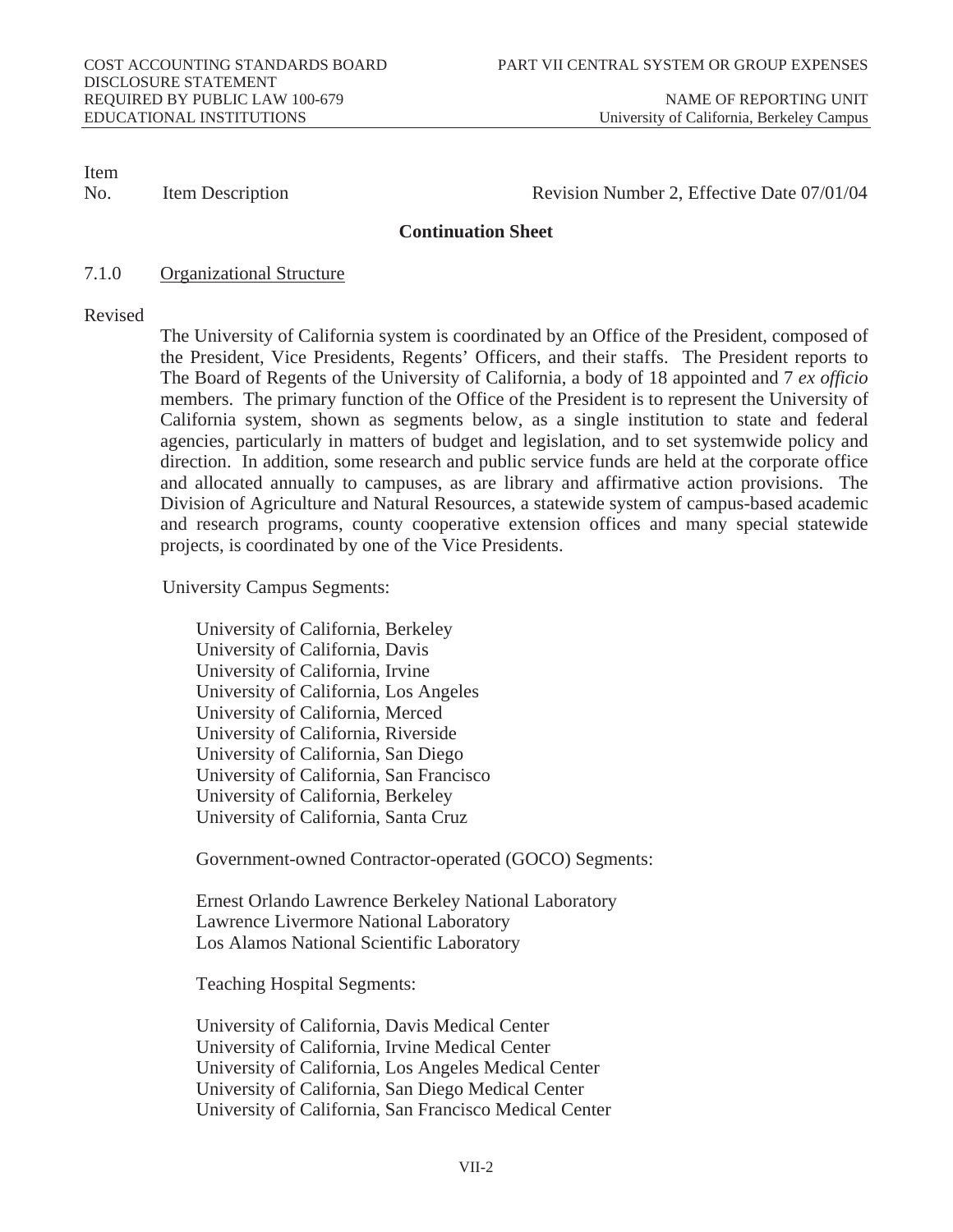COST ACCOUNTING STANDARDS BOARD
DISCLOSURE STATEMENT
REQUIRED BY PUBLIC LAW 100-679
EDUCATIONAL INSTITUTIONS

PART VII CENTRAL SYSTEM OR GROUP EXPENSES

NAME OF REPORTING UNIT
University of California, Berkeley Campus

Item No. | Item Description | Revision Number 2, Effective Date 07/01/04

**Continuation Sheet**

7.1.0 Organizational Structure

Revised

The University of California system is coordinated by an Office of the President, composed of the President, Vice Presidents, Regents' Officers, and their staffs. The President reports to The Board of Regents of the University of California, a body of 18 appointed and 7 *ex officio* members. The primary function of the Office of the President is to represent the University of California system, shown as segments below, as a single institution to state and federal agencies, particularly in matters of budget and legislation, and to set systemwide policy and direction. In addition, some research and public service funds are held at the corporate office and allocated annually to campuses, as are library and affirmative action provisions. The Division of Agriculture and Natural Resources, a statewide system of campus-based academic and research programs, county cooperative extension offices and many special statewide projects, is coordinated by one of the Vice Presidents.

University Campus Segments:

University of California, Berkeley
University of California, Davis
University of California, Irvine
University of California, Los Angeles
University of California, Merced
University of California, Riverside
University of California, San Diego
University of California, San Francisco
University of California, Berkeley
University of California, Santa Cruz

Government-owned Contractor-operated (GOCO) Segments:

Ernest Orlando Lawrence Berkeley National Laboratory
Lawrence Livermore National Laboratory
Los Alamos National Scientific Laboratory

Teaching Hospital Segments:

University of California, Davis Medical Center
University of California, Irvine Medical Center
University of California, Los Angeles Medical Center
University of California, San Diego Medical Center
University of California, San Francisco Medical Center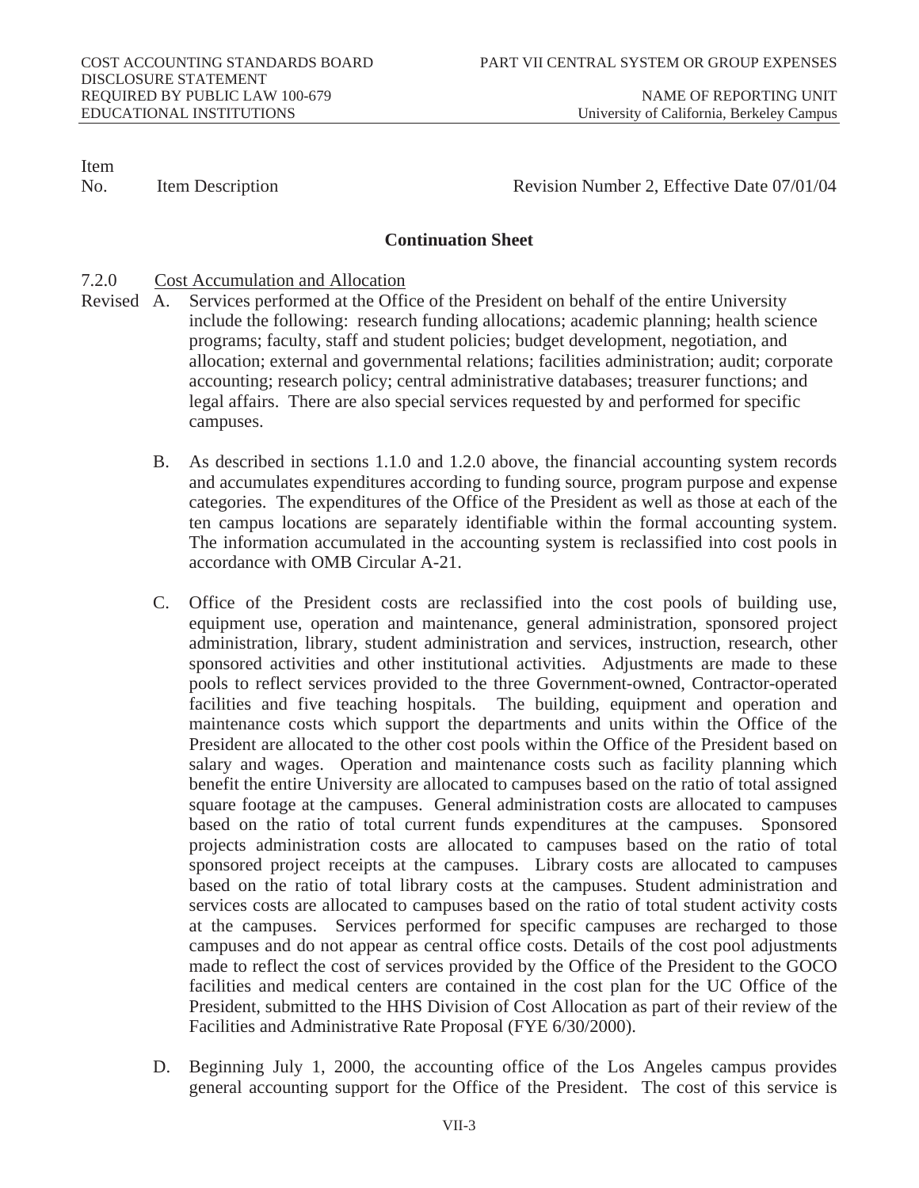Item No. | Item Description | Revision Number 2, Effective Date 07/01/04

**Continuation Sheet**

7.2.0 Cost Accumulation and Allocation

Revised A. Services performed at the Office of the President on behalf of the entire University include the following: research funding allocations; academic planning; health science programs; faculty, staff and student policies; budget development, negotiation, and allocation; external and governmental relations; facilities administration; audit; corporate accounting; research policy; central administrative databases; treasurer functions; and legal affairs. There are also special services requested by and performed for specific campuses.

B. As described in sections 1.1.0 and 1.2.0 above, the financial accounting system records and accumulates expenditures according to funding source, program purpose and expense categories. The expenditures of the Office of the President as well as those at each of the ten campus locations are separately identifiable within the formal accounting system. The information accumulated in the accounting system is reclassified into cost pools in accordance with OMB Circular A-21.

C. Office of the President costs are reclassified into the cost pools of building use, equipment use, operation and maintenance, general administration, sponsored project administration, library, student administration and services, instruction, research, other sponsored activities and other institutional activities. Adjustments are made to these pools to reflect services provided to the three Government-owned, Contractor-operated facilities and five teaching hospitals. The building, equipment and operation and maintenance costs which support the departments and units within the Office of the President are allocated to the other cost pools within the Office of the President based on salary and wages. Operation and maintenance costs such as facility planning which benefit the entire University are allocated to campuses based on the ratio of total assigned square footage at the campuses. General administration costs are allocated to campuses based on the ratio of total current funds expenditures at the campuses. Sponsored projects administration costs are allocated to campuses based on the ratio of total sponsored project receipts at the campuses. Library costs are allocated to campuses based on the ratio of total library costs at the campuses. Student administration and services costs are allocated to campuses based on the ratio of total student activity costs at the campuses. Services performed for specific campuses are recharged to those campuses and do not appear as central office costs. Details of the cost pool adjustments made to reflect the cost of services provided by the Office of the President to the GOCO facilities and medical centers are contained in the cost plan for the UC Office of the President, submitted to the HHS Division of Cost Allocation as part of their review of the Facilities and Administrative Rate Proposal (FYE 6/30/2000).

D. Beginning July 1, 2000, the accounting office of the Los Angeles campus provides general accounting support for the Office of the President. The cost of this service is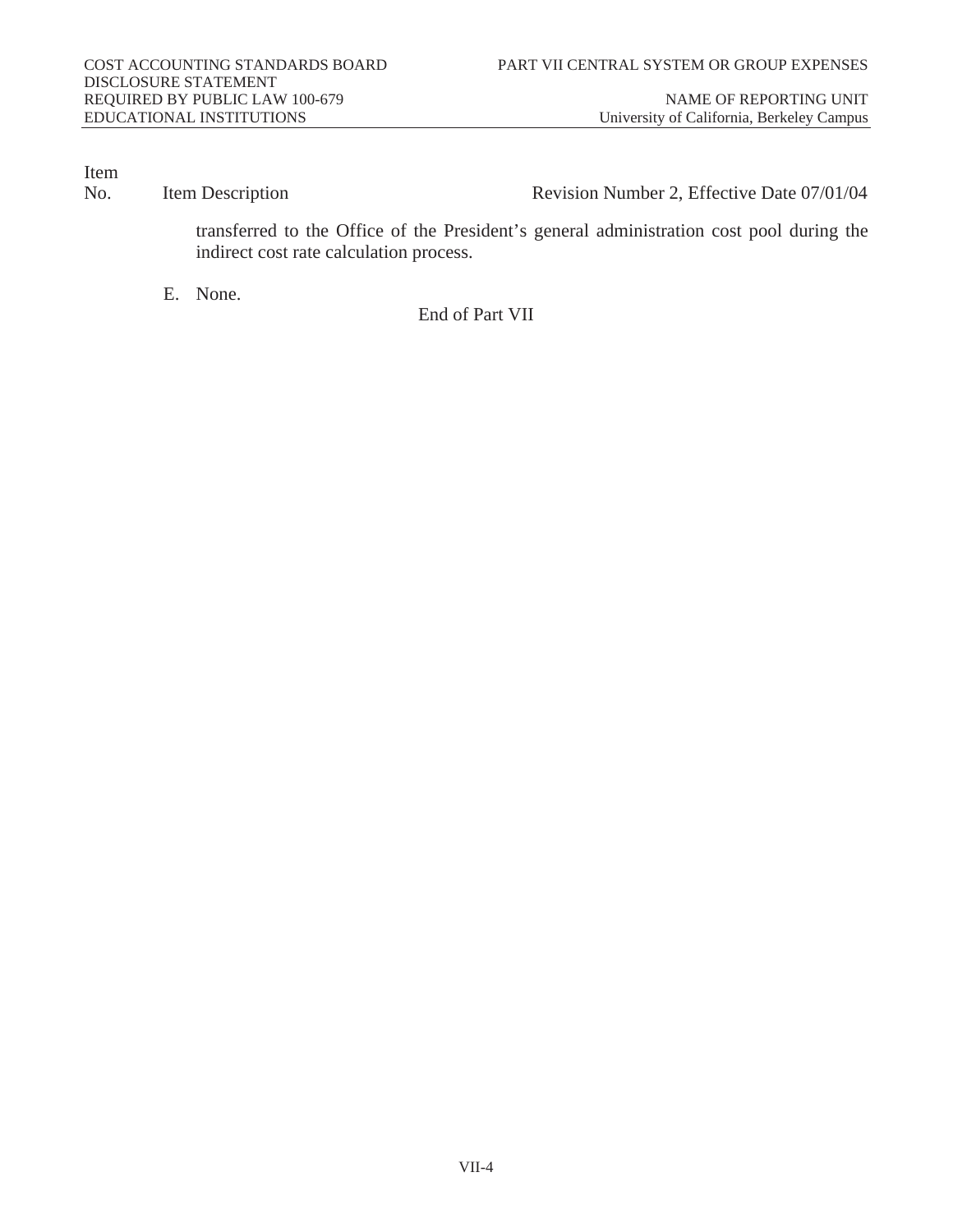Item No. Item Description Revision Number 2, Effective Date 07/01/04

transferred to the Office of the President's general administration cost pool during the indirect cost rate calculation process.

E. None.

End of Part VII